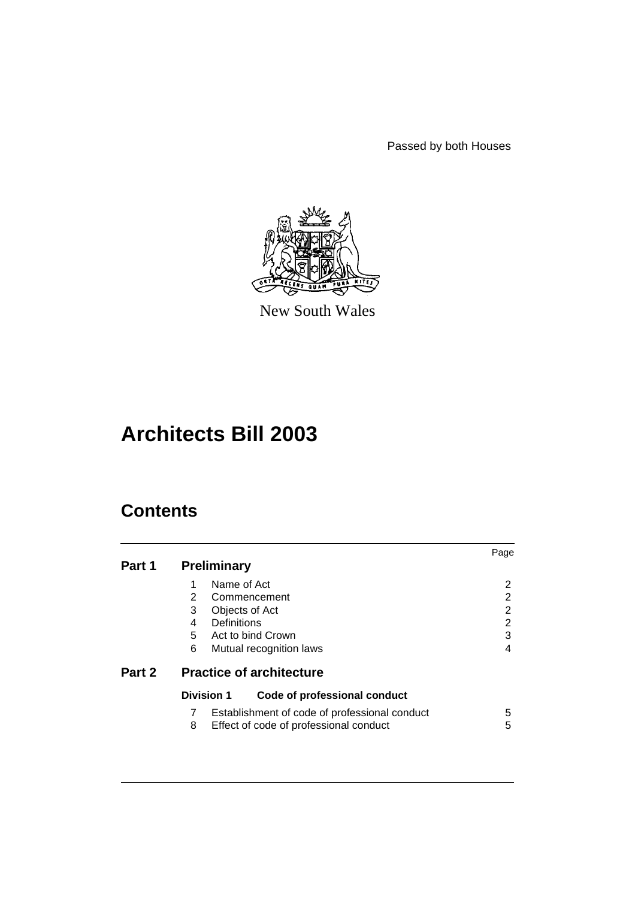Passed by both Houses

New South Wales

# Architects Bill 2003

## Contents

| | | Page |
|---|---|---|
| **Part 1** | **Preliminary** | |
| | 1 Name of Act | 2 |
| | 2 Commencement | 2 |
| | 3 Objects of Act | 2 |
| | 4 Definitions | 2 |
| | 5 Act to bind Crown | 3 |
| | 6 Mutual recognition laws | 4 |
| **Part 2** | **Practice of architecture** | |
| | **Division 1 Code of professional conduct** | |
| | 7 Establishment of code of professional conduct | 5 |
| | 8 Effect of code of professional conduct | 5 |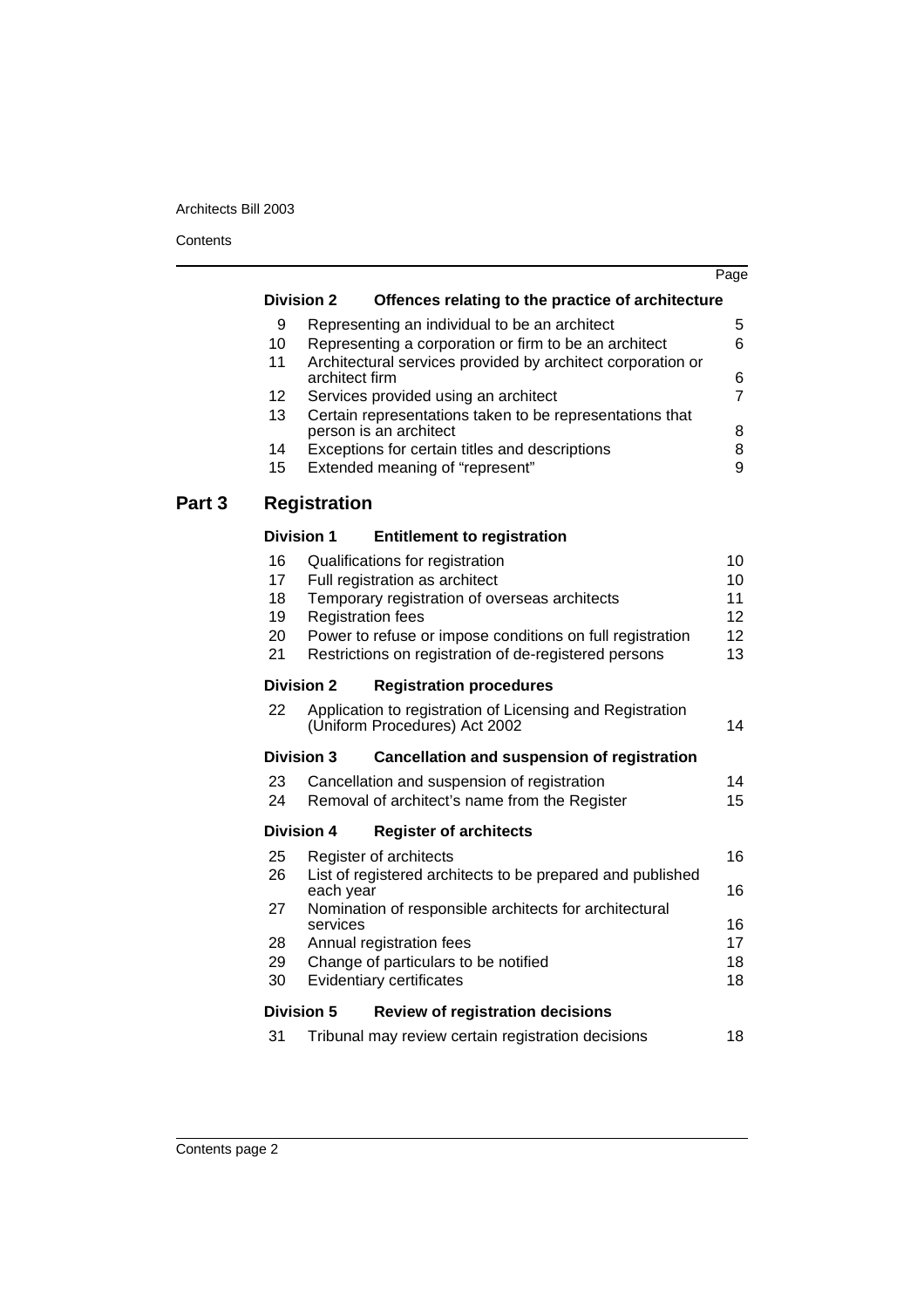| | | Page |
|---|---|---|
| **Division 2** | **Offences relating to the practice of architecture** | |
| 9 | Representing an individual to be an architect | 5 |
| 10 | Representing a corporation or firm to be an architect | 6 |
| 11 | Architectural services provided by architect corporation or architect firm | 6 |
| 12 | Services provided using an architect | 7 |
| 13 | Certain representations taken to be representations that person is an architect | 8 |
| 14 | Exceptions for certain titles and descriptions | 8 |
| 15 | Extended meaning of "represent" | 9 |

## Part 3 Registration

| | | |
|---|---|---|
| **Division 1** | **Entitlement to registration** | |
| 16 | Qualifications for registration | 10 |
| 17 | Full registration as architect | 10 |
| 18 | Temporary registration of overseas architects | 11 |
| 19 | Registration fees | 12 |
| 20 | Power to refuse or impose conditions on full registration | 12 |
| 21 | Restrictions on registration of de-registered persons | 13 |
| **Division 2** | **Registration procedures** | |
| 22 | Application to registration of Licensing and Registration (Uniform Procedures) Act 2002 | 14 |
| **Division 3** | **Cancellation and suspension of registration** | |
| 23 | Cancellation and suspension of registration | 14 |
| 24 | Removal of architect's name from the Register | 15 |
| **Division 4** | **Register of architects** | |
| 25 | Register of architects | 16 |
| 26 | List of registered architects to be prepared and published each year | 16 |
| 27 | Nomination of responsible architects for architectural services | 16 |
| 28 | Annual registration fees | 17 |
| 29 | Change of particulars to be notified | 18 |
| 30 | Evidentiary certificates | 18 |
| **Division 5** | **Review of registration decisions** | |
| 31 | Tribunal may review certain registration decisions | 18 |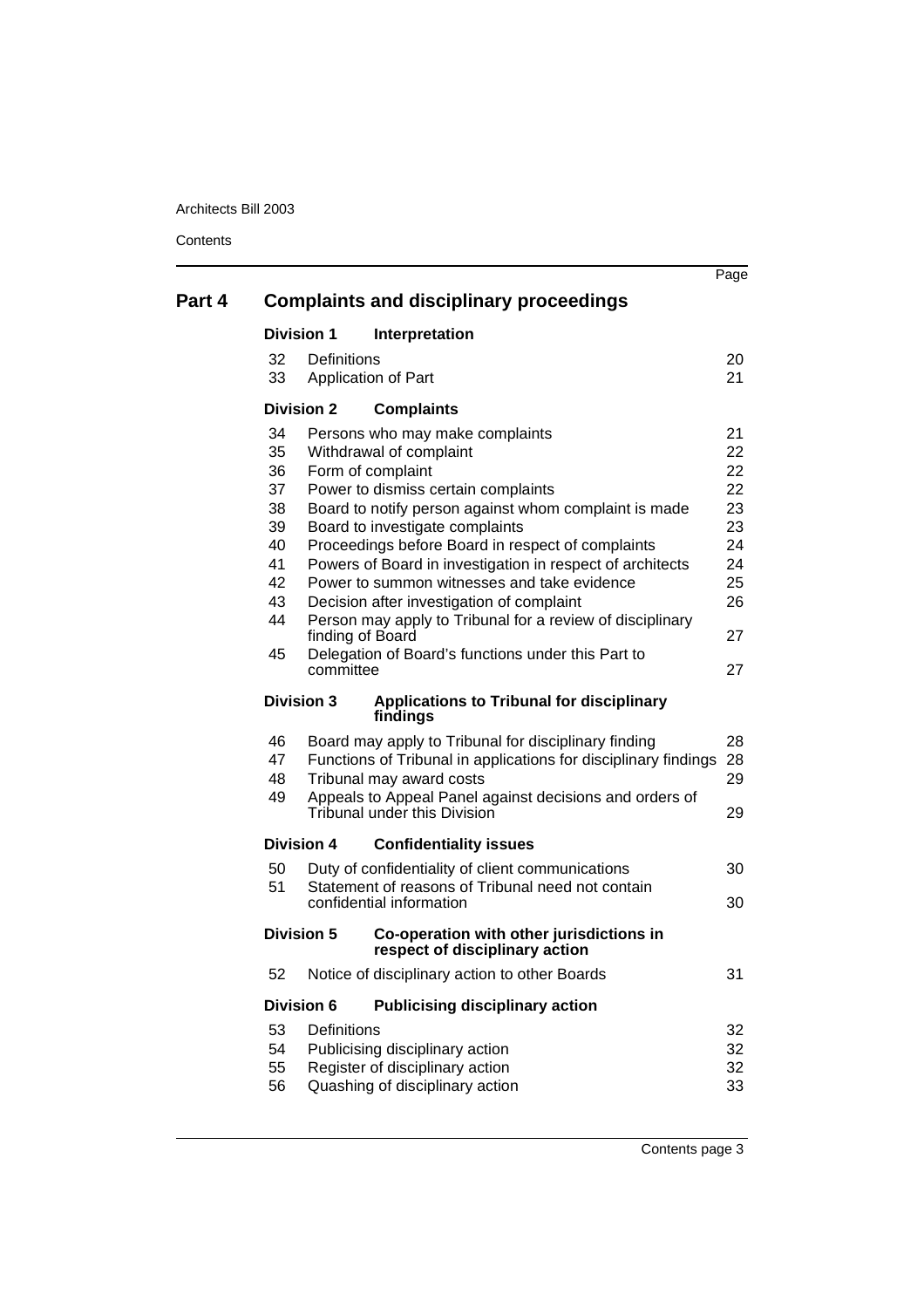## Part 4 Complaints and disciplinary proceedings

### Division 1 Interpretation

| | | Page |
|---|---|---|
| 32 | Definitions | 20 |
| 33 | Application of Part | 21 |

### Division 2 Complaints

| | | |
|---|---|---|
| 34 | Persons who may make complaints | 21 |
| 35 | Withdrawal of complaint | 22 |
| 36 | Form of complaint | 22 |
| 37 | Power to dismiss certain complaints | 22 |
| 38 | Board to notify person against whom complaint is made | 23 |
| 39 | Board to investigate complaints | 23 |
| 40 | Proceedings before Board in respect of complaints | 24 |
| 41 | Powers of Board in investigation in respect of architects | 24 |
| 42 | Power to summon witnesses and take evidence | 25 |
| 43 | Decision after investigation of complaint | 26 |
| 44 | Person may apply to Tribunal for a review of disciplinary finding of Board | 27 |
| 45 | Delegation of Board's functions under this Part to committee | 27 |

### Division 3 Applications to Tribunal for disciplinary findings

| | | |
|---|---|---|
| 46 | Board may apply to Tribunal for disciplinary finding | 28 |
| 47 | Functions of Tribunal in applications for disciplinary findings | 28 |
| 48 | Tribunal may award costs | 29 |
| 49 | Appeals to Appeal Panel against decisions and orders of Tribunal under this Division | 29 |

### Division 4 Confidentiality issues

| | | |
|---|---|---|
| 50 | Duty of confidentiality of client communications | 30 |
| 51 | Statement of reasons of Tribunal need not contain confidential information | 30 |

### Division 5 Co-operation with other jurisdictions in respect of disciplinary action

| | | |
|---|---|---|
| 52 | Notice of disciplinary action to other Boards | 31 |

### Division 6 Publicising disciplinary action

| | | |
|---|---|---|
| 53 | Definitions | 32 |
| 54 | Publicising disciplinary action | 32 |
| 55 | Register of disciplinary action | 32 |
| 56 | Quashing of disciplinary action | 33 |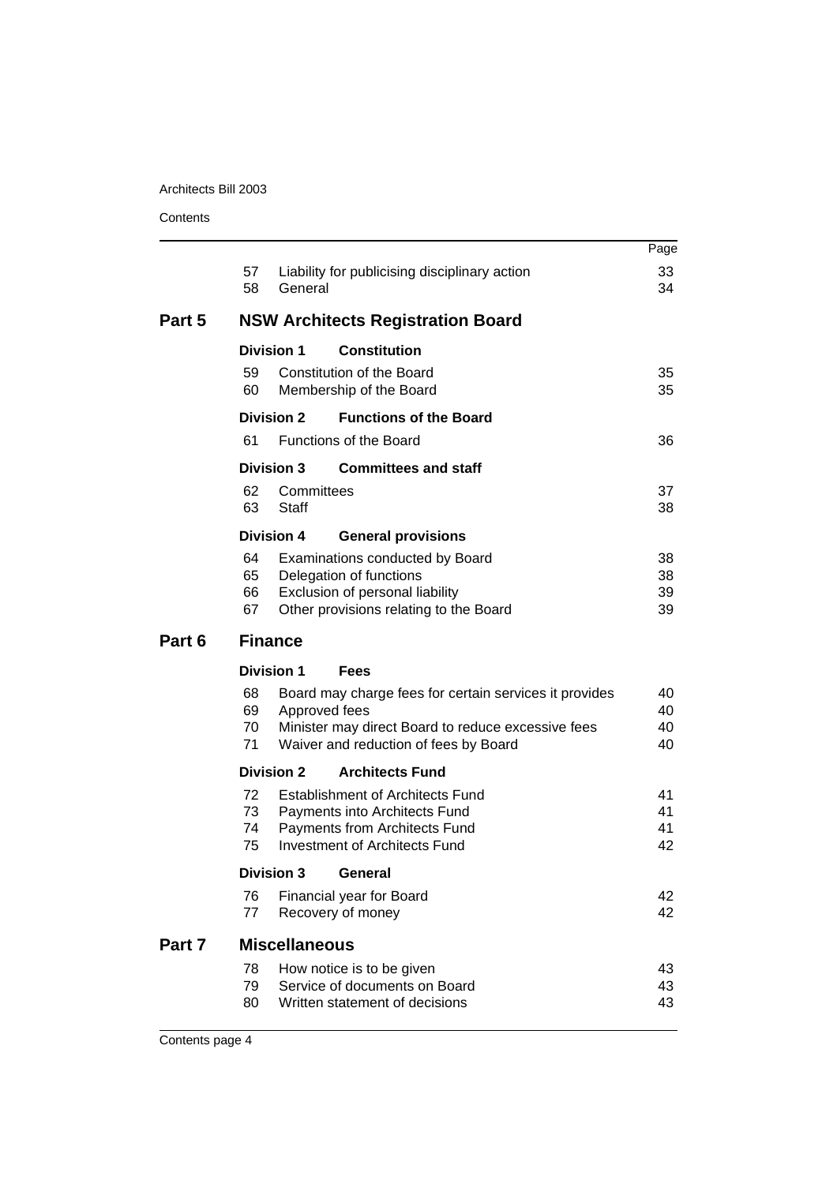| | | | Page |
|---|---|---|---|
| | 57 | Liability for publicising disciplinary action | 33 |
| | 58 | General | 34 |
| **Part 5** | | **NSW Architects Registration Board** | |
| | **Division 1** | **Constitution** | |
| | 59 | Constitution of the Board | 35 |
| | 60 | Membership of the Board | 35 |
| | **Division 2** | **Functions of the Board** | |
| | 61 | Functions of the Board | 36 |
| | **Division 3** | **Committees and staff** | |
| | 62 | Committees | 37 |
| | 63 | Staff | 38 |
| | **Division 4** | **General provisions** | |
| | 64 | Examinations conducted by Board | 38 |
| | 65 | Delegation of functions | 38 |
| | 66 | Exclusion of personal liability | 39 |
| | 67 | Other provisions relating to the Board | 39 |
| **Part 6** | | **Finance** | |
| | **Division 1** | **Fees** | |
| | 68 | Board may charge fees for certain services it provides | 40 |
| | 69 | Approved fees | 40 |
| | 70 | Minister may direct Board to reduce excessive fees | 40 |
| | 71 | Waiver and reduction of fees by Board | 40 |
| | **Division 2** | **Architects Fund** | |
| | 72 | Establishment of Architects Fund | 41 |
| | 73 | Payments into Architects Fund | 41 |
| | 74 | Payments from Architects Fund | 41 |
| | 75 | Investment of Architects Fund | 42 |
| | **Division 3** | **General** | |
| | 76 | Financial year for Board | 42 |
| | 77 | Recovery of money | 42 |
| **Part 7** | | **Miscellaneous** | |
| | 78 | How notice is to be given | 43 |
| | 79 | Service of documents on Board | 43 |
| | 80 | Written statement of decisions | 43 |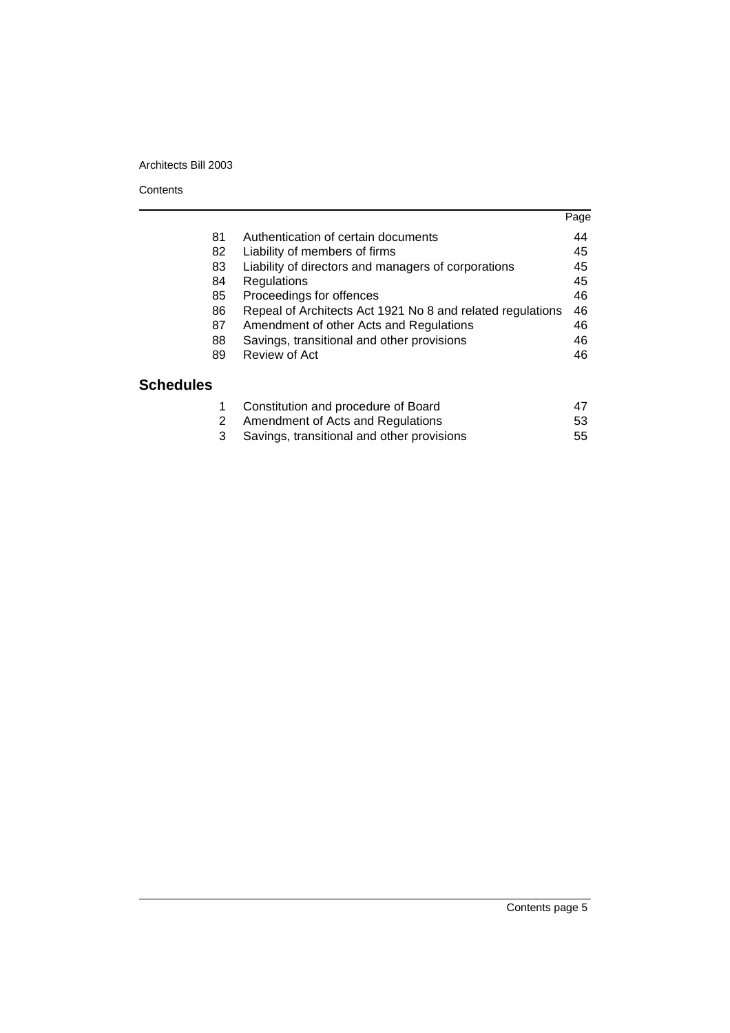| | | Page |
|---|---|---|
| 81 | Authentication of certain documents | 44 |
| 82 | Liability of members of firms | 45 |
| 83 | Liability of directors and managers of corporations | 45 |
| 84 | Regulations | 45 |
| 85 | Proceedings for offences | 46 |
| 86 | Repeal of Architects Act 1921 No 8 and related regulations | 46 |
| 87 | Amendment of other Acts and Regulations | 46 |
| 88 | Savings, transitional and other provisions | 46 |
| 89 | Review of Act | 46 |

## Schedules

| | | |
|---|---|---|
| 1 | Constitution and procedure of Board | 47 |
| 2 | Amendment of Acts and Regulations | 53 |
| 3 | Savings, transitional and other provisions | 55 |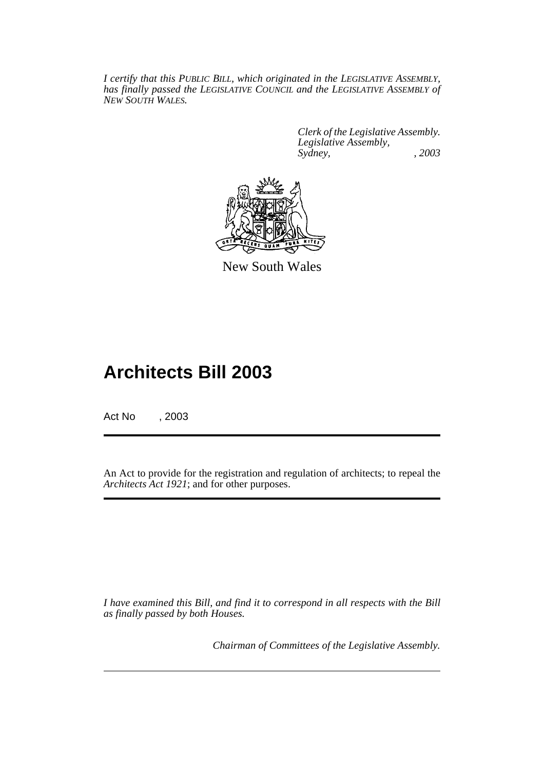*I certify that this PUBLIC BILL, which originated in the LEGISLATIVE ASSEMBLY, has finally passed the LEGISLATIVE COUNCIL and the LEGISLATIVE ASSEMBLY of NEW SOUTH WALES.*

*Clerk of the Legislative Assembly.*
*Legislative Assembly,*
*Sydney, , 2003*

New South Wales

# Architects Bill 2003

Act No , 2003

An Act to provide for the registration and regulation of architects; to repeal the *Architects Act 1921*; and for other purposes.

*I have examined this Bill, and find it to correspond in all respects with the Bill as finally passed by both Houses.*

*Chairman of Committees of the Legislative Assembly.*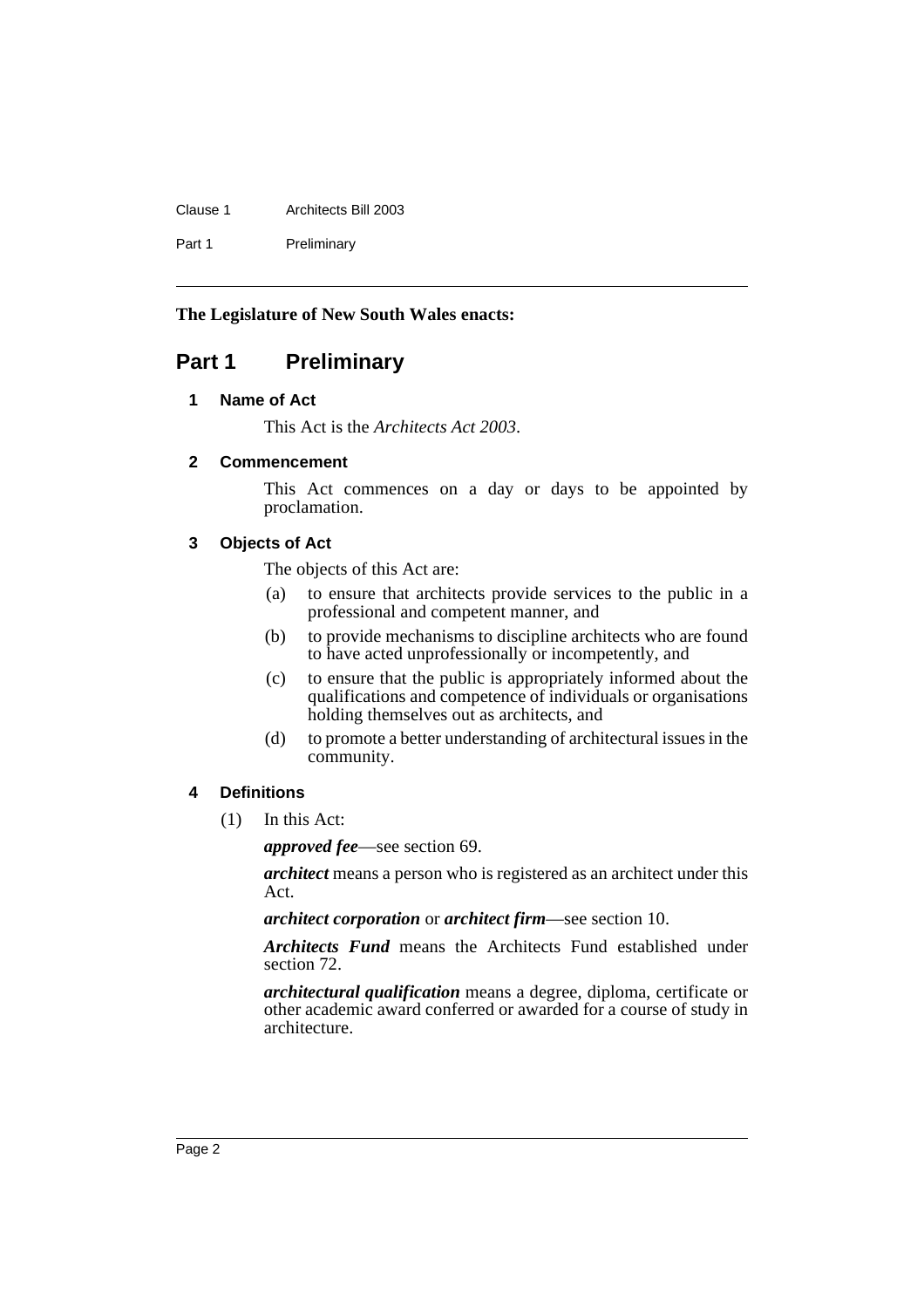**The Legislature of New South Wales enacts:**

# Part 1 Preliminary

## 1 Name of Act

This Act is the *Architects Act 2003*.

## 2 Commencement

This Act commences on a day or days to be appointed by proclamation.

## 3 Objects of Act

The objects of this Act are:

(a) to ensure that architects provide services to the public in a professional and competent manner, and

(b) to provide mechanisms to discipline architects who are found to have acted unprofessionally or incompetently, and

(c) to ensure that the public is appropriately informed about the qualifications and competence of individuals or organisations holding themselves out as architects, and

(d) to promote a better understanding of architectural issues in the community.

## 4 Definitions

(1) In this Act:

***approved fee***—see section 69.

***architect*** means a person who is registered as an architect under this Act.

***architect corporation*** or ***architect firm***—see section 10.

***Architects Fund*** means the Architects Fund established under section 72.

***architectural qualification*** means a degree, diploma, certificate or other academic award conferred or awarded for a course of study in architecture.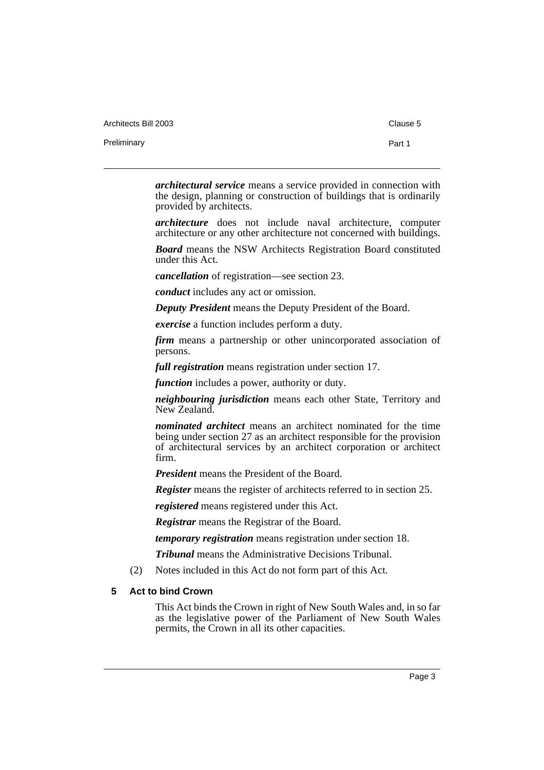***architectural service*** means a service provided in connection with the design, planning or construction of buildings that is ordinarily provided by architects.

***architecture*** does not include naval architecture, computer architecture or any other architecture not concerned with buildings.

***Board*** means the NSW Architects Registration Board constituted under this Act.

***cancellation*** of registration—see section 23.

***conduct*** includes any act or omission.

***Deputy President*** means the Deputy President of the Board.

***exercise*** a function includes perform a duty.

***firm*** means a partnership or other unincorporated association of persons.

***full registration*** means registration under section 17.

***function*** includes a power, authority or duty.

***neighbouring jurisdiction*** means each other State, Territory and New Zealand.

***nominated architect*** means an architect nominated for the time being under section 27 as an architect responsible for the provision of architectural services by an architect corporation or architect firm.

***President*** means the President of the Board.

***Register*** means the register of architects referred to in section 25.

***registered*** means registered under this Act.

***Registrar*** means the Registrar of the Board.

***temporary registration*** means registration under section 18.

***Tribunal*** means the Administrative Decisions Tribunal.

(2) Notes included in this Act do not form part of this Act.

### 5 Act to bind Crown

This Act binds the Crown in right of New South Wales and, in so far as the legislative power of the Parliament of New South Wales permits, the Crown in all its other capacities.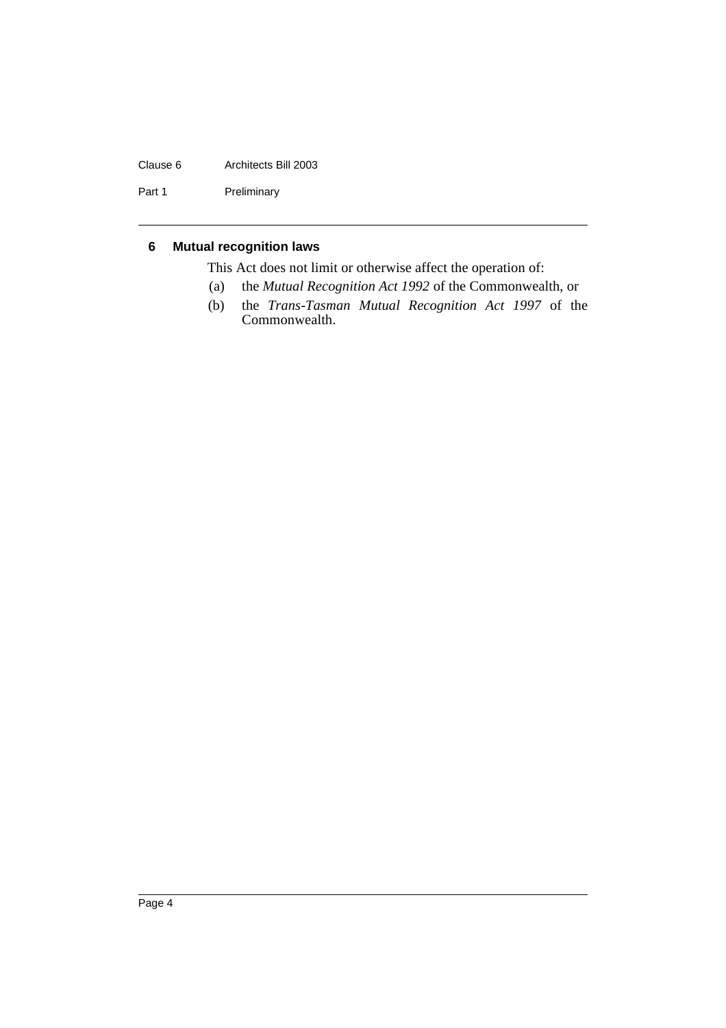## 6 Mutual recognition laws

This Act does not limit or otherwise affect the operation of:

(a) the *Mutual Recognition Act 1992* of the Commonwealth, or

(b) the *Trans-Tasman Mutual Recognition Act 1997* of the Commonwealth.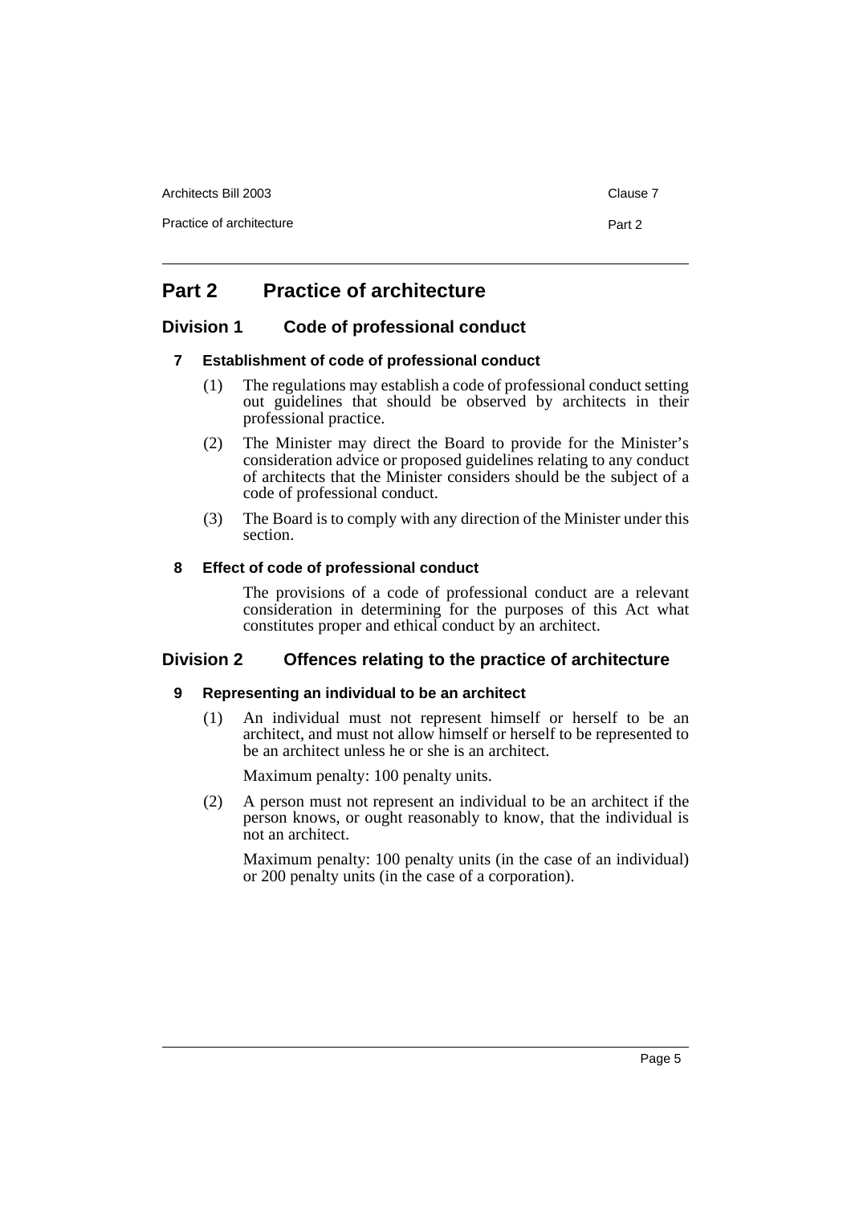# Part 2 Practice of architecture

## Division 1 Code of professional conduct

### 7 Establishment of code of professional conduct

(1) The regulations may establish a code of professional conduct setting out guidelines that should be observed by architects in their professional practice.

(2) The Minister may direct the Board to provide for the Minister's consideration advice or proposed guidelines relating to any conduct of architects that the Minister considers should be the subject of a code of professional conduct.

(3) The Board is to comply with any direction of the Minister under this section.

### 8 Effect of code of professional conduct

The provisions of a code of professional conduct are a relevant consideration in determining for the purposes of this Act what constitutes proper and ethical conduct by an architect.

## Division 2 Offences relating to the practice of architecture

### 9 Representing an individual to be an architect

(1) An individual must not represent himself or herself to be an architect, and must not allow himself or herself to be represented to be an architect unless he or she is an architect.

Maximum penalty: 100 penalty units.

(2) A person must not represent an individual to be an architect if the person knows, or ought reasonably to know, that the individual is not an architect.

Maximum penalty: 100 penalty units (in the case of an individual) or 200 penalty units (in the case of a corporation).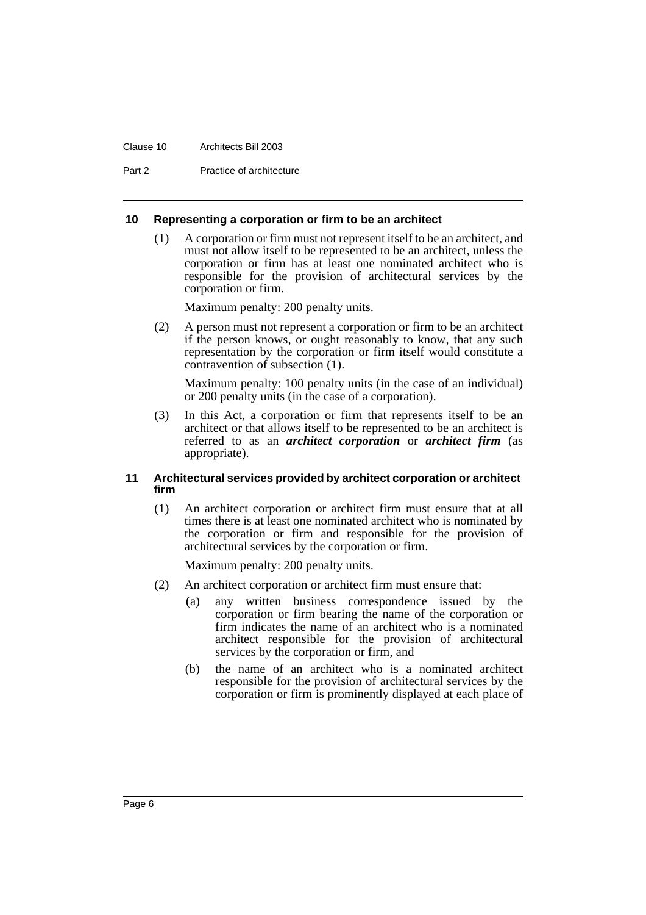#### 10 Representing a corporation or firm to be an architect

(1) A corporation or firm must not represent itself to be an architect, and must not allow itself to be represented to be an architect, unless the corporation or firm has at least one nominated architect who is responsible for the provision of architectural services by the corporation or firm.

Maximum penalty: 200 penalty units.

(2) A person must not represent a corporation or firm to be an architect if the person knows, or ought reasonably to know, that any such representation by the corporation or firm itself would constitute a contravention of subsection (1).

Maximum penalty: 100 penalty units (in the case of an individual) or 200 penalty units (in the case of a corporation).

(3) In this Act, a corporation or firm that represents itself to be an architect or that allows itself to be represented to be an architect is referred to as an ***architect corporation*** or ***architect firm*** (as appropriate).

#### 11 Architectural services provided by architect corporation or architect firm

(1) An architect corporation or architect firm must ensure that at all times there is at least one nominated architect who is nominated by the corporation or firm and responsible for the provision of architectural services by the corporation or firm.

Maximum penalty: 200 penalty units.

(2) An architect corporation or architect firm must ensure that:

(a) any written business correspondence issued by the corporation or firm bearing the name of the corporation or firm indicates the name of an architect who is a nominated architect responsible for the provision of architectural services by the corporation or firm, and

(b) the name of an architect who is a nominated architect responsible for the provision of architectural services by the corporation or firm is prominently displayed at each place of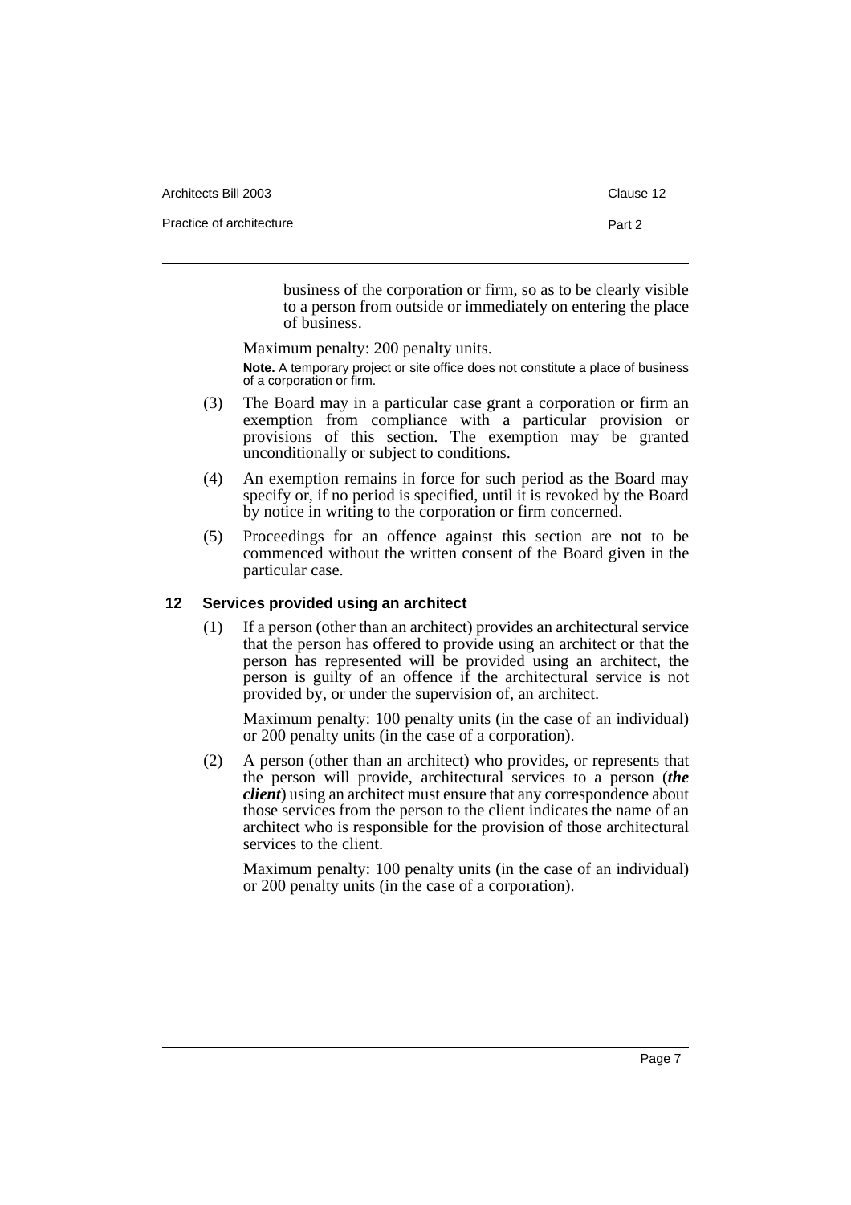business of the corporation or firm, so as to be clearly visible to a person from outside or immediately on entering the place of business.

Maximum penalty: 200 penalty units.

**Note.** A temporary project or site office does not constitute a place of business of a corporation or firm.

(3) The Board may in a particular case grant a corporation or firm an exemption from compliance with a particular provision or provisions of this section. The exemption may be granted unconditionally or subject to conditions.

(4) An exemption remains in force for such period as the Board may specify or, if no period is specified, until it is revoked by the Board by notice in writing to the corporation or firm concerned.

(5) Proceedings for an offence against this section are not to be commenced without the written consent of the Board given in the particular case.

### 12 Services provided using an architect

(1) If a person (other than an architect) provides an architectural service that the person has offered to provide using an architect or that the person has represented will be provided using an architect, the person is guilty of an offence if the architectural service is not provided by, or under the supervision of, an architect.

Maximum penalty: 100 penalty units (in the case of an individual) or 200 penalty units (in the case of a corporation).

(2) A person (other than an architect) who provides, or represents that the person will provide, architectural services to a person (***the client***) using an architect must ensure that any correspondence about those services from the person to the client indicates the name of an architect who is responsible for the provision of those architectural services to the client.

Maximum penalty: 100 penalty units (in the case of an individual) or 200 penalty units (in the case of a corporation).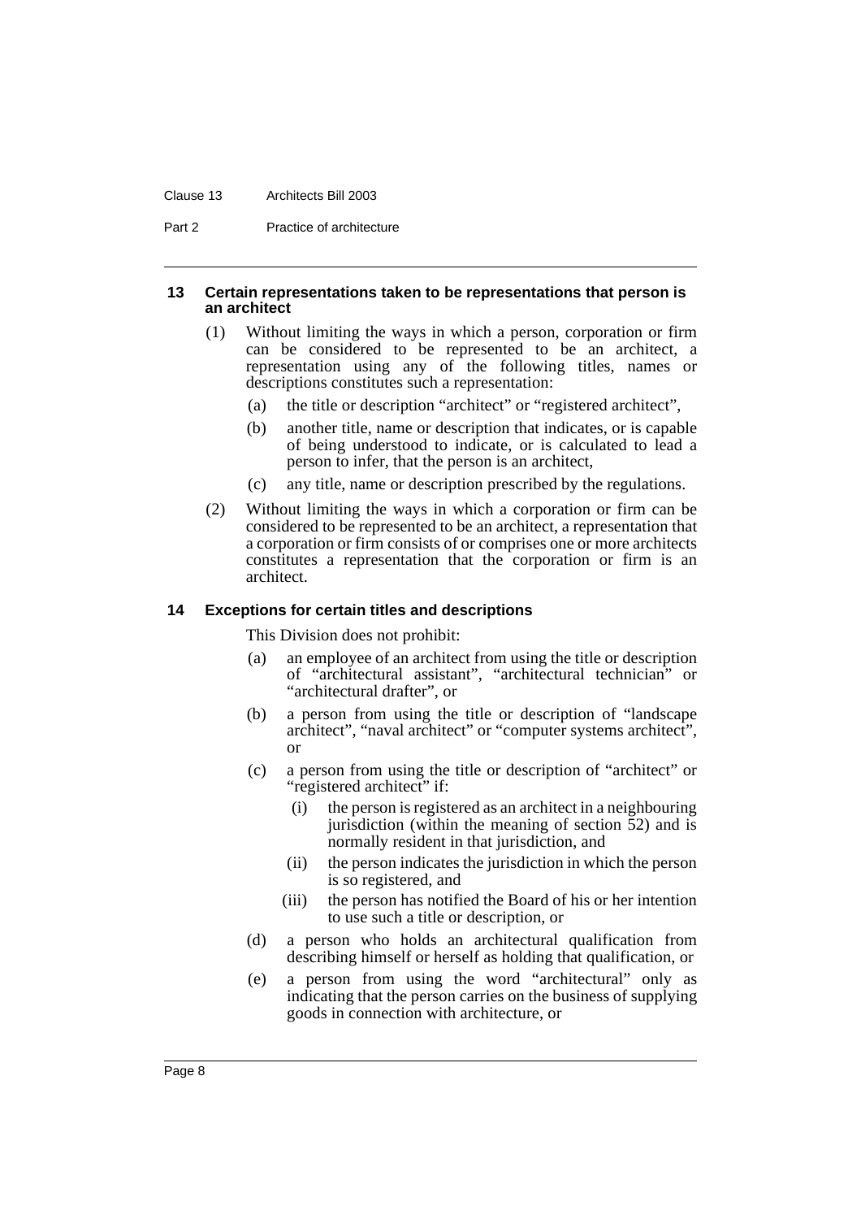#### 13 Certain representations taken to be representations that person is an architect

(1) Without limiting the ways in which a person, corporation or firm can be considered to be represented to be an architect, a representation using any of the following titles, names or descriptions constitutes such a representation:

- (a) the title or description "architect" or "registered architect",
- (b) another title, name or description that indicates, or is capable of being understood to indicate, or is calculated to lead a person to infer, that the person is an architect,
- (c) any title, name or description prescribed by the regulations.

(2) Without limiting the ways in which a corporation or firm can be considered to be represented to be an architect, a representation that a corporation or firm consists of or comprises one or more architects constitutes a representation that the corporation or firm is an architect.

#### 14 Exceptions for certain titles and descriptions

This Division does not prohibit:

- (a) an employee of an architect from using the title or description of "architectural assistant", "architectural technician" or "architectural drafter", or
- (b) a person from using the title or description of "landscape architect", "naval architect" or "computer systems architect", or
- (c) a person from using the title or description of "architect" or "registered architect" if:
  - (i) the person is registered as an architect in a neighbouring jurisdiction (within the meaning of section 52) and is normally resident in that jurisdiction, and
  - (ii) the person indicates the jurisdiction in which the person is so registered, and
  - (iii) the person has notified the Board of his or her intention to use such a title or description, or
- (d) a person who holds an architectural qualification from describing himself or herself as holding that qualification, or
- (e) a person from using the word "architectural" only as indicating that the person carries on the business of supplying goods in connection with architecture, or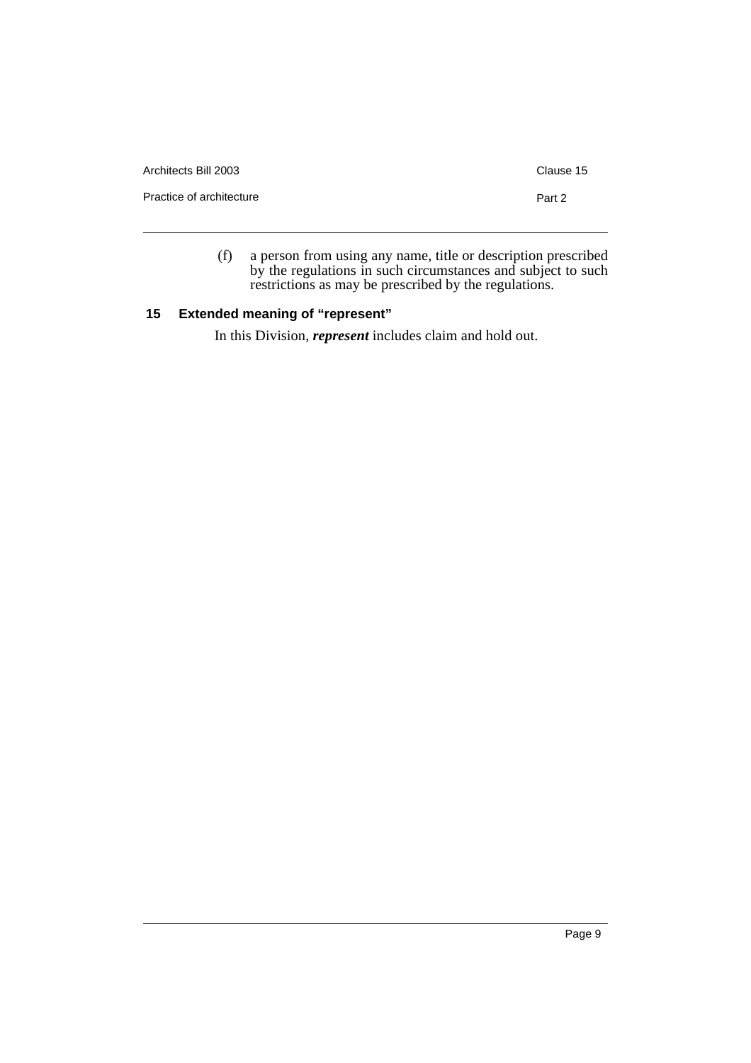(f) a person from using any name, title or description prescribed by the regulations in such circumstances and subject to such restrictions as may be prescribed by the regulations.

### 15 Extended meaning of "represent"

In this Division, ***represent*** includes claim and hold out.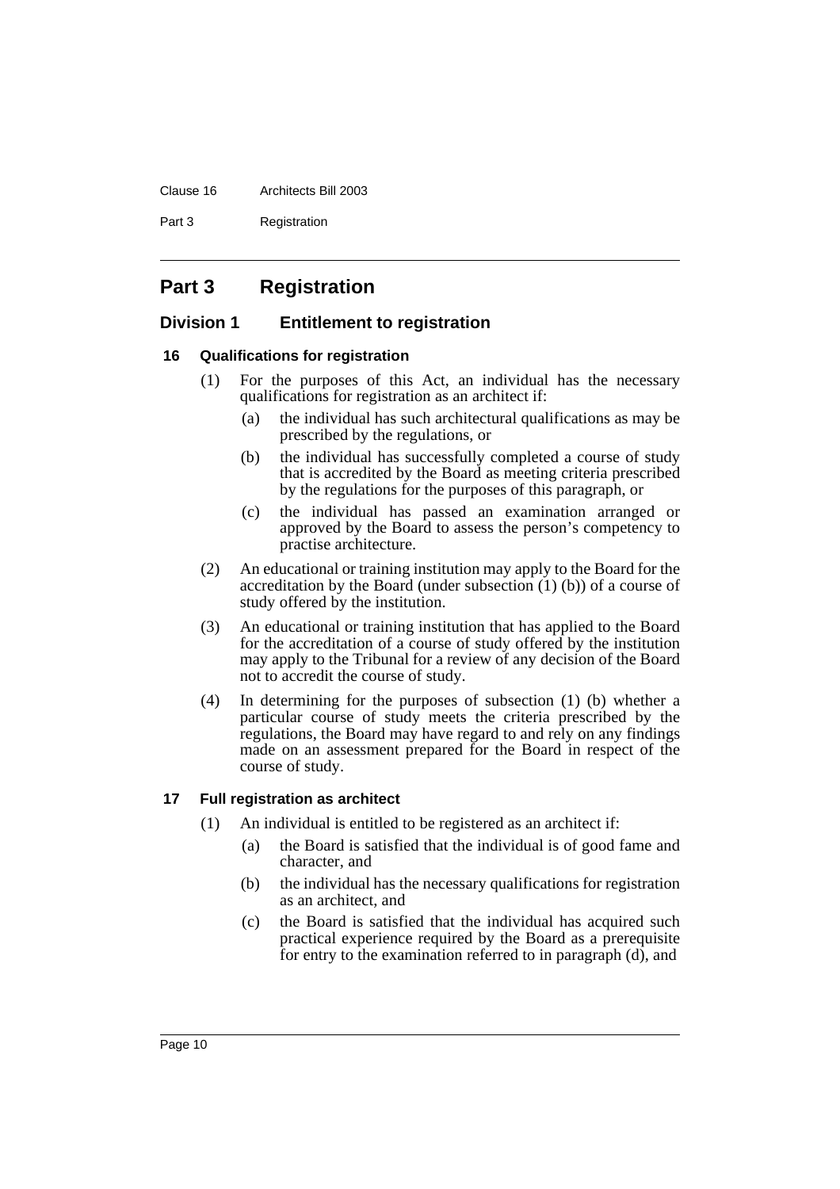# Part 3 Registration

## Division 1 Entitlement to registration

### 16 Qualifications for registration

(1) For the purposes of this Act, an individual has the necessary qualifications for registration as an architect if:

- (a) the individual has such architectural qualifications as may be prescribed by the regulations, or
- (b) the individual has successfully completed a course of study that is accredited by the Board as meeting criteria prescribed by the regulations for the purposes of this paragraph, or
- (c) the individual has passed an examination arranged or approved by the Board to assess the person's competency to practise architecture.

(2) An educational or training institution may apply to the Board for the accreditation by the Board (under subsection (1) (b)) of a course of study offered by the institution.

(3) An educational or training institution that has applied to the Board for the accreditation of a course of study offered by the institution may apply to the Tribunal for a review of any decision of the Board not to accredit the course of study.

(4) In determining for the purposes of subsection (1) (b) whether a particular course of study meets the criteria prescribed by the regulations, the Board may have regard to and rely on any findings made on an assessment prepared for the Board in respect of the course of study.

### 17 Full registration as architect

(1) An individual is entitled to be registered as an architect if:

- (a) the Board is satisfied that the individual is of good fame and character, and
- (b) the individual has the necessary qualifications for registration as an architect, and
- (c) the Board is satisfied that the individual has acquired such practical experience required by the Board as a prerequisite for entry to the examination referred to in paragraph (d), and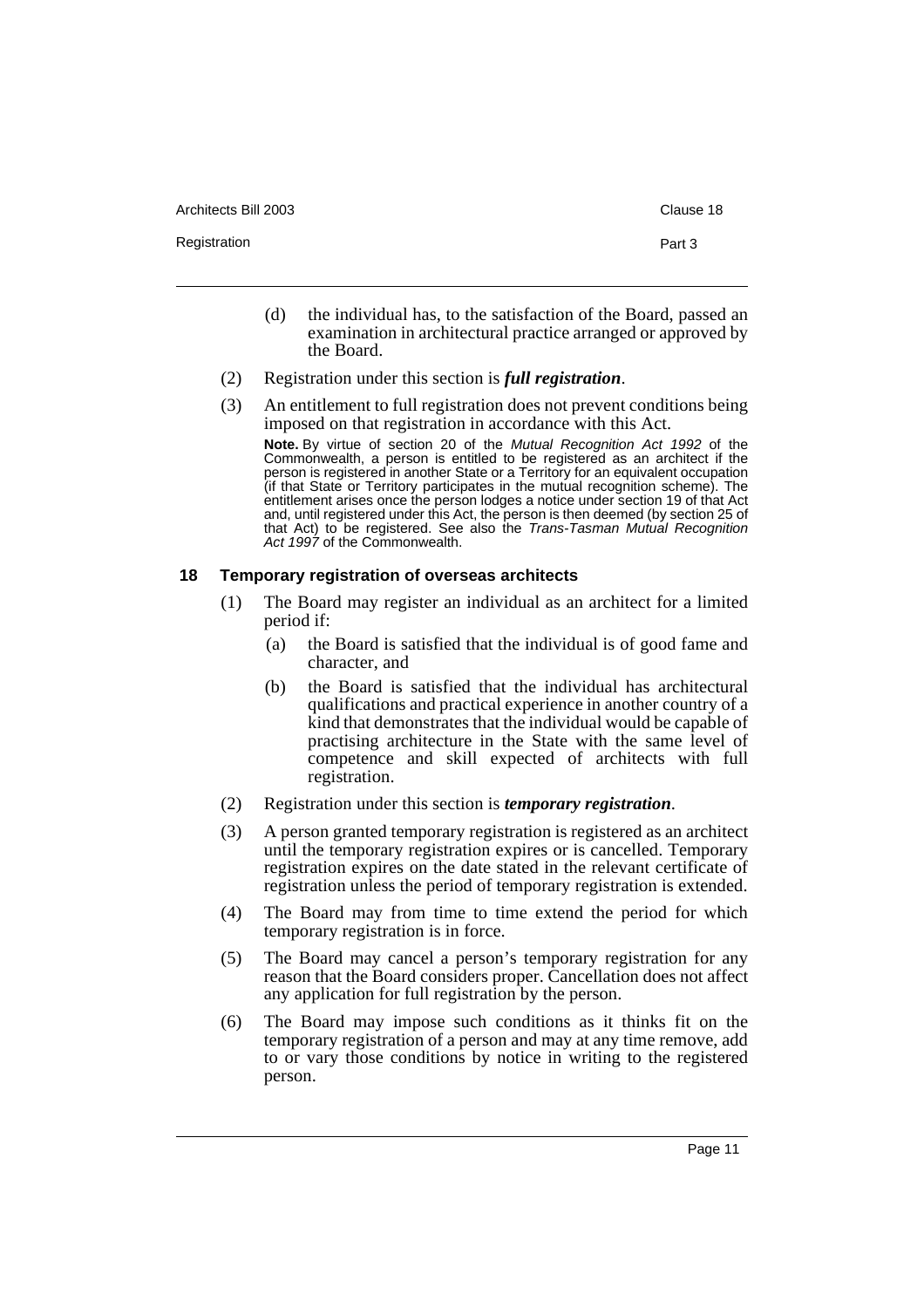(d) the individual has, to the satisfaction of the Board, passed an examination in architectural practice arranged or approved by the Board.

(2) Registration under this section is ***full registration***.

(3) An entitlement to full registration does not prevent conditions being imposed on that registration in accordance with this Act.

**Note.** By virtue of section 20 of the *Mutual Recognition Act 1992* of the Commonwealth, a person is entitled to be registered as an architect if the person is registered in another State or a Territory for an equivalent occupation (if that State or Territory participates in the mutual recognition scheme). The entitlement arises once the person lodges a notice under section 19 of that Act and, until registered under this Act, the person is then deemed (by section 25 of that Act) to be registered. See also the *Trans-Tasman Mutual Recognition Act 1997* of the Commonwealth.

### 18 Temporary registration of overseas architects

(1) The Board may register an individual as an architect for a limited period if:

(a) the Board is satisfied that the individual is of good fame and character, and

(b) the Board is satisfied that the individual has architectural qualifications and practical experience in another country of a kind that demonstrates that the individual would be capable of practising architecture in the State with the same level of competence and skill expected of architects with full registration.

(2) Registration under this section is ***temporary registration***.

(3) A person granted temporary registration is registered as an architect until the temporary registration expires or is cancelled. Temporary registration expires on the date stated in the relevant certificate of registration unless the period of temporary registration is extended.

(4) The Board may from time to time extend the period for which temporary registration is in force.

(5) The Board may cancel a person's temporary registration for any reason that the Board considers proper. Cancellation does not affect any application for full registration by the person.

(6) The Board may impose such conditions as it thinks fit on the temporary registration of a person and may at any time remove, add to or vary those conditions by notice in writing to the registered person.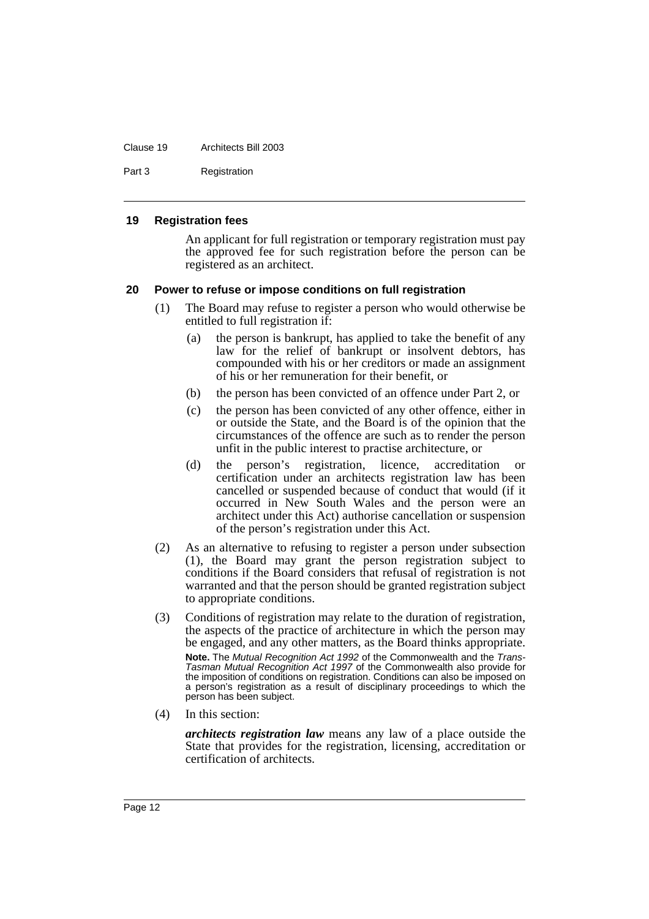#### 19 Registration fees

An applicant for full registration or temporary registration must pay the approved fee for such registration before the person can be registered as an architect.

#### 20 Power to refuse or impose conditions on full registration

(1) The Board may refuse to register a person who would otherwise be entitled to full registration if:

- (a) the person is bankrupt, has applied to take the benefit of any law for the relief of bankrupt or insolvent debtors, has compounded with his or her creditors or made an assignment of his or her remuneration for their benefit, or
- (b) the person has been convicted of an offence under Part 2, or
- (c) the person has been convicted of any other offence, either in or outside the State, and the Board is of the opinion that the circumstances of the offence are such as to render the person unfit in the public interest to practise architecture, or
- (d) the person's registration, licence, accreditation or certification under an architects registration law has been cancelled or suspended because of conduct that would (if it occurred in New South Wales and the person were an architect under this Act) authorise cancellation or suspension of the person's registration under this Act.

(2) As an alternative to refusing to register a person under subsection (1), the Board may grant the person registration subject to conditions if the Board considers that refusal of registration is not warranted and that the person should be granted registration subject to appropriate conditions.

(3) Conditions of registration may relate to the duration of registration, the aspects of the practice of architecture in which the person may be engaged, and any other matters, as the Board thinks appropriate.

**Note.** The *Mutual Recognition Act 1992* of the Commonwealth and the *Trans-Tasman Mutual Recognition Act 1997* of the Commonwealth also provide for the imposition of conditions on registration. Conditions can also be imposed on a person's registration as a result of disciplinary proceedings to which the person has been subject.

(4) In this section:

***architects registration law*** means any law of a place outside the State that provides for the registration, licensing, accreditation or certification of architects.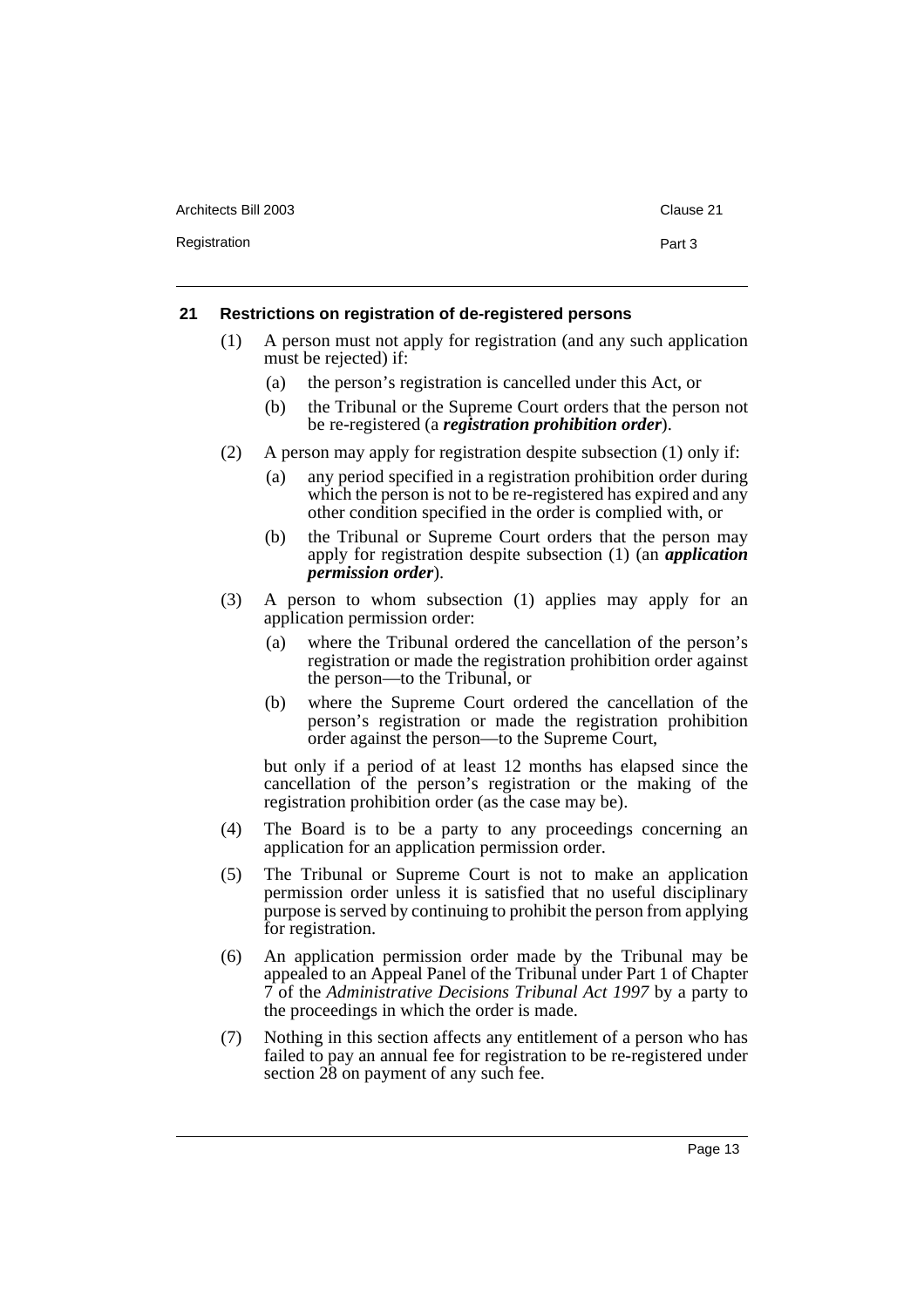### 21 Restrictions on registration of de-registered persons

(1) A person must not apply for registration (and any such application must be rejected) if:

- (a) the person's registration is cancelled under this Act, or
- (b) the Tribunal or the Supreme Court orders that the person not be re-registered (a ***registration prohibition order***).

(2) A person may apply for registration despite subsection (1) only if:

- (a) any period specified in a registration prohibition order during which the person is not to be re-registered has expired and any other condition specified in the order is complied with, or
- (b) the Tribunal or Supreme Court orders that the person may apply for registration despite subsection (1) (an ***application permission order***).

(3) A person to whom subsection (1) applies may apply for an application permission order:

- (a) where the Tribunal ordered the cancellation of the person's registration or made the registration prohibition order against the person—to the Tribunal, or
- (b) where the Supreme Court ordered the cancellation of the person's registration or made the registration prohibition order against the person—to the Supreme Court,

but only if a period of at least 12 months has elapsed since the cancellation of the person's registration or the making of the registration prohibition order (as the case may be).

(4) The Board is to be a party to any proceedings concerning an application for an application permission order.

(5) The Tribunal or Supreme Court is not to make an application permission order unless it is satisfied that no useful disciplinary purpose is served by continuing to prohibit the person from applying for registration.

(6) An application permission order made by the Tribunal may be appealed to an Appeal Panel of the Tribunal under Part 1 of Chapter 7 of the *Administrative Decisions Tribunal Act 1997* by a party to the proceedings in which the order is made.

(7) Nothing in this section affects any entitlement of a person who has failed to pay an annual fee for registration to be re-registered under section 28 on payment of any such fee.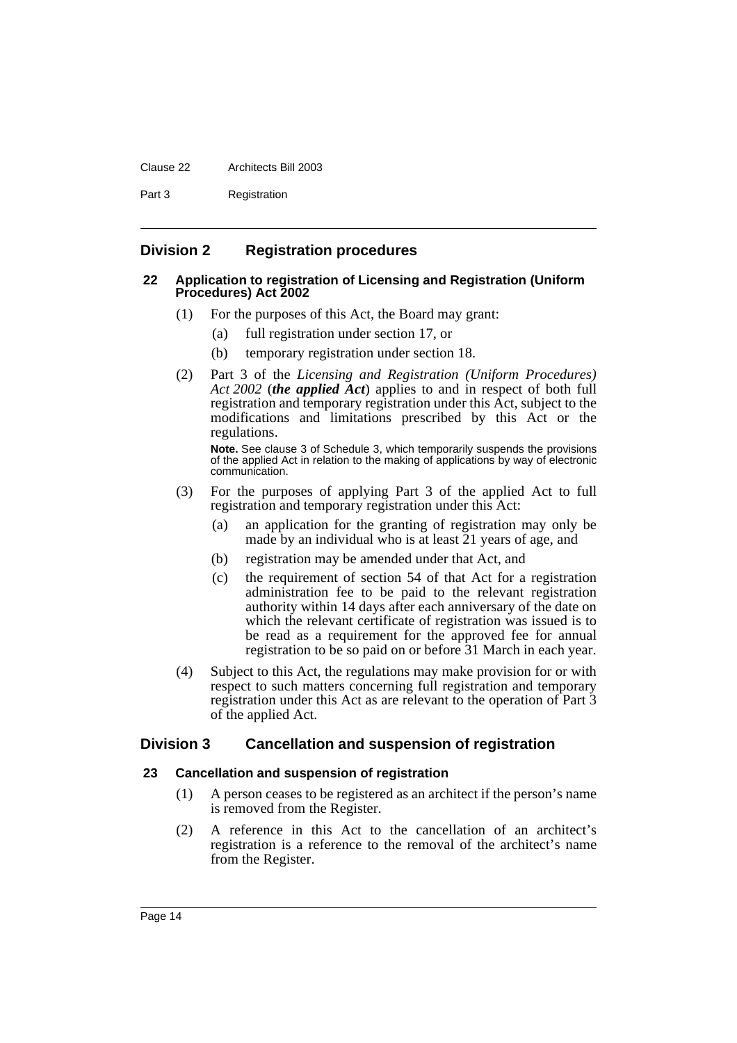## Division 2 Registration procedures

**22 Application to registration of Licensing and Registration (Uniform Procedures) Act 2002**

(1) For the purposes of this Act, the Board may grant:

(a) full registration under section 17, or

(b) temporary registration under section 18.

(2) Part 3 of the *Licensing and Registration (Uniform Procedures) Act 2002* (***the applied Act***) applies to and in respect of both full registration and temporary registration under this Act, subject to the modifications and limitations prescribed by this Act or the regulations.

**Note.** See clause 3 of Schedule 3, which temporarily suspends the provisions of the applied Act in relation to the making of applications by way of electronic communication.

(3) For the purposes of applying Part 3 of the applied Act to full registration and temporary registration under this Act:

(a) an application for the granting of registration may only be made by an individual who is at least 21 years of age, and

(b) registration may be amended under that Act, and

(c) the requirement of section 54 of that Act for a registration administration fee to be paid to the relevant registration authority within 14 days after each anniversary of the date on which the relevant certificate of registration was issued is to be read as a requirement for the approved fee for annual registration to be so paid on or before 31 March in each year.

(4) Subject to this Act, the regulations may make provision for or with respect to such matters concerning full registration and temporary registration under this Act as are relevant to the operation of Part 3 of the applied Act.

## Division 3 Cancellation and suspension of registration

**23 Cancellation and suspension of registration**

(1) A person ceases to be registered as an architect if the person's name is removed from the Register.

(2) A reference in this Act to the cancellation of an architect's registration is a reference to the removal of the architect's name from the Register.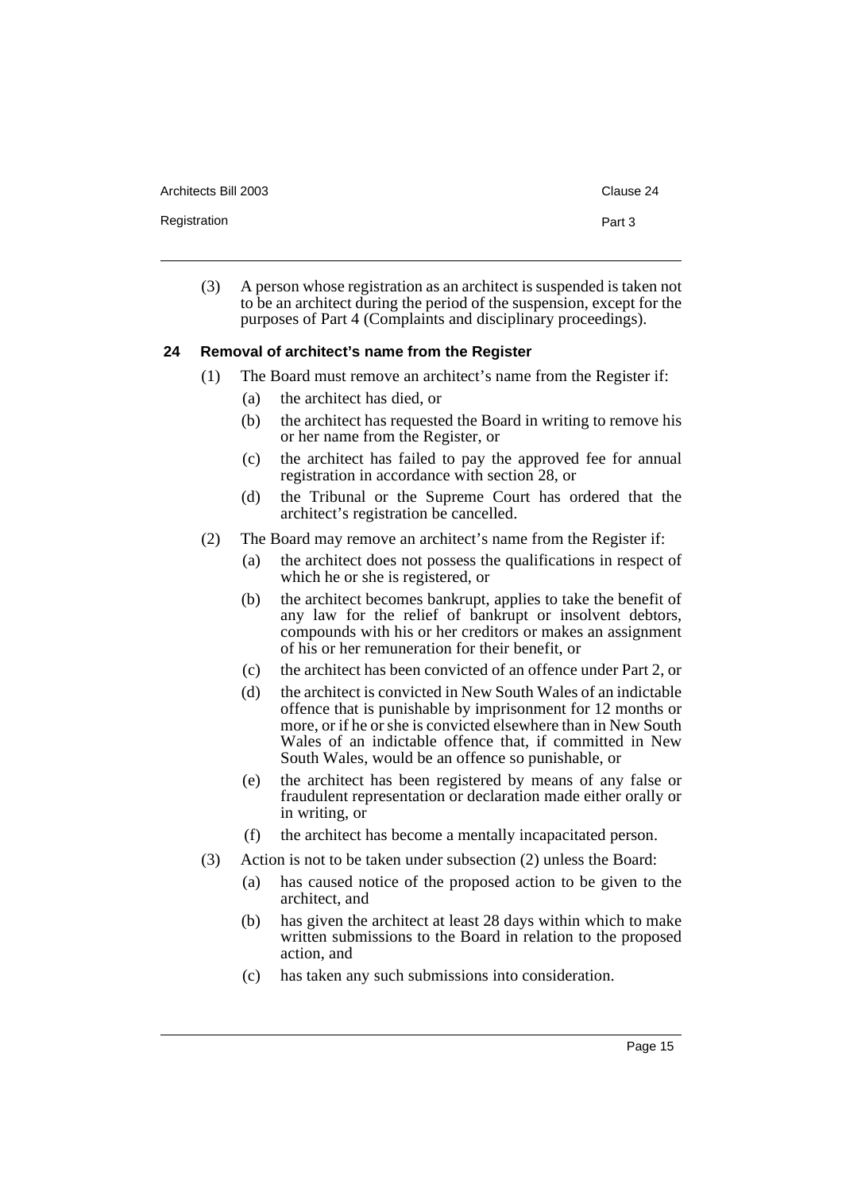(3) A person whose registration as an architect is suspended is taken not to be an architect during the period of the suspension, except for the purposes of Part 4 (Complaints and disciplinary proceedings).

### 24 Removal of architect's name from the Register

(1) The Board must remove an architect's name from the Register if:

- (a) the architect has died, or
- (b) the architect has requested the Board in writing to remove his or her name from the Register, or
- (c) the architect has failed to pay the approved fee for annual registration in accordance with section 28, or
- (d) the Tribunal or the Supreme Court has ordered that the architect's registration be cancelled.

(2) The Board may remove an architect's name from the Register if:

- (a) the architect does not possess the qualifications in respect of which he or she is registered, or
- (b) the architect becomes bankrupt, applies to take the benefit of any law for the relief of bankrupt or insolvent debtors, compounds with his or her creditors or makes an assignment of his or her remuneration for their benefit, or
- (c) the architect has been convicted of an offence under Part 2, or
- (d) the architect is convicted in New South Wales of an indictable offence that is punishable by imprisonment for 12 months or more, or if he or she is convicted elsewhere than in New South Wales of an indictable offence that, if committed in New South Wales, would be an offence so punishable, or
- (e) the architect has been registered by means of any false or fraudulent representation or declaration made either orally or in writing, or
- (f) the architect has become a mentally incapacitated person.

(3) Action is not to be taken under subsection (2) unless the Board:

- (a) has caused notice of the proposed action to be given to the architect, and
- (b) has given the architect at least 28 days within which to make written submissions to the Board in relation to the proposed action, and
- (c) has taken any such submissions into consideration.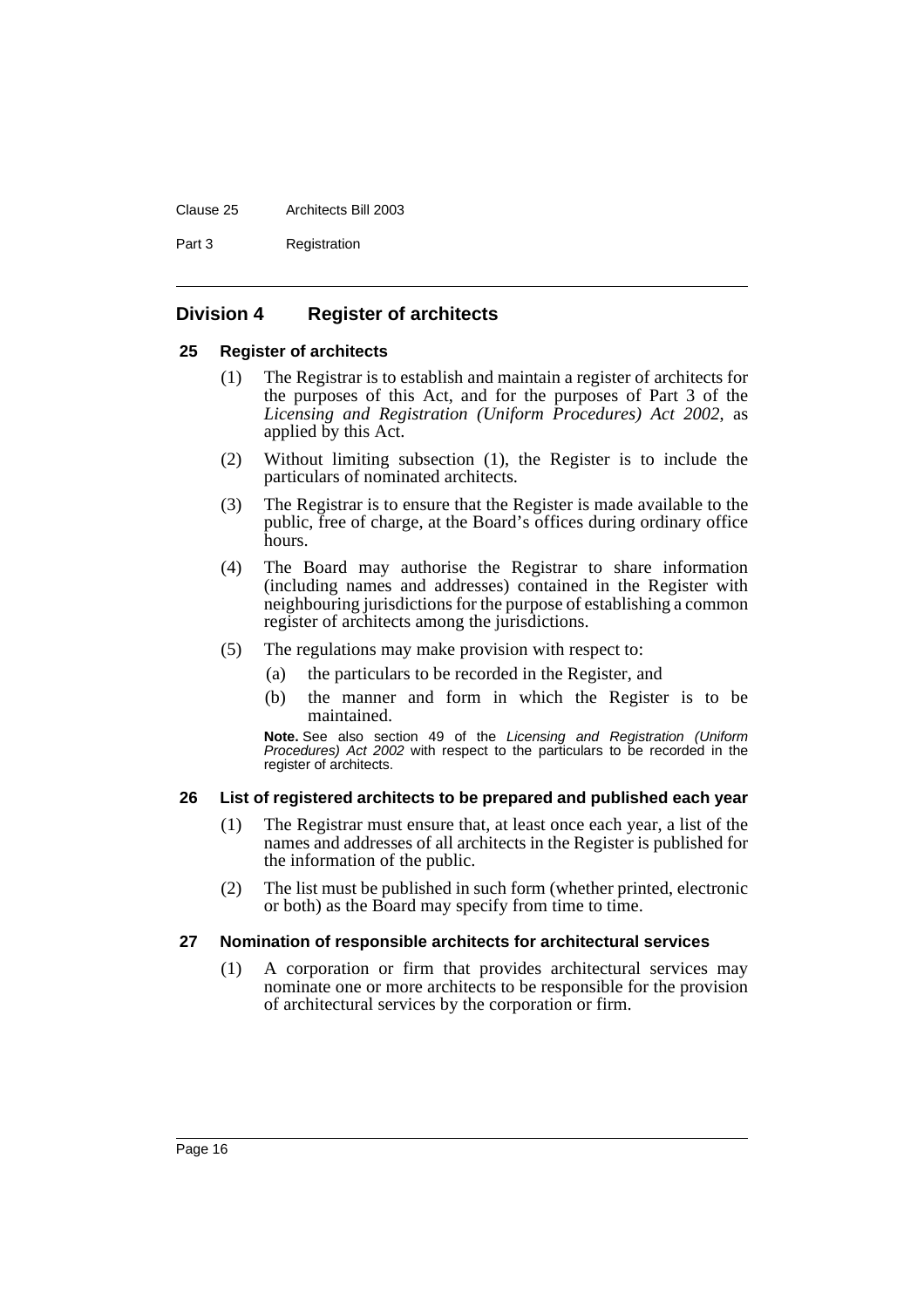## Division 4 Register of architects

### 25 Register of architects

(1) The Registrar is to establish and maintain a register of architects for the purposes of this Act, and for the purposes of Part 3 of the *Licensing and Registration (Uniform Procedures) Act 2002*, as applied by this Act.

(2) Without limiting subsection (1), the Register is to include the particulars of nominated architects.

(3) The Registrar is to ensure that the Register is made available to the public, free of charge, at the Board's offices during ordinary office hours.

(4) The Board may authorise the Registrar to share information (including names and addresses) contained in the Register with neighbouring jurisdictions for the purpose of establishing a common register of architects among the jurisdictions.

(5) The regulations may make provision with respect to:

(a) the particulars to be recorded in the Register, and

(b) the manner and form in which the Register is to be maintained.

**Note.** See also section 49 of the *Licensing and Registration (Uniform Procedures) Act 2002* with respect to the particulars to be recorded in the register of architects.

### 26 List of registered architects to be prepared and published each year

(1) The Registrar must ensure that, at least once each year, a list of the names and addresses of all architects in the Register is published for the information of the public.

(2) The list must be published in such form (whether printed, electronic or both) as the Board may specify from time to time.

### 27 Nomination of responsible architects for architectural services

(1) A corporation or firm that provides architectural services may nominate one or more architects to be responsible for the provision of architectural services by the corporation or firm.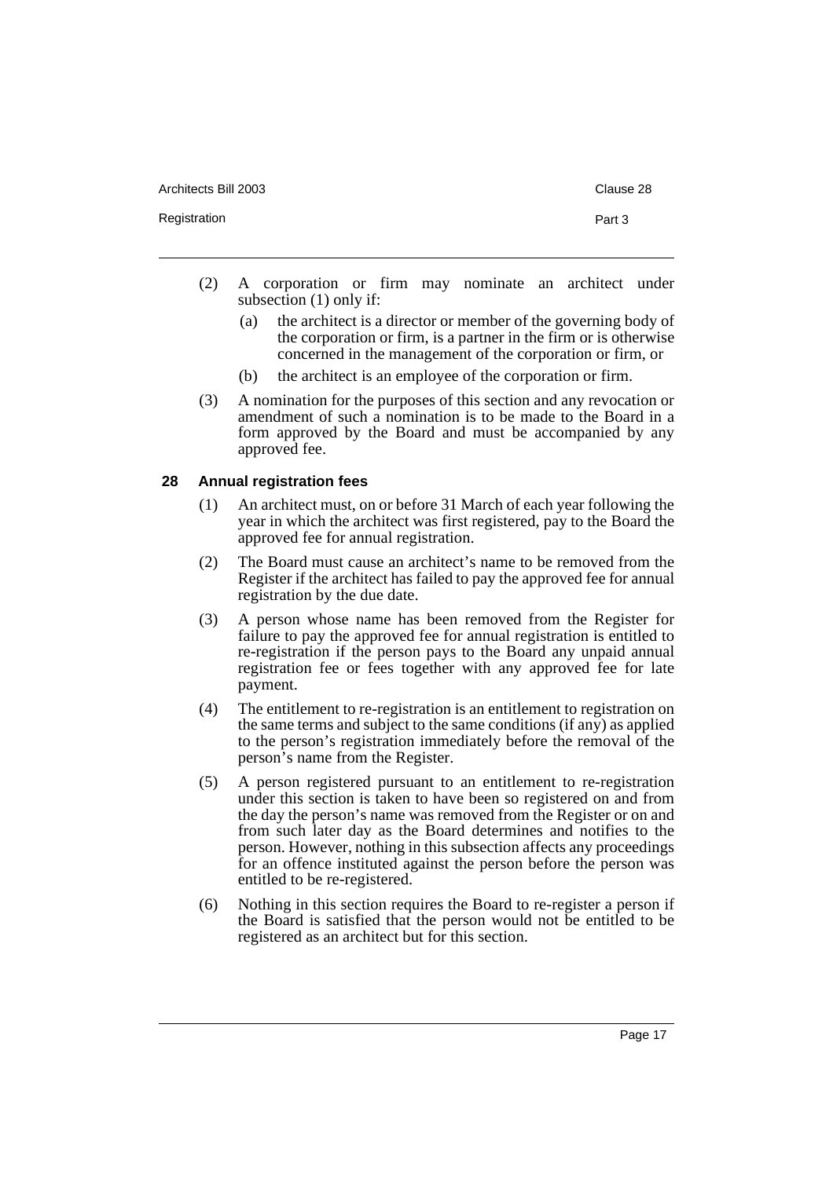(2) A corporation or firm may nominate an architect under subsection (1) only if:

(a) the architect is a director or member of the governing body of the corporation or firm, is a partner in the firm or is otherwise concerned in the management of the corporation or firm, or

(b) the architect is an employee of the corporation or firm.

(3) A nomination for the purposes of this section and any revocation or amendment of such a nomination is to be made to the Board in a form approved by the Board and must be accompanied by any approved fee.

### 28 Annual registration fees

(1) An architect must, on or before 31 March of each year following the year in which the architect was first registered, pay to the Board the approved fee for annual registration.

(2) The Board must cause an architect's name to be removed from the Register if the architect has failed to pay the approved fee for annual registration by the due date.

(3) A person whose name has been removed from the Register for failure to pay the approved fee for annual registration is entitled to re-registration if the person pays to the Board any unpaid annual registration fee or fees together with any approved fee for late payment.

(4) The entitlement to re-registration is an entitlement to registration on the same terms and subject to the same conditions (if any) as applied to the person's registration immediately before the removal of the person's name from the Register.

(5) A person registered pursuant to an entitlement to re-registration under this section is taken to have been so registered on and from the day the person's name was removed from the Register or on and from such later day as the Board determines and notifies to the person. However, nothing in this subsection affects any proceedings for an offence instituted against the person before the person was entitled to be re-registered.

(6) Nothing in this section requires the Board to re-register a person if the Board is satisfied that the person would not be entitled to be registered as an architect but for this section.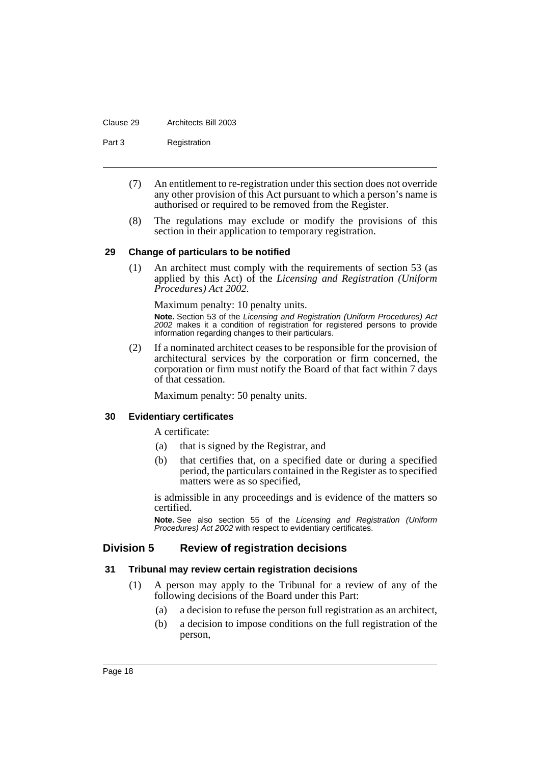(7) An entitlement to re-registration under this section does not override any other provision of this Act pursuant to which a person's name is authorised or required to be removed from the Register.

(8) The regulations may exclude or modify the provisions of this section in their application to temporary registration.

#### 29 Change of particulars to be notified

(1) An architect must comply with the requirements of section 53 (as applied by this Act) of the *Licensing and Registration (Uniform Procedures) Act 2002*.

Maximum penalty: 10 penalty units.

**Note.** Section 53 of the *Licensing and Registration (Uniform Procedures) Act 2002* makes it a condition of registration for registered persons to provide information regarding changes to their particulars.

(2) If a nominated architect ceases to be responsible for the provision of architectural services by the corporation or firm concerned, the corporation or firm must notify the Board of that fact within 7 days of that cessation.

Maximum penalty: 50 penalty units.

#### 30 Evidentiary certificates

A certificate:

(a) that is signed by the Registrar, and

(b) that certifies that, on a specified date or during a specified period, the particulars contained in the Register as to specified matters were as so specified,

is admissible in any proceedings and is evidence of the matters so certified.

**Note.** See also section 55 of the *Licensing and Registration (Uniform Procedures) Act 2002* with respect to evidentiary certificates.

### Division 5 Review of registration decisions

#### 31 Tribunal may review certain registration decisions

(1) A person may apply to the Tribunal for a review of any of the following decisions of the Board under this Part:

(a) a decision to refuse the person full registration as an architect,

(b) a decision to impose conditions on the full registration of the person,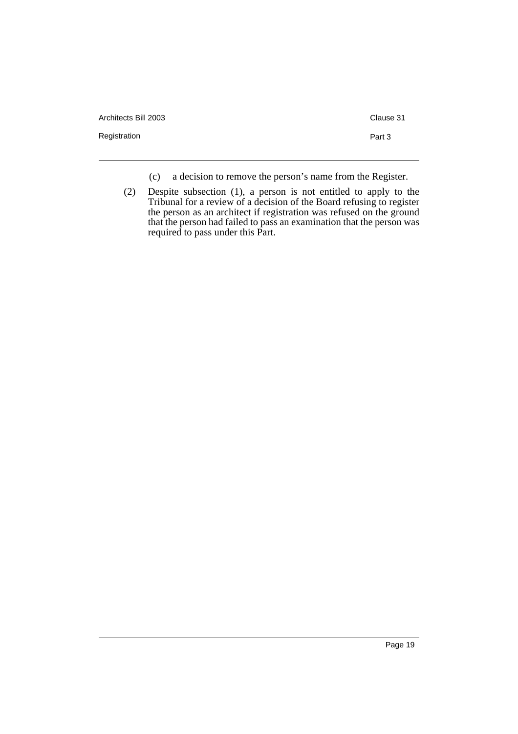(c) a decision to remove the person's name from the Register.

(2) Despite subsection (1), a person is not entitled to apply to the Tribunal for a review of a decision of the Board refusing to register the person as an architect if registration was refused on the ground that the person had failed to pass an examination that the person was required to pass under this Part.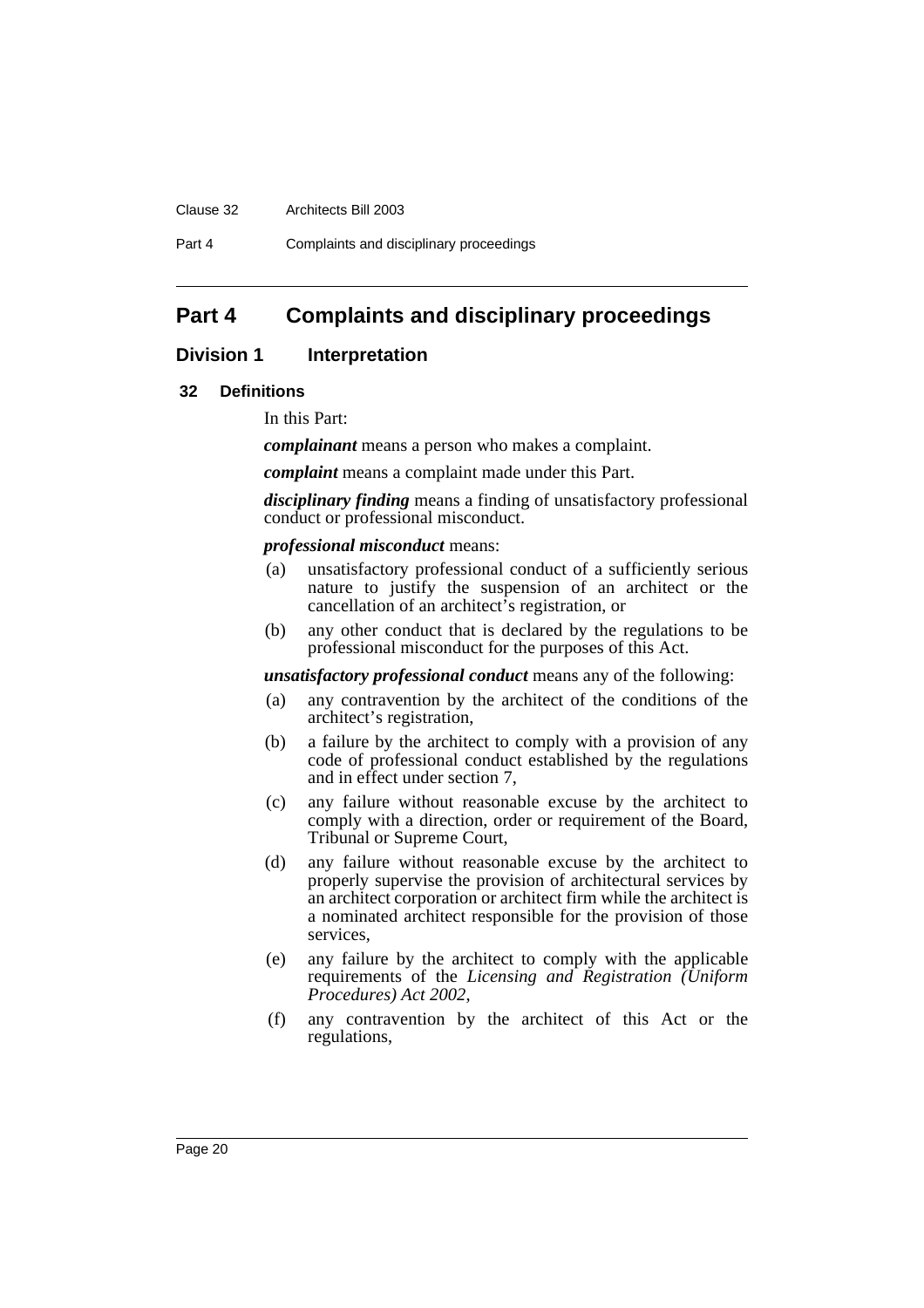# Part 4 Complaints and disciplinary proceedings

## Division 1 Interpretation

### 32 Definitions

In this Part:

***complainant*** means a person who makes a complaint.

***complaint*** means a complaint made under this Part.

***disciplinary finding*** means a finding of unsatisfactory professional conduct or professional misconduct.

***professional misconduct*** means:

(a) unsatisfactory professional conduct of a sufficiently serious nature to justify the suspension of an architect or the cancellation of an architect's registration, or

(b) any other conduct that is declared by the regulations to be professional misconduct for the purposes of this Act.

***unsatisfactory professional conduct*** means any of the following:

(a) any contravention by the architect of the conditions of the architect's registration,

(b) a failure by the architect to comply with a provision of any code of professional conduct established by the regulations and in effect under section 7,

(c) any failure without reasonable excuse by the architect to comply with a direction, order or requirement of the Board, Tribunal or Supreme Court,

(d) any failure without reasonable excuse by the architect to properly supervise the provision of architectural services by an architect corporation or architect firm while the architect is a nominated architect responsible for the provision of those services,

(e) any failure by the architect to comply with the applicable requirements of the *Licensing and Registration (Uniform Procedures) Act 2002*,

(f) any contravention by the architect of this Act or the regulations,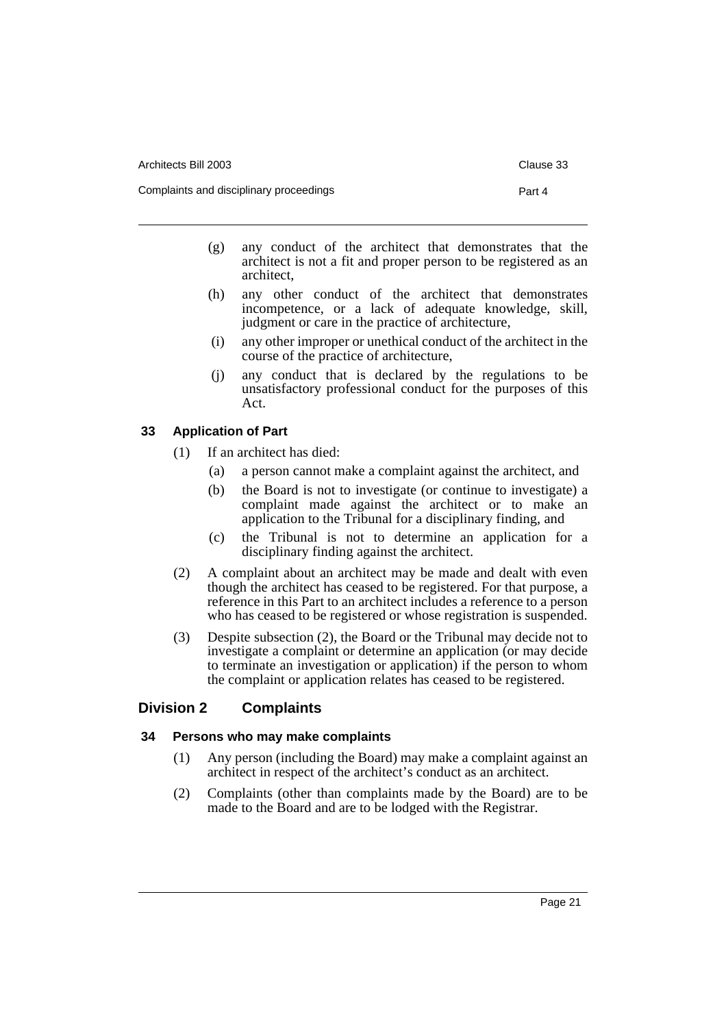(g) any conduct of the architect that demonstrates that the architect is not a fit and proper person to be registered as an architect,

(h) any other conduct of the architect that demonstrates incompetence, or a lack of adequate knowledge, skill, judgment or care in the practice of architecture,

(i) any other improper or unethical conduct of the architect in the course of the practice of architecture,

(j) any conduct that is declared by the regulations to be unsatisfactory professional conduct for the purposes of this Act.

### 33 Application of Part

(1) If an architect has died:

(a) a person cannot make a complaint against the architect, and

(b) the Board is not to investigate (or continue to investigate) a complaint made against the architect or to make an application to the Tribunal for a disciplinary finding, and

(c) the Tribunal is not to determine an application for a disciplinary finding against the architect.

(2) A complaint about an architect may be made and dealt with even though the architect has ceased to be registered. For that purpose, a reference in this Part to an architect includes a reference to a person who has ceased to be registered or whose registration is suspended.

(3) Despite subsection (2), the Board or the Tribunal may decide not to investigate a complaint or determine an application (or may decide to terminate an investigation or application) if the person to whom the complaint or application relates has ceased to be registered.

## Division 2 Complaints

### 34 Persons who may make complaints

(1) Any person (including the Board) may make a complaint against an architect in respect of the architect's conduct as an architect.

(2) Complaints (other than complaints made by the Board) are to be made to the Board and are to be lodged with the Registrar.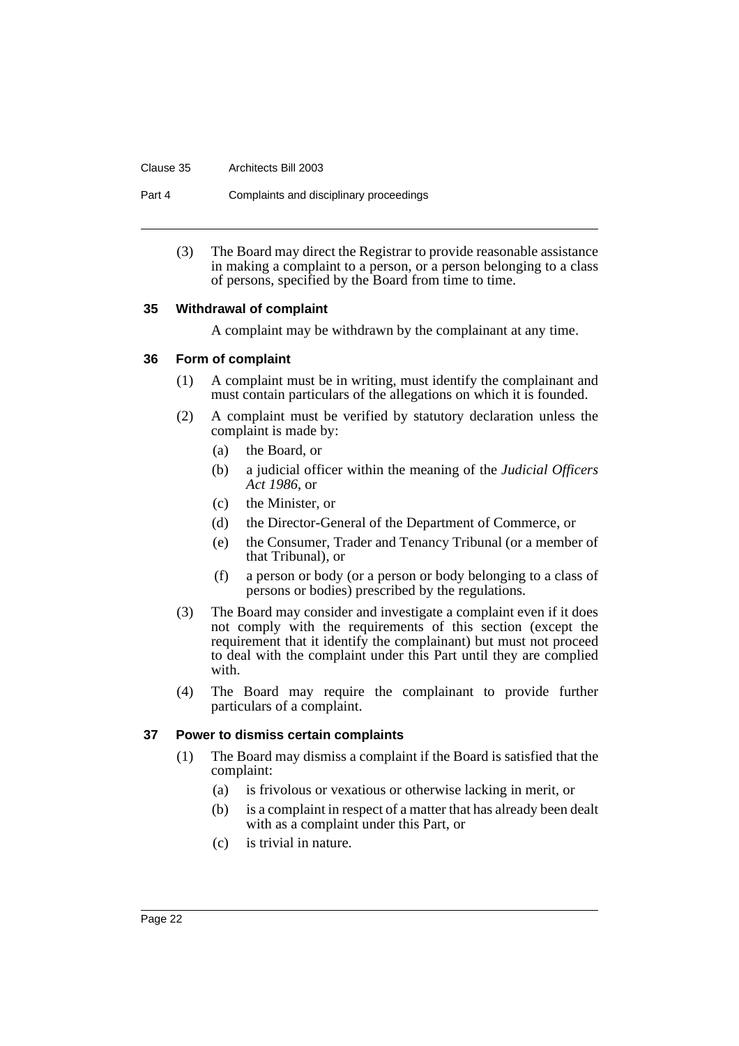(3) The Board may direct the Registrar to provide reasonable assistance in making a complaint to a person, or a person belonging to a class of persons, specified by the Board from time to time.

### 35 Withdrawal of complaint

A complaint may be withdrawn by the complainant at any time.

### 36 Form of complaint

(1) A complaint must be in writing, must identify the complainant and must contain particulars of the allegations on which it is founded.

(2) A complaint must be verified by statutory declaration unless the complaint is made by:

- (a) the Board, or
- (b) a judicial officer within the meaning of the *Judicial Officers Act 1986*, or
- (c) the Minister, or
- (d) the Director-General of the Department of Commerce, or
- (e) the Consumer, Trader and Tenancy Tribunal (or a member of that Tribunal), or
- (f) a person or body (or a person or body belonging to a class of persons or bodies) prescribed by the regulations.

(3) The Board may consider and investigate a complaint even if it does not comply with the requirements of this section (except the requirement that it identify the complainant) but must not proceed to deal with the complaint under this Part until they are complied with.

(4) The Board may require the complainant to provide further particulars of a complaint.

### 37 Power to dismiss certain complaints

(1) The Board may dismiss a complaint if the Board is satisfied that the complaint:

- (a) is frivolous or vexatious or otherwise lacking in merit, or
- (b) is a complaint in respect of a matter that has already been dealt with as a complaint under this Part, or
- (c) is trivial in nature.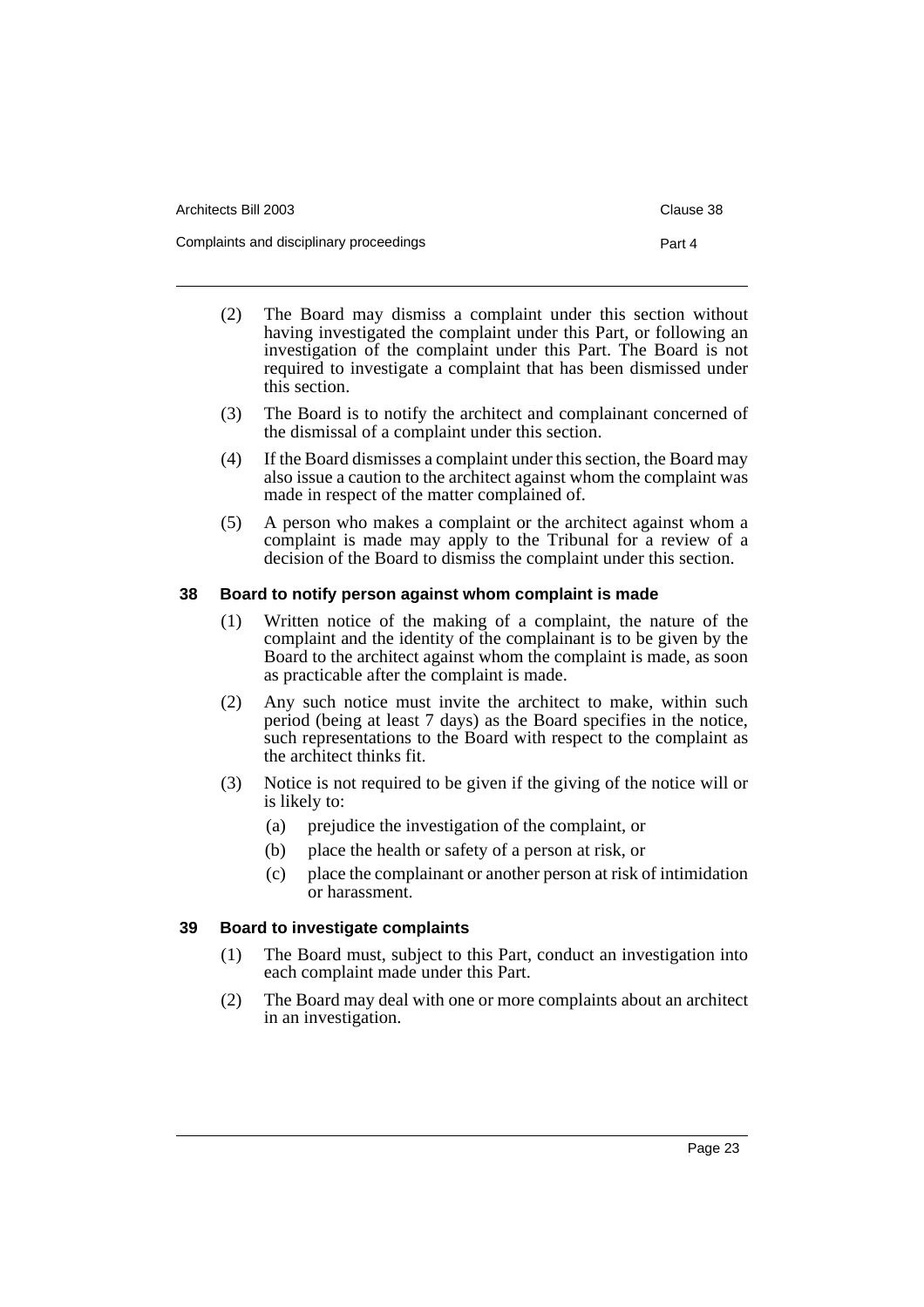(2) The Board may dismiss a complaint under this section without having investigated the complaint under this Part, or following an investigation of the complaint under this Part. The Board is not required to investigate a complaint that has been dismissed under this section.

(3) The Board is to notify the architect and complainant concerned of the dismissal of a complaint under this section.

(4) If the Board dismisses a complaint under this section, the Board may also issue a caution to the architect against whom the complaint was made in respect of the matter complained of.

(5) A person who makes a complaint or the architect against whom a complaint is made may apply to the Tribunal for a review of a decision of the Board to dismiss the complaint under this section.

### 38 Board to notify person against whom complaint is made

(1) Written notice of the making of a complaint, the nature of the complaint and the identity of the complainant is to be given by the Board to the architect against whom the complaint is made, as soon as practicable after the complaint is made.

(2) Any such notice must invite the architect to make, within such period (being at least 7 days) as the Board specifies in the notice, such representations to the Board with respect to the complaint as the architect thinks fit.

(3) Notice is not required to be given if the giving of the notice will or is likely to:

- (a) prejudice the investigation of the complaint, or
- (b) place the health or safety of a person at risk, or
- (c) place the complainant or another person at risk of intimidation or harassment.

### 39 Board to investigate complaints

(1) The Board must, subject to this Part, conduct an investigation into each complaint made under this Part.

(2) The Board may deal with one or more complaints about an architect in an investigation.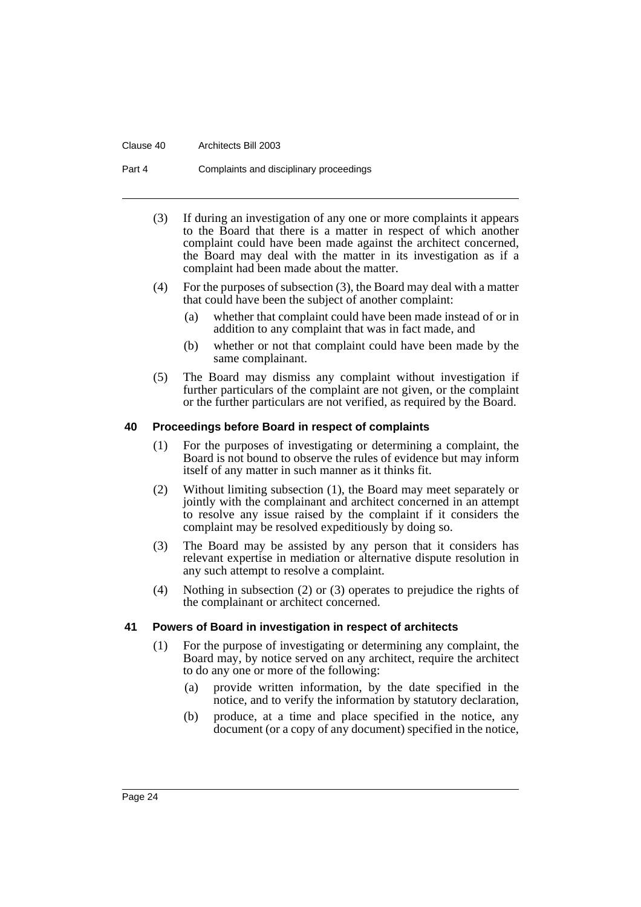(3) If during an investigation of any one or more complaints it appears to the Board that there is a matter in respect of which another complaint could have been made against the architect concerned, the Board may deal with the matter in its investigation as if a complaint had been made about the matter.

(4) For the purposes of subsection (3), the Board may deal with a matter that could have been the subject of another complaint:

- (a) whether that complaint could have been made instead of or in addition to any complaint that was in fact made, and
- (b) whether or not that complaint could have been made by the same complainant.

(5) The Board may dismiss any complaint without investigation if further particulars of the complaint are not given, or the complaint or the further particulars are not verified, as required by the Board.

### 40 Proceedings before Board in respect of complaints

(1) For the purposes of investigating or determining a complaint, the Board is not bound to observe the rules of evidence but may inform itself of any matter in such manner as it thinks fit.

(2) Without limiting subsection (1), the Board may meet separately or jointly with the complainant and architect concerned in an attempt to resolve any issue raised by the complaint if it considers the complaint may be resolved expeditiously by doing so.

(3) The Board may be assisted by any person that it considers has relevant expertise in mediation or alternative dispute resolution in any such attempt to resolve a complaint.

(4) Nothing in subsection (2) or (3) operates to prejudice the rights of the complainant or architect concerned.

### 41 Powers of Board in investigation in respect of architects

(1) For the purpose of investigating or determining any complaint, the Board may, by notice served on any architect, require the architect to do any one or more of the following:

- (a) provide written information, by the date specified in the notice, and to verify the information by statutory declaration,
- (b) produce, at a time and place specified in the notice, any document (or a copy of any document) specified in the notice,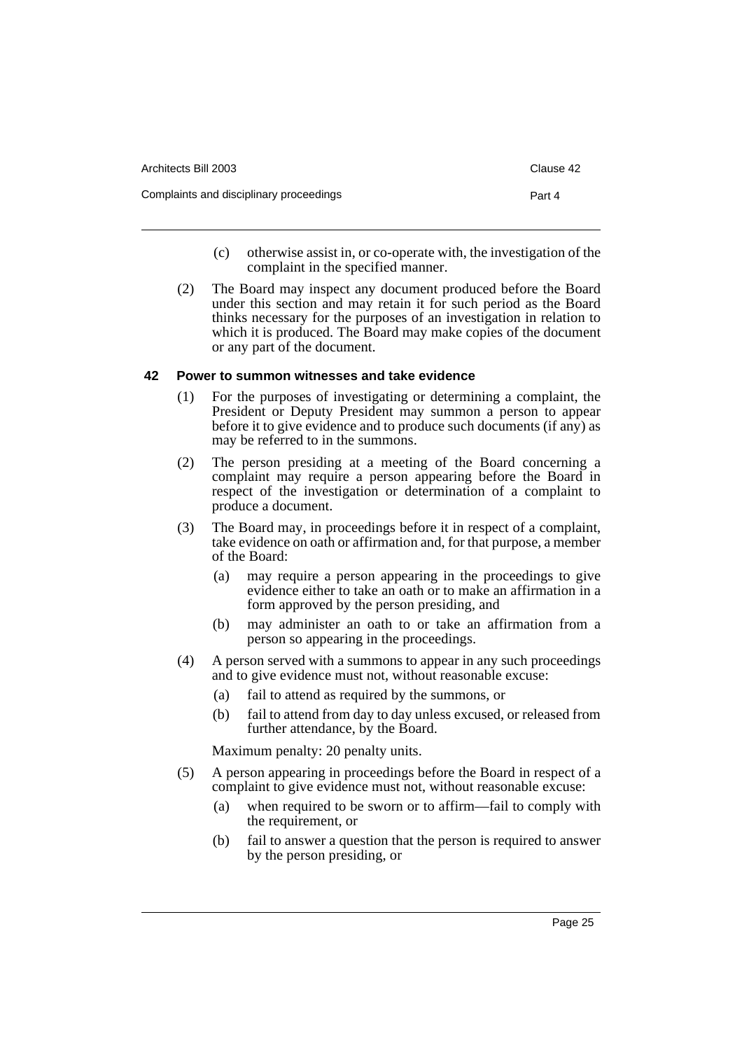(c) otherwise assist in, or co-operate with, the investigation of the complaint in the specified manner.

(2) The Board may inspect any document produced before the Board under this section and may retain it for such period as the Board thinks necessary for the purposes of an investigation in relation to which it is produced. The Board may make copies of the document or any part of the document.

### 42 Power to summon witnesses and take evidence

(1) For the purposes of investigating or determining a complaint, the President or Deputy President may summon a person to appear before it to give evidence and to produce such documents (if any) as may be referred to in the summons.

(2) The person presiding at a meeting of the Board concerning a complaint may require a person appearing before the Board in respect of the investigation or determination of a complaint to produce a document.

(3) The Board may, in proceedings before it in respect of a complaint, take evidence on oath or affirmation and, for that purpose, a member of the Board:

(a) may require a person appearing in the proceedings to give evidence either to take an oath or to make an affirmation in a form approved by the person presiding, and

(b) may administer an oath to or take an affirmation from a person so appearing in the proceedings.

(4) A person served with a summons to appear in any such proceedings and to give evidence must not, without reasonable excuse:

(a) fail to attend as required by the summons, or

(b) fail to attend from day to day unless excused, or released from further attendance, by the Board.

Maximum penalty: 20 penalty units.

(5) A person appearing in proceedings before the Board in respect of a complaint to give evidence must not, without reasonable excuse:

(a) when required to be sworn or to affirm—fail to comply with the requirement, or

(b) fail to answer a question that the person is required to answer by the person presiding, or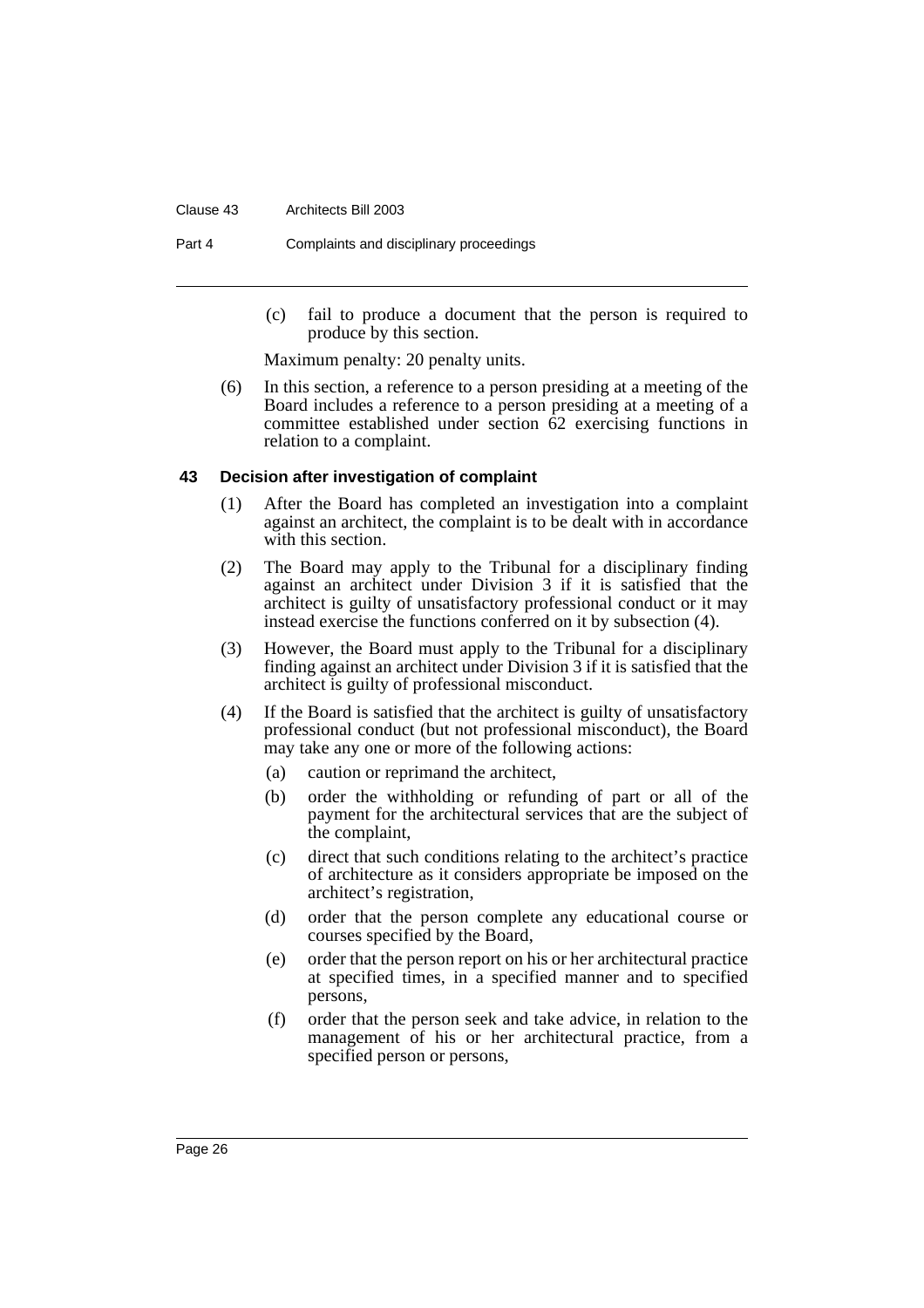(c) fail to produce a document that the person is required to produce by this section.

Maximum penalty: 20 penalty units.

(6) In this section, a reference to a person presiding at a meeting of the Board includes a reference to a person presiding at a meeting of a committee established under section 62 exercising functions in relation to a complaint.

### 43 Decision after investigation of complaint

(1) After the Board has completed an investigation into a complaint against an architect, the complaint is to be dealt with in accordance with this section.

(2) The Board may apply to the Tribunal for a disciplinary finding against an architect under Division 3 if it is satisfied that the architect is guilty of unsatisfactory professional conduct or it may instead exercise the functions conferred on it by subsection (4).

(3) However, the Board must apply to the Tribunal for a disciplinary finding against an architect under Division 3 if it is satisfied that the architect is guilty of professional misconduct.

(4) If the Board is satisfied that the architect is guilty of unsatisfactory professional conduct (but not professional misconduct), the Board may take any one or more of the following actions:

- (a) caution or reprimand the architect,
- (b) order the withholding or refunding of part or all of the payment for the architectural services that are the subject of the complaint,
- (c) direct that such conditions relating to the architect's practice of architecture as it considers appropriate be imposed on the architect's registration,
- (d) order that the person complete any educational course or courses specified by the Board,
- (e) order that the person report on his or her architectural practice at specified times, in a specified manner and to specified persons,
- (f) order that the person seek and take advice, in relation to the management of his or her architectural practice, from a specified person or persons,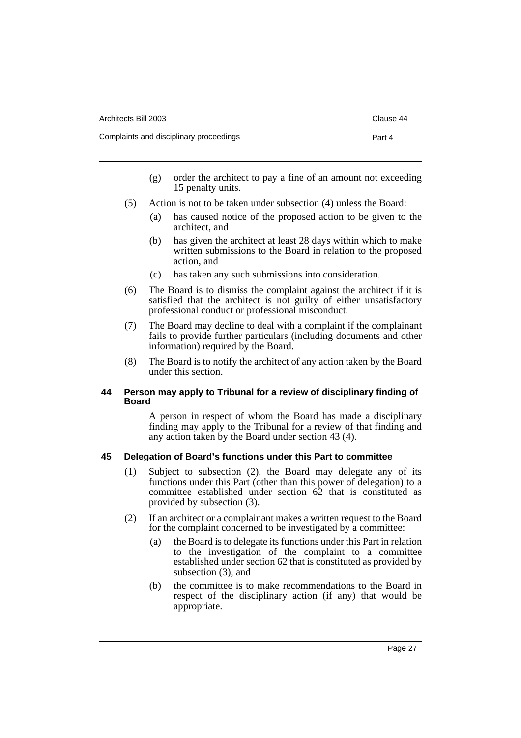(g) order the architect to pay a fine of an amount not exceeding 15 penalty units.

(5) Action is not to be taken under subsection (4) unless the Board:

(a) has caused notice of the proposed action to be given to the architect, and

(b) has given the architect at least 28 days within which to make written submissions to the Board in relation to the proposed action, and

(c) has taken any such submissions into consideration.

(6) The Board is to dismiss the complaint against the architect if it is satisfied that the architect is not guilty of either unsatisfactory professional conduct or professional misconduct.

(7) The Board may decline to deal with a complaint if the complainant fails to provide further particulars (including documents and other information) required by the Board.

(8) The Board is to notify the architect of any action taken by the Board under this section.

### 44 Person may apply to Tribunal for a review of disciplinary finding of Board

A person in respect of whom the Board has made a disciplinary finding may apply to the Tribunal for a review of that finding and any action taken by the Board under section 43 (4).

### 45 Delegation of Board's functions under this Part to committee

(1) Subject to subsection (2), the Board may delegate any of its functions under this Part (other than this power of delegation) to a committee established under section 62 that is constituted as provided by subsection (3).

(2) If an architect or a complainant makes a written request to the Board for the complaint concerned to be investigated by a committee:

(a) the Board is to delegate its functions under this Part in relation to the investigation of the complaint to a committee established under section 62 that is constituted as provided by subsection (3), and

(b) the committee is to make recommendations to the Board in respect of the disciplinary action (if any) that would be appropriate.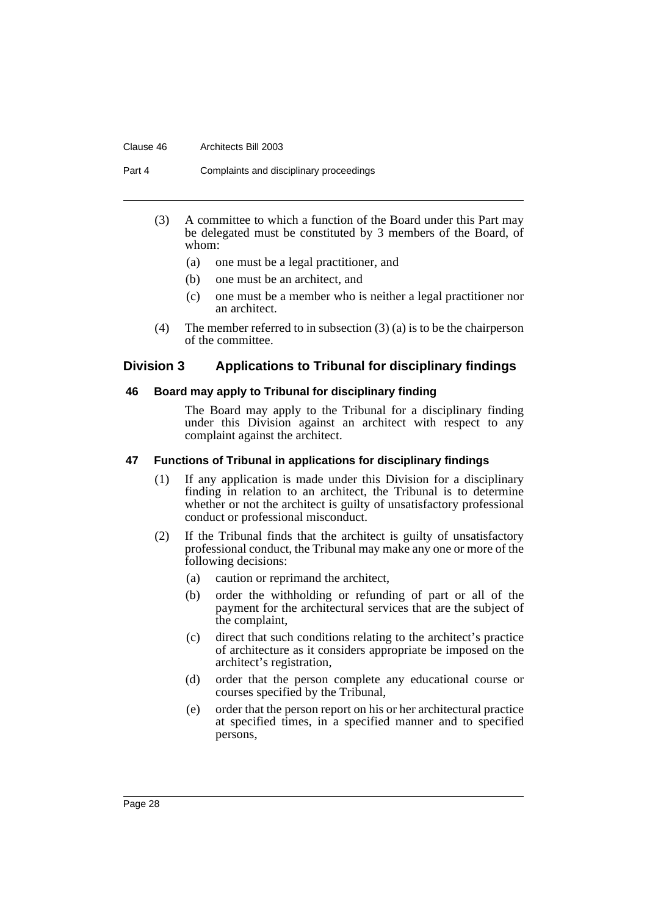(3) A committee to which a function of the Board under this Part may be delegated must be constituted by 3 members of the Board, of whom:

- (a) one must be a legal practitioner, and
- (b) one must be an architect, and
- (c) one must be a member who is neither a legal practitioner nor an architect.

(4) The member referred to in subsection (3) (a) is to be the chairperson of the committee.

## Division 3 Applications to Tribunal for disciplinary findings

### 46 Board may apply to Tribunal for disciplinary finding

The Board may apply to the Tribunal for a disciplinary finding under this Division against an architect with respect to any complaint against the architect.

### 47 Functions of Tribunal in applications for disciplinary findings

(1) If any application is made under this Division for a disciplinary finding in relation to an architect, the Tribunal is to determine whether or not the architect is guilty of unsatisfactory professional conduct or professional misconduct.

(2) If the Tribunal finds that the architect is guilty of unsatisfactory professional conduct, the Tribunal may make any one or more of the following decisions:

- (a) caution or reprimand the architect,
- (b) order the withholding or refunding of part or all of the payment for the architectural services that are the subject of the complaint,
- (c) direct that such conditions relating to the architect's practice of architecture as it considers appropriate be imposed on the architect's registration,
- (d) order that the person complete any educational course or courses specified by the Tribunal,
- (e) order that the person report on his or her architectural practice at specified times, in a specified manner and to specified persons,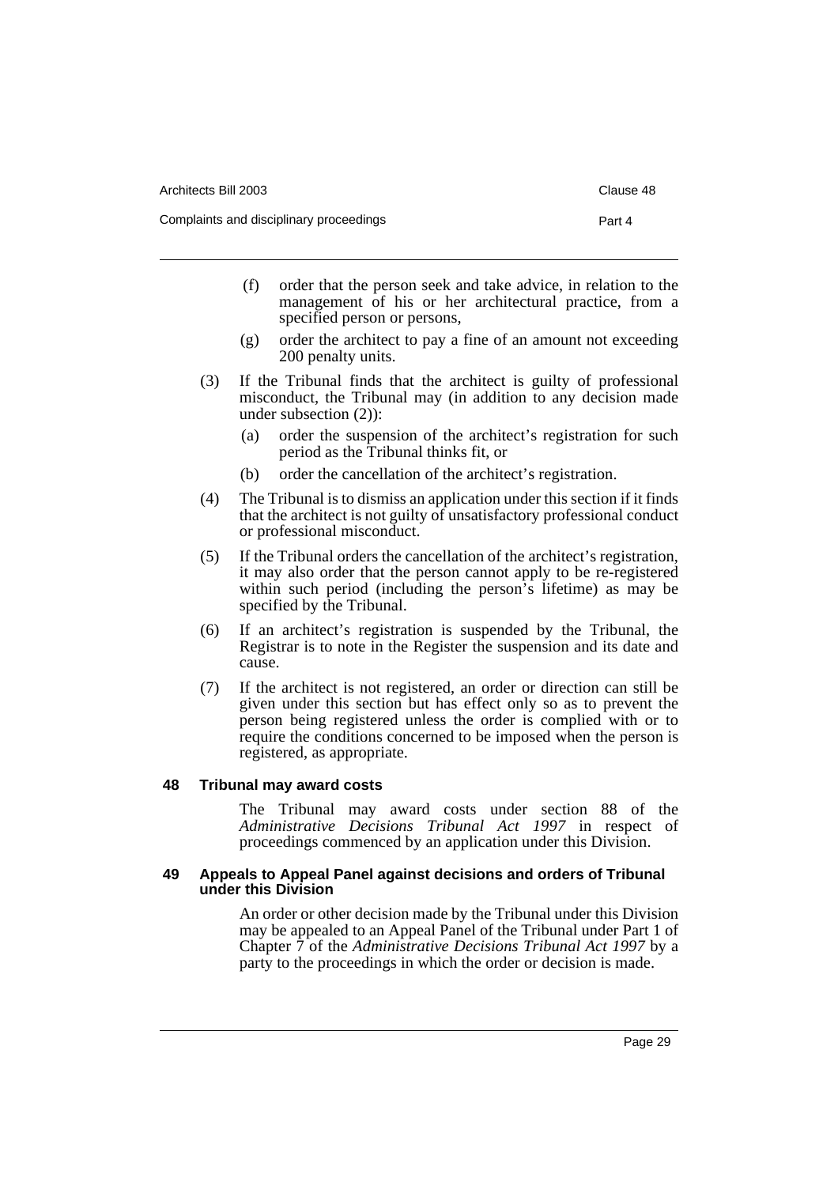(f) order that the person seek and take advice, in relation to the management of his or her architectural practice, from a specified person or persons,

(g) order the architect to pay a fine of an amount not exceeding 200 penalty units.

(3) If the Tribunal finds that the architect is guilty of professional misconduct, the Tribunal may (in addition to any decision made under subsection (2)):

(a) order the suspension of the architect's registration for such period as the Tribunal thinks fit, or

(b) order the cancellation of the architect's registration.

(4) The Tribunal is to dismiss an application under this section if it finds that the architect is not guilty of unsatisfactory professional conduct or professional misconduct.

(5) If the Tribunal orders the cancellation of the architect's registration, it may also order that the person cannot apply to be re-registered within such period (including the person's lifetime) as may be specified by the Tribunal.

(6) If an architect's registration is suspended by the Tribunal, the Registrar is to note in the Register the suspension and its date and cause.

(7) If the architect is not registered, an order or direction can still be given under this section but has effect only so as to prevent the person being registered unless the order is complied with or to require the conditions concerned to be imposed when the person is registered, as appropriate.

### 48 Tribunal may award costs

The Tribunal may award costs under section 88 of the *Administrative Decisions Tribunal Act 1997* in respect of proceedings commenced by an application under this Division.

### 49 Appeals to Appeal Panel against decisions and orders of Tribunal under this Division

An order or other decision made by the Tribunal under this Division may be appealed to an Appeal Panel of the Tribunal under Part 1 of Chapter 7 of the *Administrative Decisions Tribunal Act 1997* by a party to the proceedings in which the order or decision is made.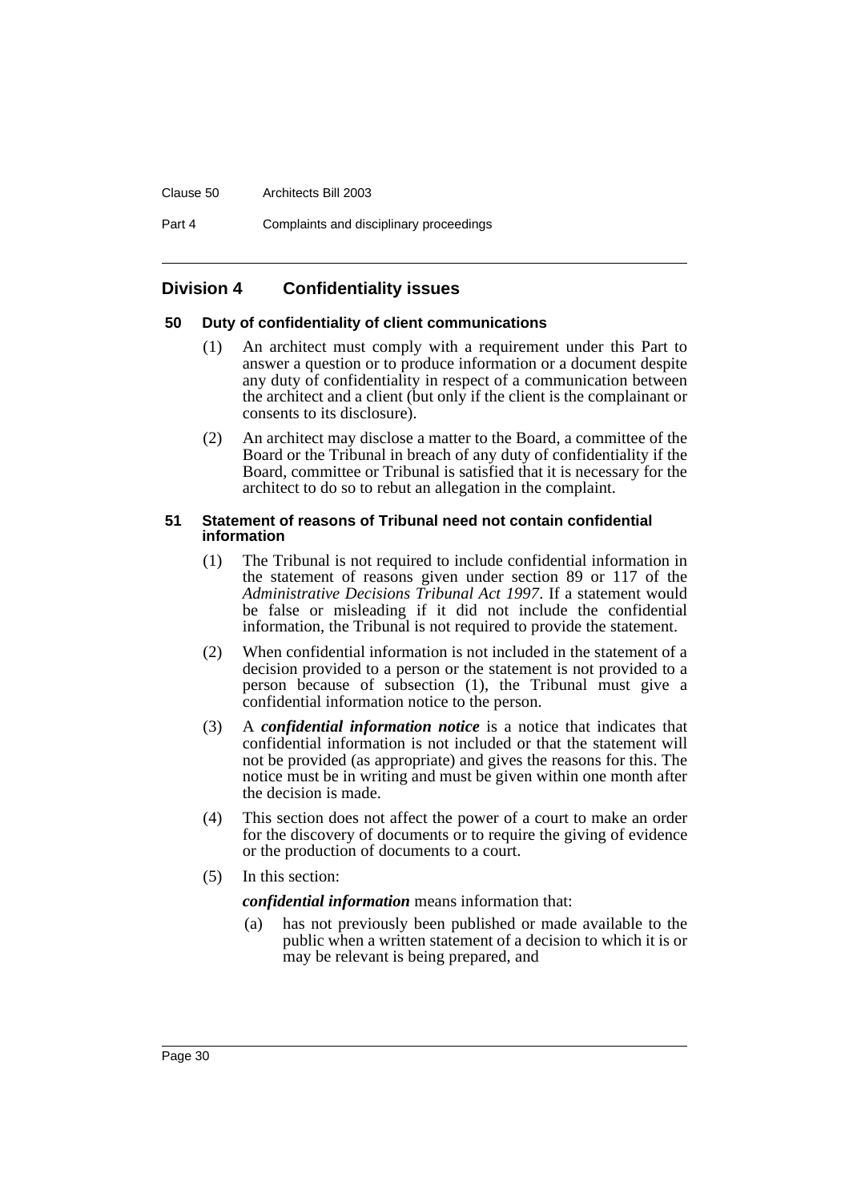## Division 4 Confidentiality issues

### 50 Duty of confidentiality of client communications

(1) An architect must comply with a requirement under this Part to answer a question or to produce information or a document despite any duty of confidentiality in respect of a communication between the architect and a client (but only if the client is the complainant or consents to its disclosure).

(2) An architect may disclose a matter to the Board, a committee of the Board or the Tribunal in breach of any duty of confidentiality if the Board, committee or Tribunal is satisfied that it is necessary for the architect to do so to rebut an allegation in the complaint.

### 51 Statement of reasons of Tribunal need not contain confidential information

(1) The Tribunal is not required to include confidential information in the statement of reasons given under section 89 or 117 of the *Administrative Decisions Tribunal Act 1997*. If a statement would be false or misleading if it did not include the confidential information, the Tribunal is not required to provide the statement.

(2) When confidential information is not included in the statement of a decision provided to a person or the statement is not provided to a person because of subsection (1), the Tribunal must give a confidential information notice to the person.

(3) A ***confidential information notice*** is a notice that indicates that confidential information is not included or that the statement will not be provided (as appropriate) and gives the reasons for this. The notice must be in writing and must be given within one month after the decision is made.

(4) This section does not affect the power of a court to make an order for the discovery of documents or to require the giving of evidence or the production of documents to a court.

(5) In this section:

***confidential information*** means information that:

(a) has not previously been published or made available to the public when a written statement of a decision to which it is or may be relevant is being prepared, and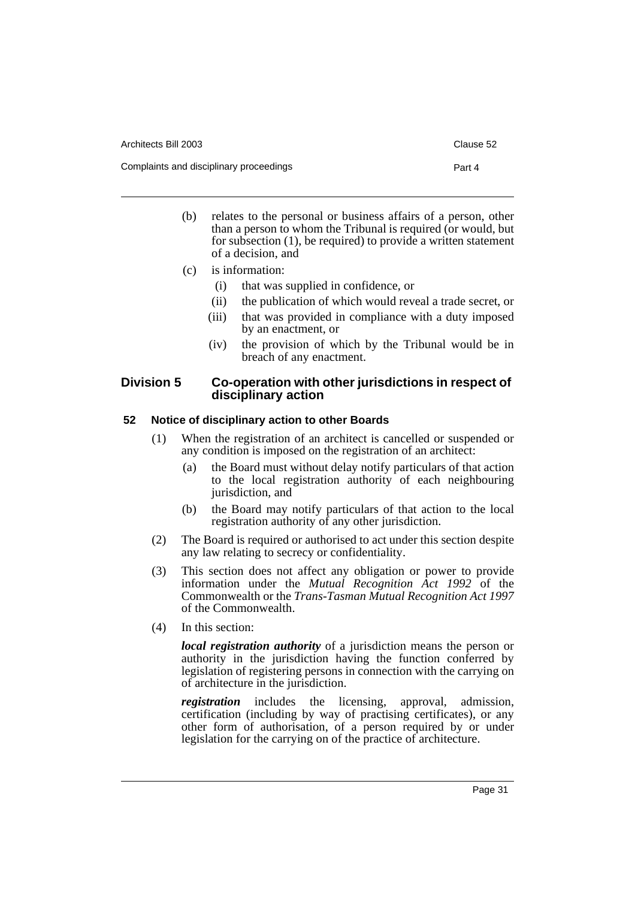(b) relates to the personal or business affairs of a person, other than a person to whom the Tribunal is required (or would, but for subsection (1), be required) to provide a written statement of a decision, and

(c) is information:

  (i) that was supplied in confidence, or

  (ii) the publication of which would reveal a trade secret, or

  (iii) that was provided in compliance with a duty imposed by an enactment, or

  (iv) the provision of which by the Tribunal would be in breach of any enactment.

## Division 5 Co-operation with other jurisdictions in respect of disciplinary action

### 52 Notice of disciplinary action to other Boards

(1) When the registration of an architect is cancelled or suspended or any condition is imposed on the registration of an architect:

  (a) the Board must without delay notify particulars of that action to the local registration authority of each neighbouring jurisdiction, and

  (b) the Board may notify particulars of that action to the local registration authority of any other jurisdiction.

(2) The Board is required or authorised to act under this section despite any law relating to secrecy or confidentiality.

(3) This section does not affect any obligation or power to provide information under the *Mutual Recognition Act 1992* of the Commonwealth or the *Trans-Tasman Mutual Recognition Act 1997* of the Commonwealth.

(4) In this section:

***local registration authority*** of a jurisdiction means the person or authority in the jurisdiction having the function conferred by legislation of registering persons in connection with the carrying on of architecture in the jurisdiction.

***registration*** includes the licensing, approval, admission, certification (including by way of practising certificates), or any other form of authorisation, of a person required by or under legislation for the carrying on of the practice of architecture.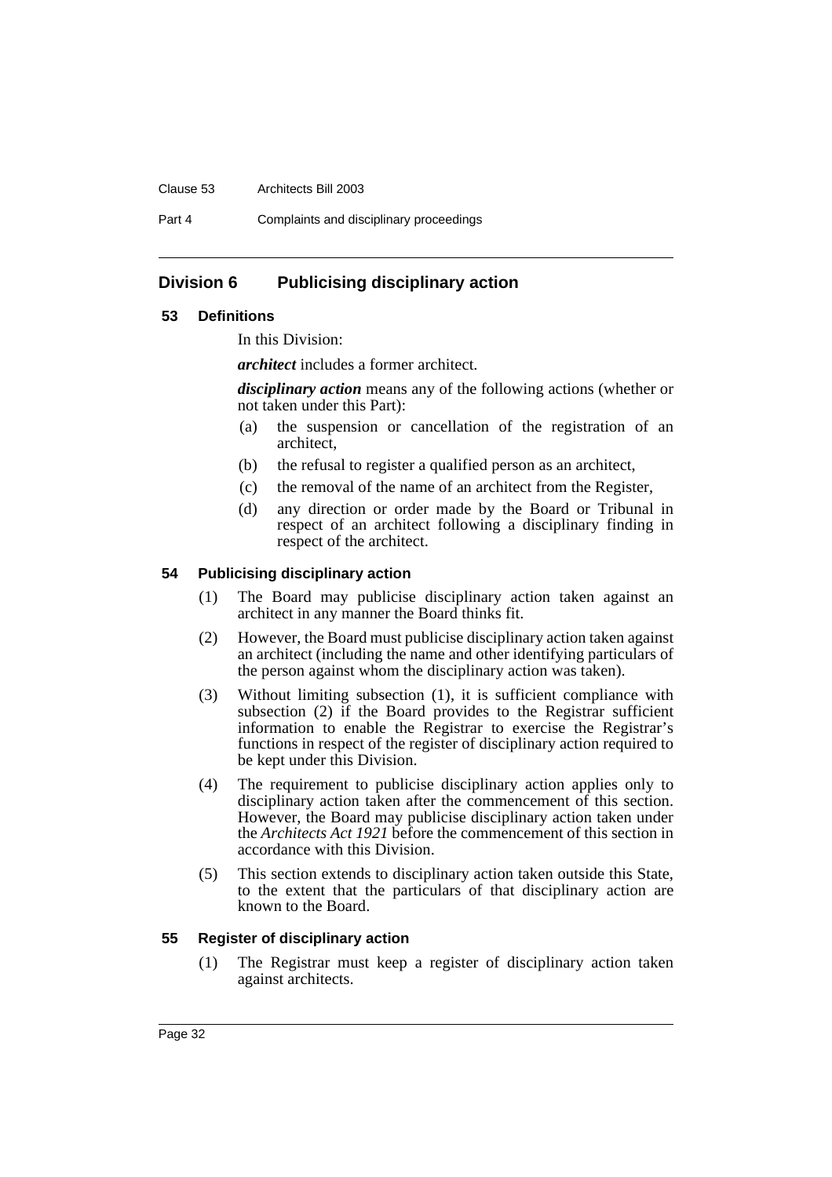## Division 6 Publicising disciplinary action

### 53 Definitions

In this Division:

***architect*** includes a former architect.

***disciplinary action*** means any of the following actions (whether or not taken under this Part):

(a) the suspension or cancellation of the registration of an architect,

(b) the refusal to register a qualified person as an architect,

(c) the removal of the name of an architect from the Register,

(d) any direction or order made by the Board or Tribunal in respect of an architect following a disciplinary finding in respect of the architect.

### 54 Publicising disciplinary action

(1) The Board may publicise disciplinary action taken against an architect in any manner the Board thinks fit.

(2) However, the Board must publicise disciplinary action taken against an architect (including the name and other identifying particulars of the person against whom the disciplinary action was taken).

(3) Without limiting subsection (1), it is sufficient compliance with subsection (2) if the Board provides to the Registrar sufficient information to enable the Registrar to exercise the Registrar's functions in respect of the register of disciplinary action required to be kept under this Division.

(4) The requirement to publicise disciplinary action applies only to disciplinary action taken after the commencement of this section. However, the Board may publicise disciplinary action taken under the *Architects Act 1921* before the commencement of this section in accordance with this Division.

(5) This section extends to disciplinary action taken outside this State, to the extent that the particulars of that disciplinary action are known to the Board.

### 55 Register of disciplinary action

(1) The Registrar must keep a register of disciplinary action taken against architects.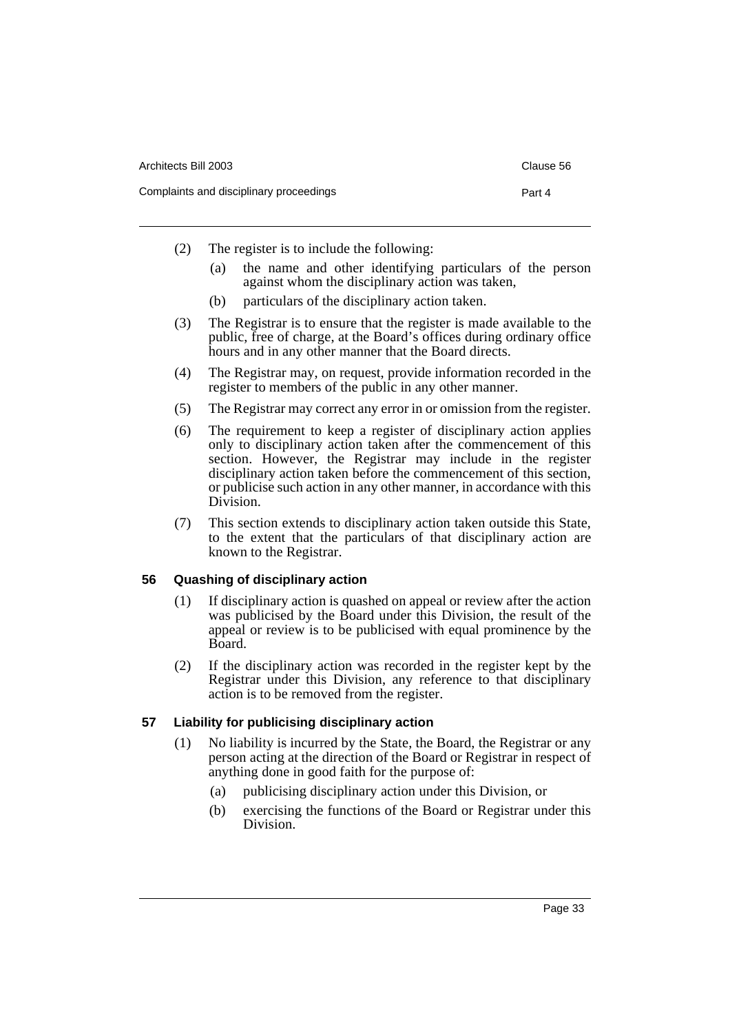(2) The register is to include the following:

(a) the name and other identifying particulars of the person against whom the disciplinary action was taken,

(b) particulars of the disciplinary action taken.

(3) The Registrar is to ensure that the register is made available to the public, free of charge, at the Board's offices during ordinary office hours and in any other manner that the Board directs.

(4) The Registrar may, on request, provide information recorded in the register to members of the public in any other manner.

(5) The Registrar may correct any error in or omission from the register.

(6) The requirement to keep a register of disciplinary action applies only to disciplinary action taken after the commencement of this section. However, the Registrar may include in the register disciplinary action taken before the commencement of this section, or publicise such action in any other manner, in accordance with this Division.

(7) This section extends to disciplinary action taken outside this State, to the extent that the particulars of that disciplinary action are known to the Registrar.

### 56 Quashing of disciplinary action

(1) If disciplinary action is quashed on appeal or review after the action was publicised by the Board under this Division, the result of the appeal or review is to be publicised with equal prominence by the Board.

(2) If the disciplinary action was recorded in the register kept by the Registrar under this Division, any reference to that disciplinary action is to be removed from the register.

### 57 Liability for publicising disciplinary action

(1) No liability is incurred by the State, the Board, the Registrar or any person acting at the direction of the Board or Registrar in respect of anything done in good faith for the purpose of:

(a) publicising disciplinary action under this Division, or

(b) exercising the functions of the Board or Registrar under this Division.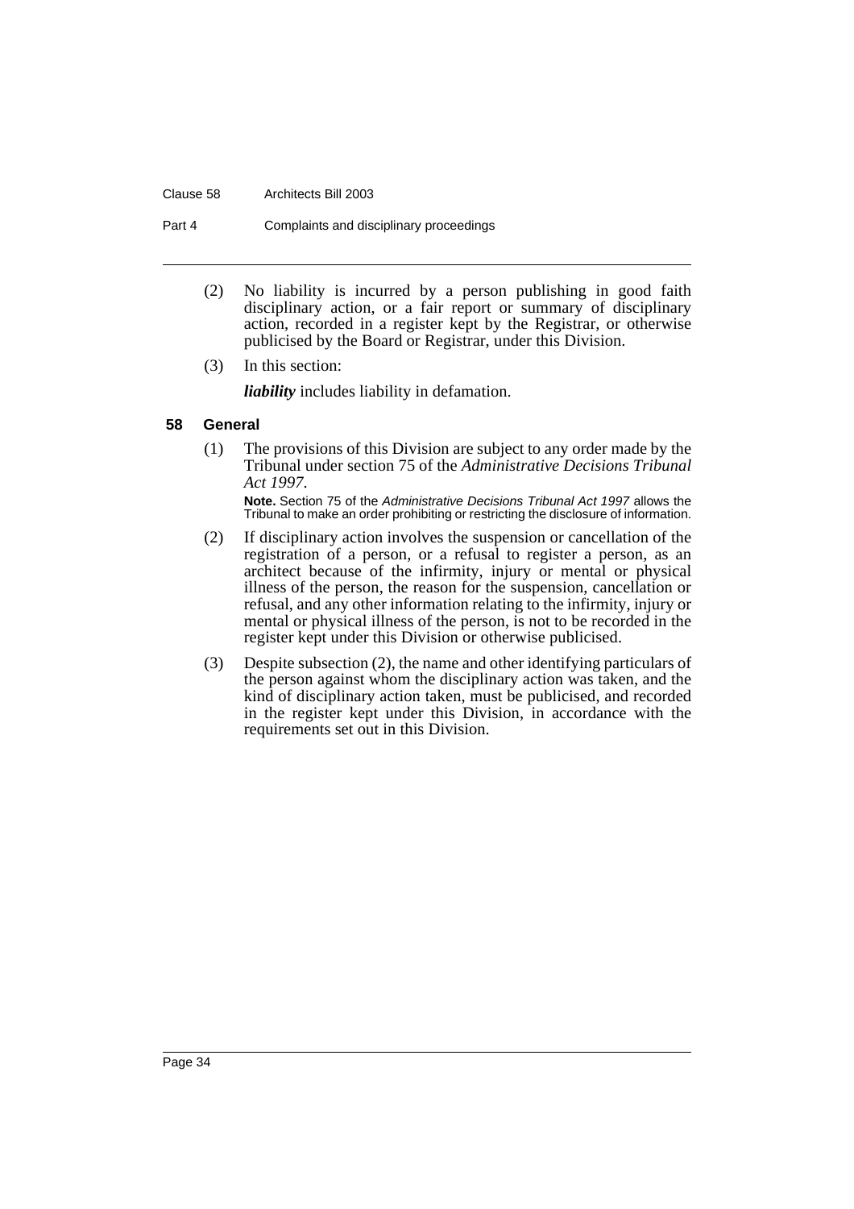(2) No liability is incurred by a person publishing in good faith disciplinary action, or a fair report or summary of disciplinary action, recorded in a register kept by the Registrar, or otherwise publicised by the Board or Registrar, under this Division.

(3) In this section:

***liability*** includes liability in defamation.

### 58 General

(1) The provisions of this Division are subject to any order made by the Tribunal under section 75 of the *Administrative Decisions Tribunal Act 1997*.

**Note.** Section 75 of the *Administrative Decisions Tribunal Act 1997* allows the Tribunal to make an order prohibiting or restricting the disclosure of information.

(2) If disciplinary action involves the suspension or cancellation of the registration of a person, or a refusal to register a person, as an architect because of the infirmity, injury or mental or physical illness of the person, the reason for the suspension, cancellation or refusal, and any other information relating to the infirmity, injury or mental or physical illness of the person, is not to be recorded in the register kept under this Division or otherwise publicised.

(3) Despite subsection (2), the name and other identifying particulars of the person against whom the disciplinary action was taken, and the kind of disciplinary action taken, must be publicised, and recorded in the register kept under this Division, in accordance with the requirements set out in this Division.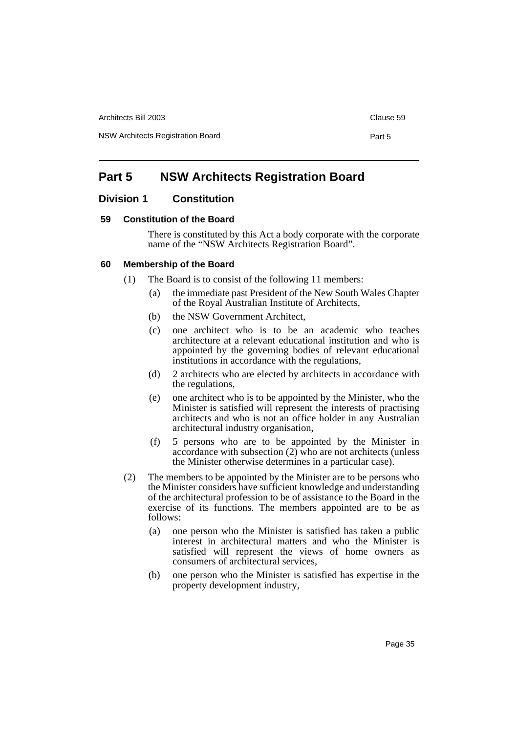# Part 5 NSW Architects Registration Board

## Division 1 Constitution

### 59 Constitution of the Board

There is constituted by this Act a body corporate with the corporate name of the "NSW Architects Registration Board".

### 60 Membership of the Board

(1) The Board is to consist of the following 11 members:

(a) the immediate past President of the New South Wales Chapter of the Royal Australian Institute of Architects,

(b) the NSW Government Architect,

(c) one architect who is to be an academic who teaches architecture at a relevant educational institution and who is appointed by the governing bodies of relevant educational institutions in accordance with the regulations,

(d) 2 architects who are elected by architects in accordance with the regulations,

(e) one architect who is to be appointed by the Minister, who the Minister is satisfied will represent the interests of practising architects and who is not an office holder in any Australian architectural industry organisation,

(f) 5 persons who are to be appointed by the Minister in accordance with subsection (2) who are not architects (unless the Minister otherwise determines in a particular case).

(2) The members to be appointed by the Minister are to be persons who the Minister considers have sufficient knowledge and understanding of the architectural profession to be of assistance to the Board in the exercise of its functions. The members appointed are to be as follows:

(a) one person who the Minister is satisfied has taken a public interest in architectural matters and who the Minister is satisfied will represent the views of home owners as consumers of architectural services,

(b) one person who the Minister is satisfied has expertise in the property development industry,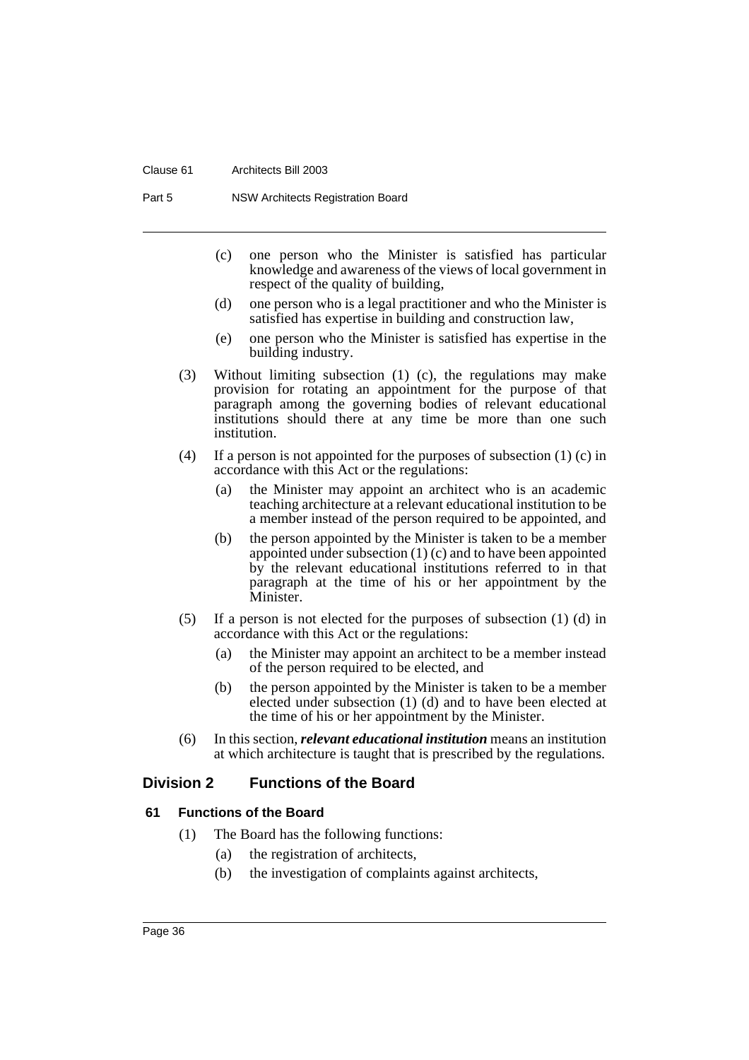(c) one person who the Minister is satisfied has particular knowledge and awareness of the views of local government in respect of the quality of building,

(d) one person who is a legal practitioner and who the Minister is satisfied has expertise in building and construction law,

(e) one person who the Minister is satisfied has expertise in the building industry.

(3) Without limiting subsection (1) (c), the regulations may make provision for rotating an appointment for the purpose of that paragraph among the governing bodies of relevant educational institutions should there at any time be more than one such institution.

(4) If a person is not appointed for the purposes of subsection (1) (c) in accordance with this Act or the regulations:

(a) the Minister may appoint an architect who is an academic teaching architecture at a relevant educational institution to be a member instead of the person required to be appointed, and

(b) the person appointed by the Minister is taken to be a member appointed under subsection (1) (c) and to have been appointed by the relevant educational institutions referred to in that paragraph at the time of his or her appointment by the Minister.

(5) If a person is not elected for the purposes of subsection (1) (d) in accordance with this Act or the regulations:

(a) the Minister may appoint an architect to be a member instead of the person required to be elected, and

(b) the person appointed by the Minister is taken to be a member elected under subsection (1) (d) and to have been elected at the time of his or her appointment by the Minister.

(6) In this section, ***relevant educational institution*** means an institution at which architecture is taught that is prescribed by the regulations.

## Division 2 Functions of the Board

### 61 Functions of the Board

(1) The Board has the following functions:

(a) the registration of architects,

(b) the investigation of complaints against architects,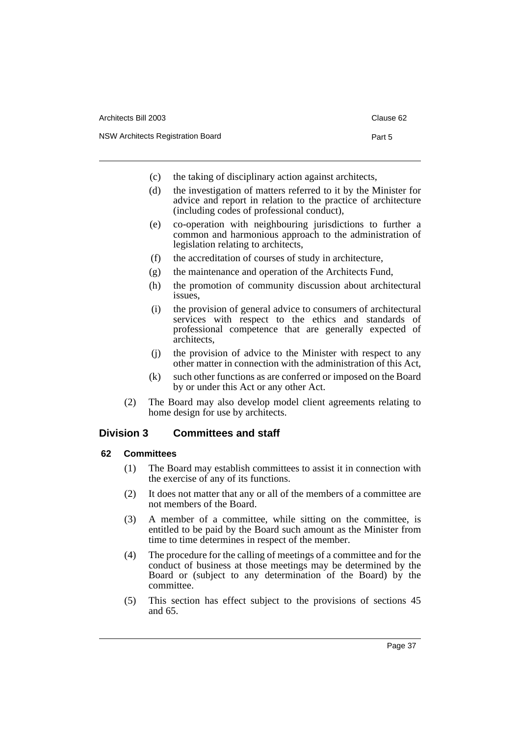(c) the taking of disciplinary action against architects,

(d) the investigation of matters referred to it by the Minister for advice and report in relation to the practice of architecture (including codes of professional conduct),

(e) co-operation with neighbouring jurisdictions to further a common and harmonious approach to the administration of legislation relating to architects,

(f) the accreditation of courses of study in architecture,

(g) the maintenance and operation of the Architects Fund,

(h) the promotion of community discussion about architectural issues,

(i) the provision of general advice to consumers of architectural services with respect to the ethics and standards of professional competence that are generally expected of architects,

(j) the provision of advice to the Minister with respect to any other matter in connection with the administration of this Act,

(k) such other functions as are conferred or imposed on the Board by or under this Act or any other Act.

(2) The Board may also develop model client agreements relating to home design for use by architects.

## Division 3 Committees and staff

### 62 Committees

(1) The Board may establish committees to assist it in connection with the exercise of any of its functions.

(2) It does not matter that any or all of the members of a committee are not members of the Board.

(3) A member of a committee, while sitting on the committee, is entitled to be paid by the Board such amount as the Minister from time to time determines in respect of the member.

(4) The procedure for the calling of meetings of a committee and for the conduct of business at those meetings may be determined by the Board or (subject to any determination of the Board) by the committee.

(5) This section has effect subject to the provisions of sections 45 and 65.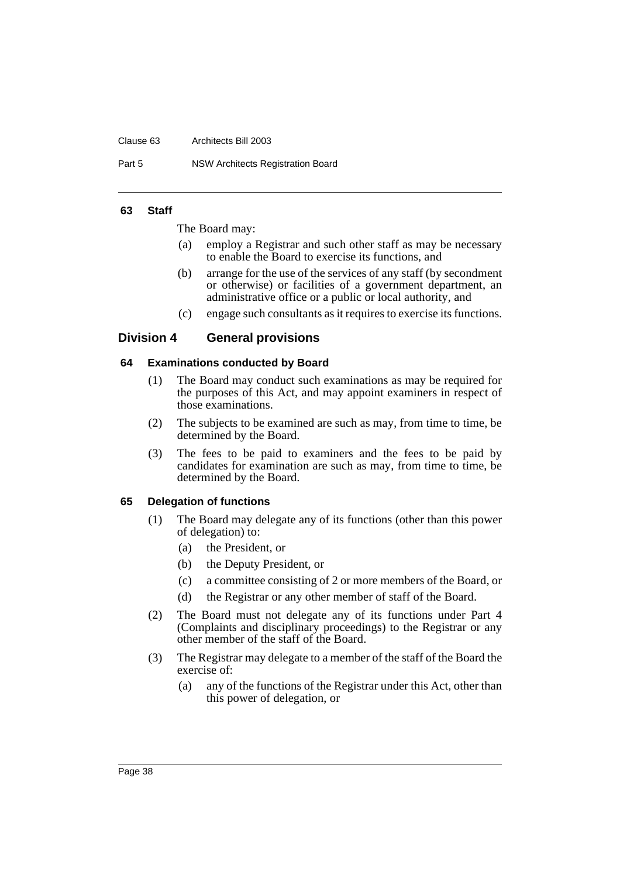#### 63 Staff

The Board may:

(a) employ a Registrar and such other staff as may be necessary to enable the Board to exercise its functions, and

(b) arrange for the use of the services of any staff (by secondment or otherwise) or facilities of a government department, an administrative office or a public or local authority, and

(c) engage such consultants as it requires to exercise its functions.

### Division 4 General provisions

#### 64 Examinations conducted by Board

(1) The Board may conduct such examinations as may be required for the purposes of this Act, and may appoint examiners in respect of those examinations.

(2) The subjects to be examined are such as may, from time to time, be determined by the Board.

(3) The fees to be paid to examiners and the fees to be paid by candidates for examination are such as may, from time to time, be determined by the Board.

#### 65 Delegation of functions

(1) The Board may delegate any of its functions (other than this power of delegation) to:

(a) the President, or

(b) the Deputy President, or

(c) a committee consisting of 2 or more members of the Board, or

(d) the Registrar or any other member of staff of the Board.

(2) The Board must not delegate any of its functions under Part 4 (Complaints and disciplinary proceedings) to the Registrar or any other member of the staff of the Board.

(3) The Registrar may delegate to a member of the staff of the Board the exercise of:

(a) any of the functions of the Registrar under this Act, other than this power of delegation, or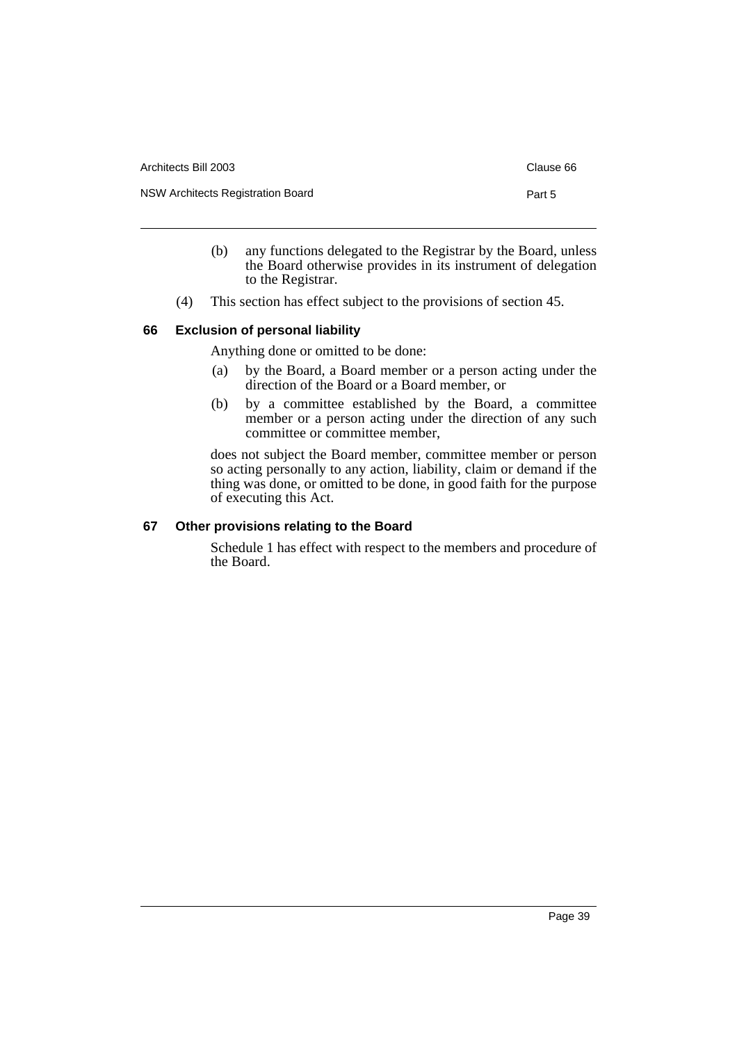(b) any functions delegated to the Registrar by the Board, unless the Board otherwise provides in its instrument of delegation to the Registrar.

(4) This section has effect subject to the provisions of section 45.

### 66 Exclusion of personal liability

Anything done or omitted to be done:

(a) by the Board, a Board member or a person acting under the direction of the Board or a Board member, or

(b) by a committee established by the Board, a committee member or a person acting under the direction of any such committee or committee member,

does not subject the Board member, committee member or person so acting personally to any action, liability, claim or demand if the thing was done, or omitted to be done, in good faith for the purpose of executing this Act.

### 67 Other provisions relating to the Board

Schedule 1 has effect with respect to the members and procedure of the Board.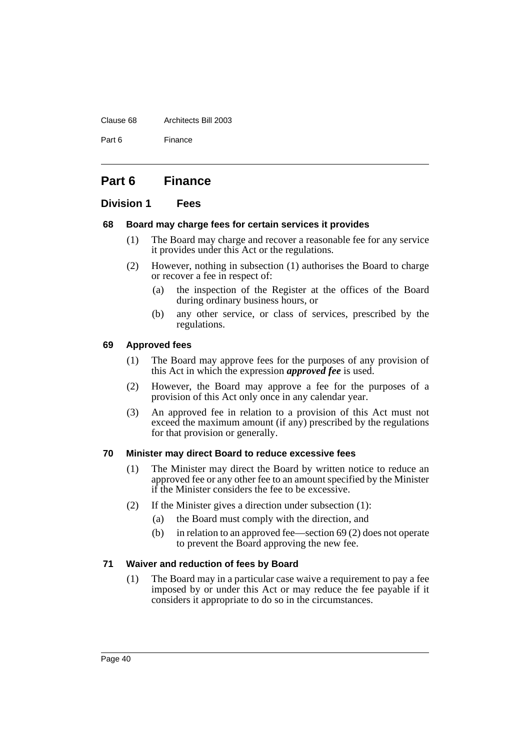# Part 6 Finance

## Division 1 Fees

### 68 Board may charge fees for certain services it provides

(1) The Board may charge and recover a reasonable fee for any service it provides under this Act or the regulations.

(2) However, nothing in subsection (1) authorises the Board to charge or recover a fee in respect of:

- (a) the inspection of the Register at the offices of the Board during ordinary business hours, or
- (b) any other service, or class of services, prescribed by the regulations.

### 69 Approved fees

(1) The Board may approve fees for the purposes of any provision of this Act in which the expression ***approved fee*** is used.

(2) However, the Board may approve a fee for the purposes of a provision of this Act only once in any calendar year.

(3) An approved fee in relation to a provision of this Act must not exceed the maximum amount (if any) prescribed by the regulations for that provision or generally.

### 70 Minister may direct Board to reduce excessive fees

(1) The Minister may direct the Board by written notice to reduce an approved fee or any other fee to an amount specified by the Minister if the Minister considers the fee to be excessive.

(2) If the Minister gives a direction under subsection (1):

- (a) the Board must comply with the direction, and
- (b) in relation to an approved fee—section 69 (2) does not operate to prevent the Board approving the new fee.

### 71 Waiver and reduction of fees by Board

(1) The Board may in a particular case waive a requirement to pay a fee imposed by or under this Act or may reduce the fee payable if it considers it appropriate to do so in the circumstances.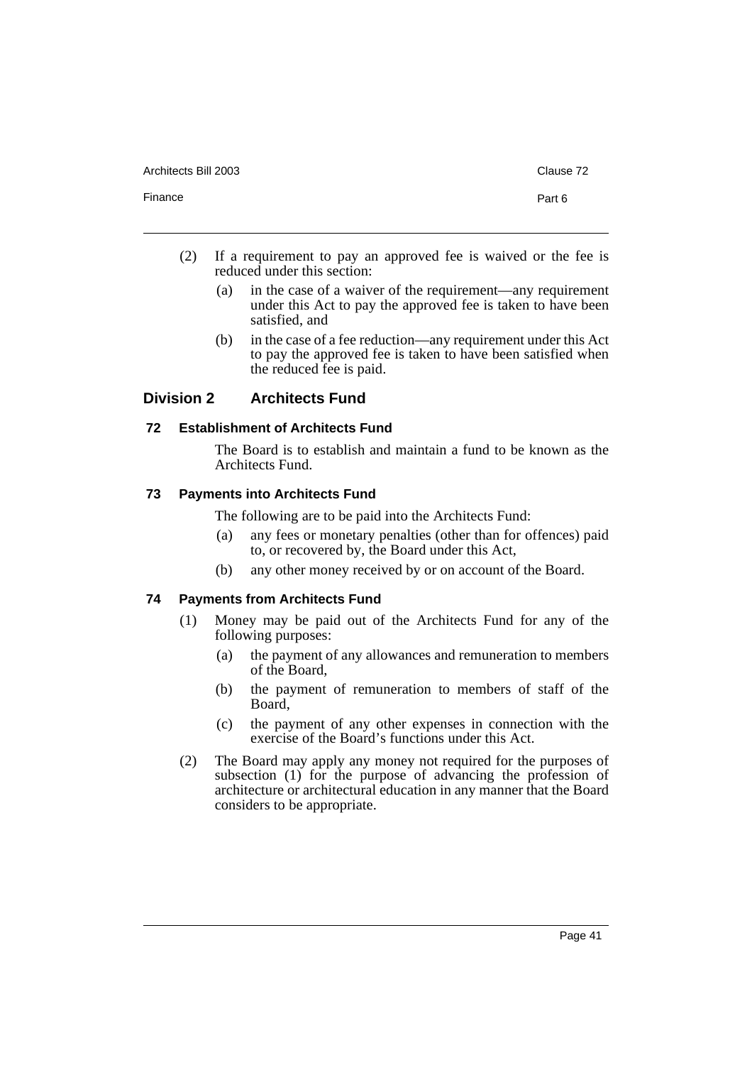(2) If a requirement to pay an approved fee is waived or the fee is reduced under this section:

   (a) in the case of a waiver of the requirement—any requirement under this Act to pay the approved fee is taken to have been satisfied, and

   (b) in the case of a fee reduction—any requirement under this Act to pay the approved fee is taken to have been satisfied when the reduced fee is paid.

## Division 2 Architects Fund

### 72 Establishment of Architects Fund

The Board is to establish and maintain a fund to be known as the Architects Fund.

### 73 Payments into Architects Fund

The following are to be paid into the Architects Fund:

(a) any fees or monetary penalties (other than for offences) paid to, or recovered by, the Board under this Act,

(b) any other money received by or on account of the Board.

### 74 Payments from Architects Fund

(1) Money may be paid out of the Architects Fund for any of the following purposes:

   (a) the payment of any allowances and remuneration to members of the Board,

   (b) the payment of remuneration to members of staff of the Board,

   (c) the payment of any other expenses in connection with the exercise of the Board's functions under this Act.

(2) The Board may apply any money not required for the purposes of subsection (1) for the purpose of advancing the profession of architecture or architectural education in any manner that the Board considers to be appropriate.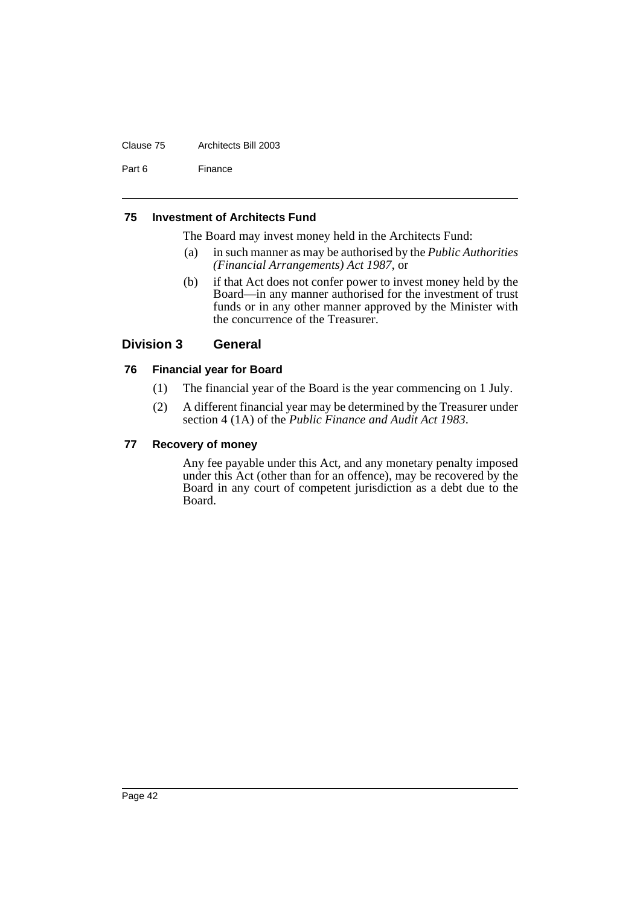### 75 Investment of Architects Fund

The Board may invest money held in the Architects Fund:

(a) in such manner as may be authorised by the *Public Authorities (Financial Arrangements) Act 1987*, or

(b) if that Act does not confer power to invest money held by the Board—in any manner authorised for the investment of trust funds or in any other manner approved by the Minister with the concurrence of the Treasurer.

## Division 3 General

### 76 Financial year for Board

(1) The financial year of the Board is the year commencing on 1 July.

(2) A different financial year may be determined by the Treasurer under section 4 (1A) of the *Public Finance and Audit Act 1983*.

### 77 Recovery of money

Any fee payable under this Act, and any monetary penalty imposed under this Act (other than for an offence), may be recovered by the Board in any court of competent jurisdiction as a debt due to the Board.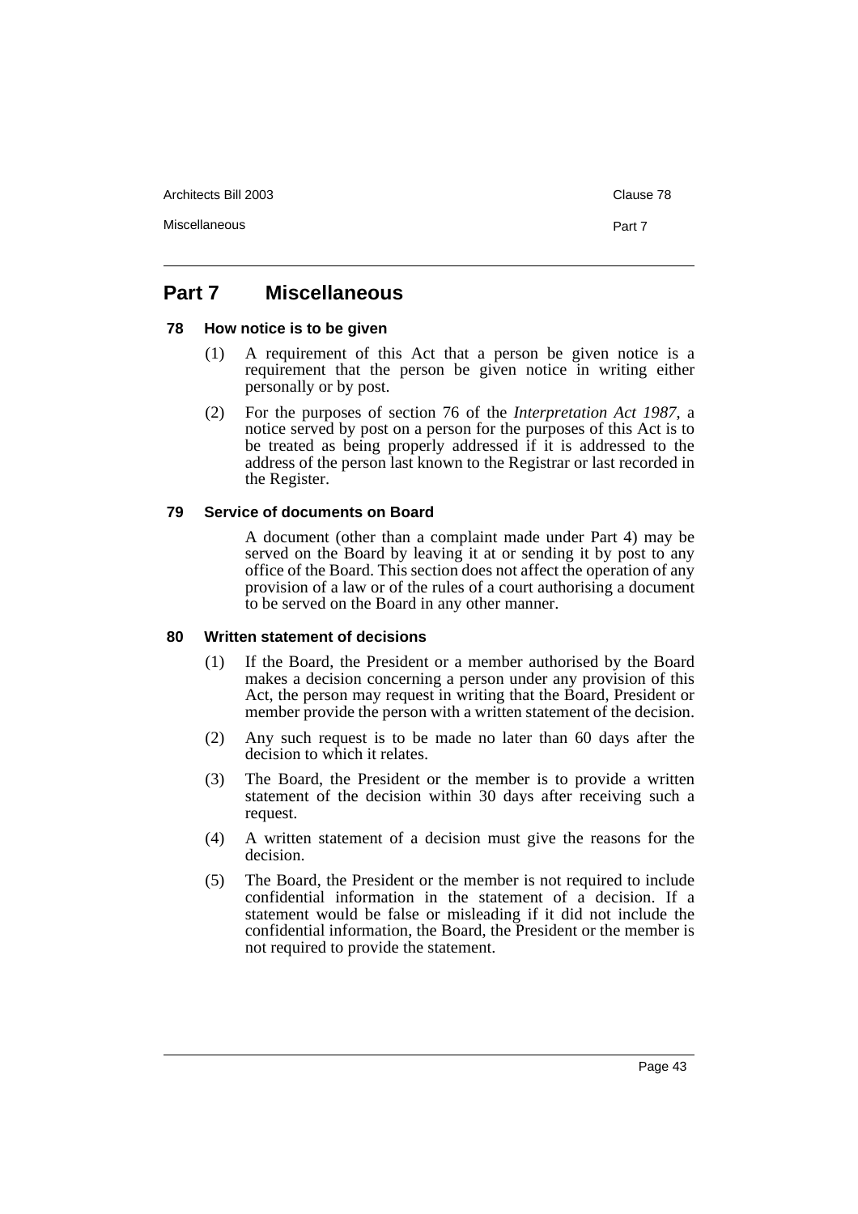## Part 7 Miscellaneous

### 78 How notice is to be given

(1) A requirement of this Act that a person be given notice is a requirement that the person be given notice in writing either personally or by post.

(2) For the purposes of section 76 of the *Interpretation Act 1987*, a notice served by post on a person for the purposes of this Act is to be treated as being properly addressed if it is addressed to the address of the person last known to the Registrar or last recorded in the Register.

### 79 Service of documents on Board

A document (other than a complaint made under Part 4) may be served on the Board by leaving it at or sending it by post to any office of the Board. This section does not affect the operation of any provision of a law or of the rules of a court authorising a document to be served on the Board in any other manner.

### 80 Written statement of decisions

(1) If the Board, the President or a member authorised by the Board makes a decision concerning a person under any provision of this Act, the person may request in writing that the Board, President or member provide the person with a written statement of the decision.

(2) Any such request is to be made no later than 60 days after the decision to which it relates.

(3) The Board, the President or the member is to provide a written statement of the decision within 30 days after receiving such a request.

(4) A written statement of a decision must give the reasons for the decision.

(5) The Board, the President or the member is not required to include confidential information in the statement of a decision. If a statement would be false or misleading if it did not include the confidential information, the Board, the President or the member is not required to provide the statement.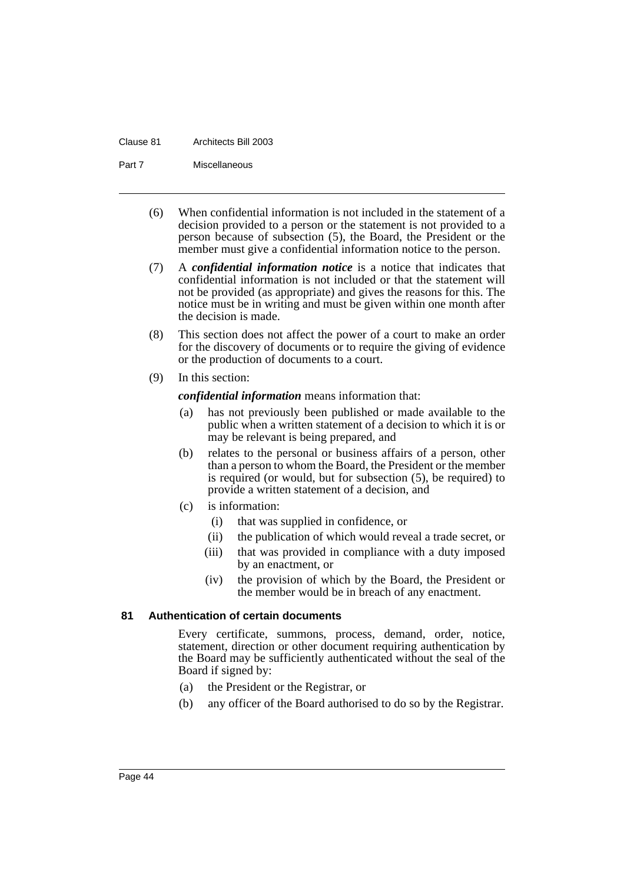(6) When confidential information is not included in the statement of a decision provided to a person or the statement is not provided to a person because of subsection (5), the Board, the President or the member must give a confidential information notice to the person.

(7) A ***confidential information notice*** is a notice that indicates that confidential information is not included or that the statement will not be provided (as appropriate) and gives the reasons for this. The notice must be in writing and must be given within one month after the decision is made.

(8) This section does not affect the power of a court to make an order for the discovery of documents or to require the giving of evidence or the production of documents to a court.

(9) In this section:

***confidential information*** means information that:

- (a) has not previously been published or made available to the public when a written statement of a decision to which it is or may be relevant is being prepared, and
- (b) relates to the personal or business affairs of a person, other than a person to whom the Board, the President or the member is required (or would, but for subsection (5), be required) to provide a written statement of a decision, and
- (c) is information:
  - (i) that was supplied in confidence, or
  - (ii) the publication of which would reveal a trade secret, or
  - (iii) that was provided in compliance with a duty imposed by an enactment, or
  - (iv) the provision of which by the Board, the President or the member would be in breach of any enactment.

### 81 Authentication of certain documents

Every certificate, summons, process, demand, order, notice, statement, direction or other document requiring authentication by the Board may be sufficiently authenticated without the seal of the Board if signed by:

- (a) the President or the Registrar, or
- (b) any officer of the Board authorised to do so by the Registrar.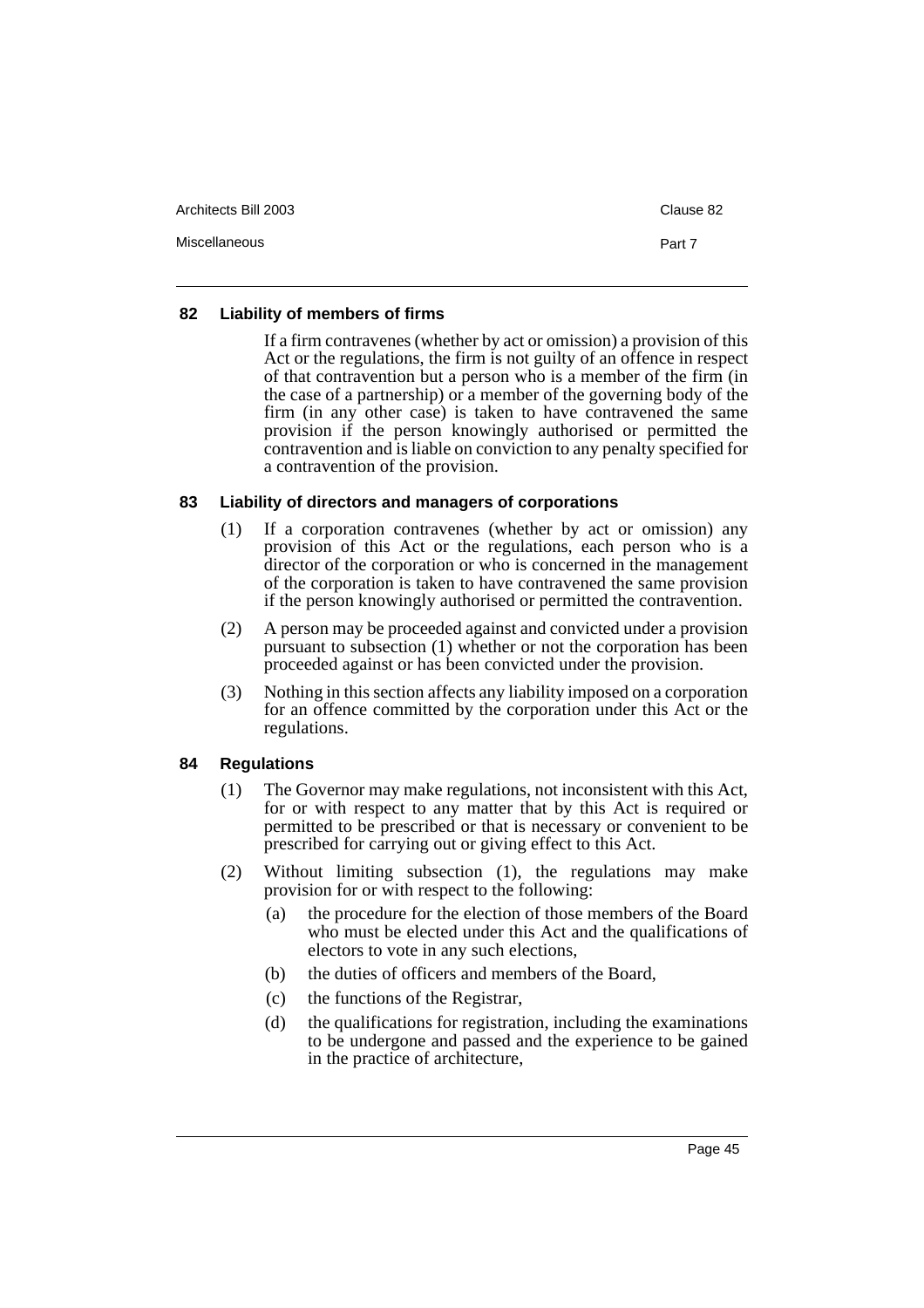### 82 Liability of members of firms

If a firm contravenes (whether by act or omission) a provision of this Act or the regulations, the firm is not guilty of an offence in respect of that contravention but a person who is a member of the firm (in the case of a partnership) or a member of the governing body of the firm (in any other case) is taken to have contravened the same provision if the person knowingly authorised or permitted the contravention and is liable on conviction to any penalty specified for a contravention of the provision.

### 83 Liability of directors and managers of corporations

(1) If a corporation contravenes (whether by act or omission) any provision of this Act or the regulations, each person who is a director of the corporation or who is concerned in the management of the corporation is taken to have contravened the same provision if the person knowingly authorised or permitted the contravention.

(2) A person may be proceeded against and convicted under a provision pursuant to subsection (1) whether or not the corporation has been proceeded against or has been convicted under the provision.

(3) Nothing in this section affects any liability imposed on a corporation for an offence committed by the corporation under this Act or the regulations.

### 84 Regulations

(1) The Governor may make regulations, not inconsistent with this Act, for or with respect to any matter that by this Act is required or permitted to be prescribed or that is necessary or convenient to be prescribed for carrying out or giving effect to this Act.

(2) Without limiting subsection (1), the regulations may make provision for or with respect to the following:

(a) the procedure for the election of those members of the Board who must be elected under this Act and the qualifications of electors to vote in any such elections,

(b) the duties of officers and members of the Board,

(c) the functions of the Registrar,

(d) the qualifications for registration, including the examinations to be undergone and passed and the experience to be gained in the practice of architecture,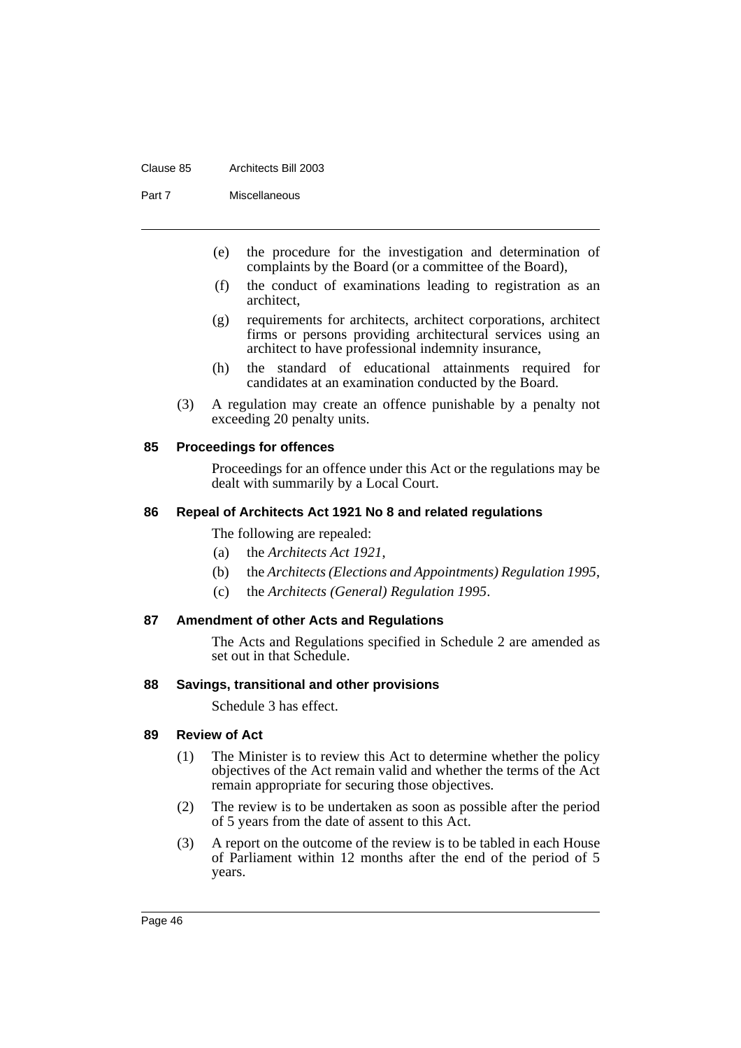(e) the procedure for the investigation and determination of complaints by the Board (or a committee of the Board),

(f) the conduct of examinations leading to registration as an architect,

(g) requirements for architects, architect corporations, architect firms or persons providing architectural services using an architect to have professional indemnity insurance,

(h) the standard of educational attainments required for candidates at an examination conducted by the Board.

(3) A regulation may create an offence punishable by a penalty not exceeding 20 penalty units.

### 85 Proceedings for offences

Proceedings for an offence under this Act or the regulations may be dealt with summarily by a Local Court.

### 86 Repeal of Architects Act 1921 No 8 and related regulations

The following are repealed:

(a) the *Architects Act 1921*,

(b) the *Architects (Elections and Appointments) Regulation 1995*,

(c) the *Architects (General) Regulation 1995*.

### 87 Amendment of other Acts and Regulations

The Acts and Regulations specified in Schedule 2 are amended as set out in that Schedule.

### 88 Savings, transitional and other provisions

Schedule 3 has effect.

### 89 Review of Act

(1) The Minister is to review this Act to determine whether the policy objectives of the Act remain valid and whether the terms of the Act remain appropriate for securing those objectives.

(2) The review is to be undertaken as soon as possible after the period of 5 years from the date of assent to this Act.

(3) A report on the outcome of the review is to be tabled in each House of Parliament within 12 months after the end of the period of 5 years.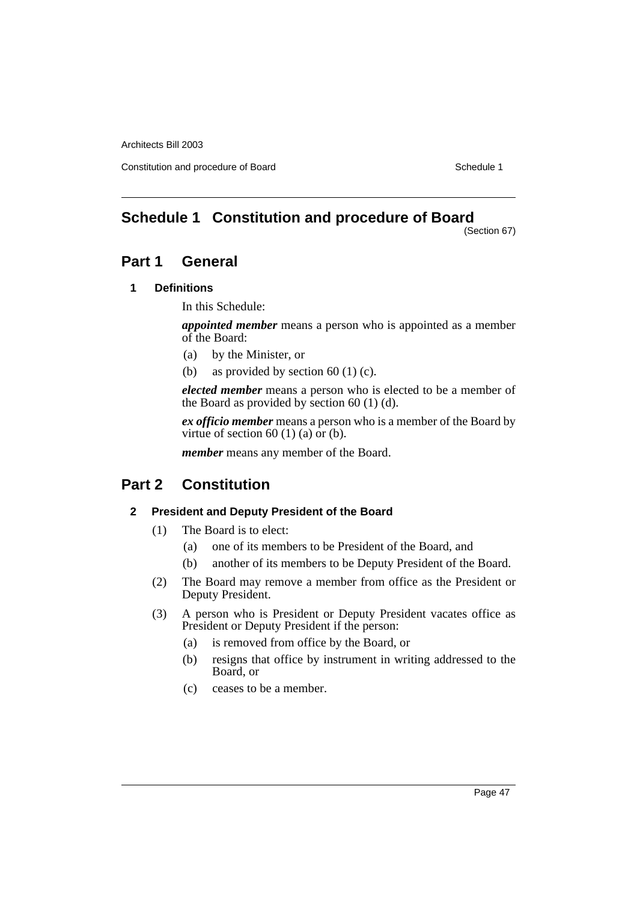# Schedule 1 Constitution and procedure of Board

(Section 67)

## Part 1 General

### 1 Definitions

In this Schedule:

***appointed member*** means a person who is appointed as a member of the Board:

(a) by the Minister, or

(b) as provided by section 60 (1) (c).

***elected member*** means a person who is elected to be a member of the Board as provided by section 60 (1) (d).

***ex officio member*** means a person who is a member of the Board by virtue of section 60 (1) (a) or (b).

***member*** means any member of the Board.

## Part 2 Constitution

### 2 President and Deputy President of the Board

(1) The Board is to elect:

(a) one of its members to be President of the Board, and

(b) another of its members to be Deputy President of the Board.

(2) The Board may remove a member from office as the President or Deputy President.

(3) A person who is President or Deputy President vacates office as President or Deputy President if the person:

(a) is removed from office by the Board, or

(b) resigns that office by instrument in writing addressed to the Board, or

(c) ceases to be a member.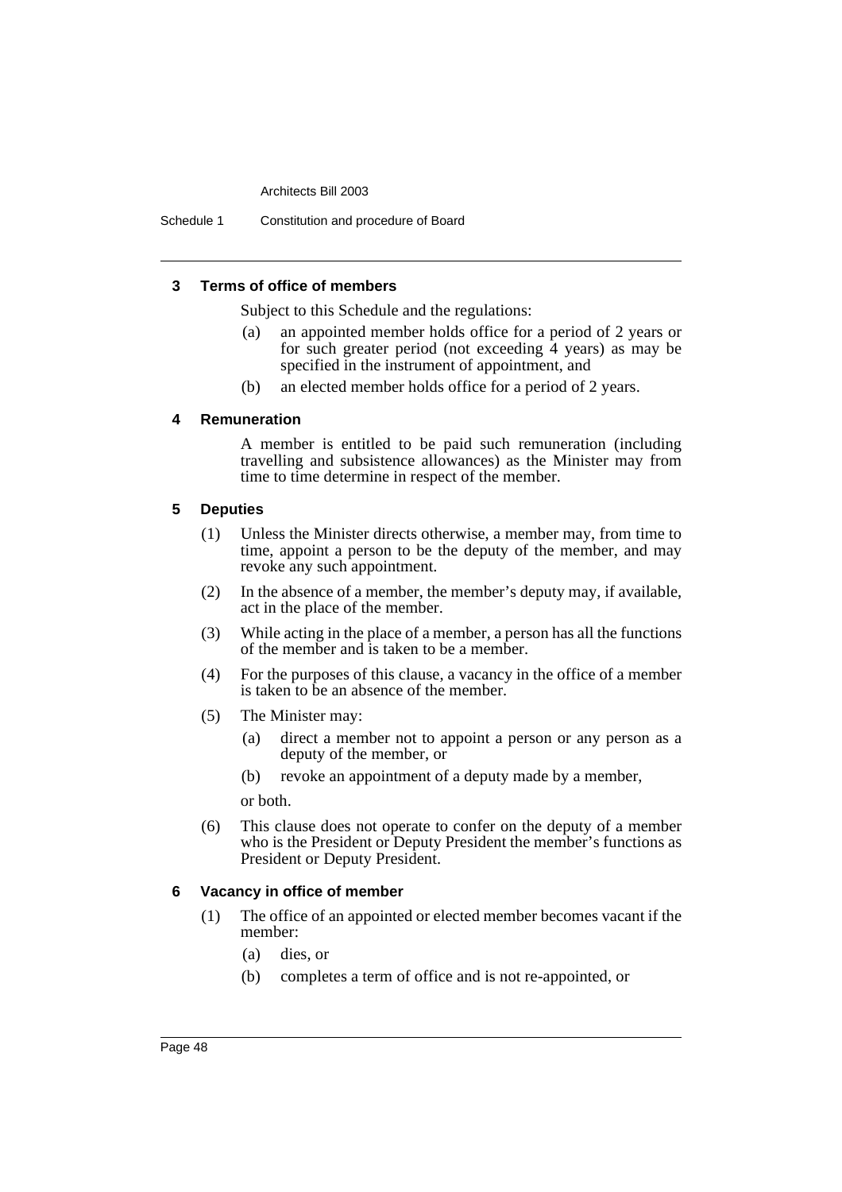### 3 Terms of office of members

Subject to this Schedule and the regulations:

(a) an appointed member holds office for a period of 2 years or for such greater period (not exceeding 4 years) as may be specified in the instrument of appointment, and

(b) an elected member holds office for a period of 2 years.

### 4 Remuneration

A member is entitled to be paid such remuneration (including travelling and subsistence allowances) as the Minister may from time to time determine in respect of the member.

### 5 Deputies

(1) Unless the Minister directs otherwise, a member may, from time to time, appoint a person to be the deputy of the member, and may revoke any such appointment.

(2) In the absence of a member, the member's deputy may, if available, act in the place of the member.

(3) While acting in the place of a member, a person has all the functions of the member and is taken to be a member.

(4) For the purposes of this clause, a vacancy in the office of a member is taken to be an absence of the member.

(5) The Minister may:

(a) direct a member not to appoint a person or any person as a deputy of the member, or

(b) revoke an appointment of a deputy made by a member,

or both.

(6) This clause does not operate to confer on the deputy of a member who is the President or Deputy President the member's functions as President or Deputy President.

### 6 Vacancy in office of member

(1) The office of an appointed or elected member becomes vacant if the member:

(a) dies, or

(b) completes a term of office and is not re-appointed, or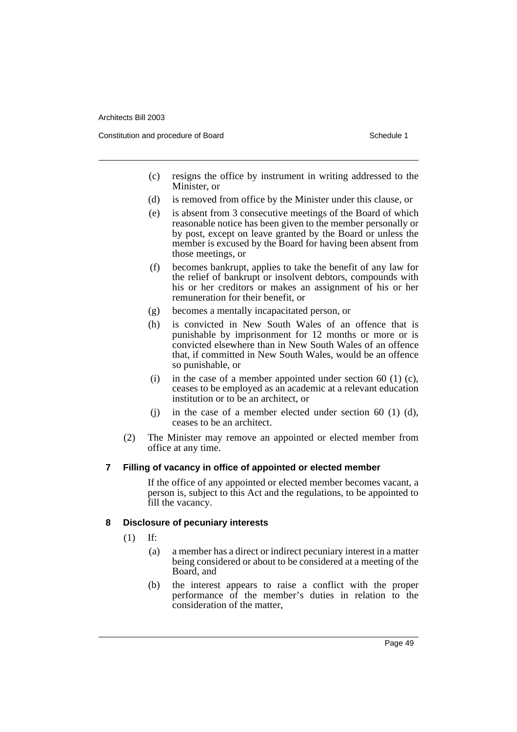(c) resigns the office by instrument in writing addressed to the Minister, or

(d) is removed from office by the Minister under this clause, or

(e) is absent from 3 consecutive meetings of the Board of which reasonable notice has been given to the member personally or by post, except on leave granted by the Board or unless the member is excused by the Board for having been absent from those meetings, or

(f) becomes bankrupt, applies to take the benefit of any law for the relief of bankrupt or insolvent debtors, compounds with his or her creditors or makes an assignment of his or her remuneration for their benefit, or

(g) becomes a mentally incapacitated person, or

(h) is convicted in New South Wales of an offence that is punishable by imprisonment for 12 months or more or is convicted elsewhere than in New South Wales of an offence that, if committed in New South Wales, would be an offence so punishable, or

(i) in the case of a member appointed under section 60 (1) (c), ceases to be employed as an academic at a relevant education institution or to be an architect, or

(j) in the case of a member elected under section 60 (1) (d), ceases to be an architect.

(2) The Minister may remove an appointed or elected member from office at any time.

### 7 Filling of vacancy in office of appointed or elected member

If the office of any appointed or elected member becomes vacant, a person is, subject to this Act and the regulations, to be appointed to fill the vacancy.

### 8 Disclosure of pecuniary interests

(1) If:

(a) a member has a direct or indirect pecuniary interest in a matter being considered or about to be considered at a meeting of the Board, and

(b) the interest appears to raise a conflict with the proper performance of the member's duties in relation to the consideration of the matter,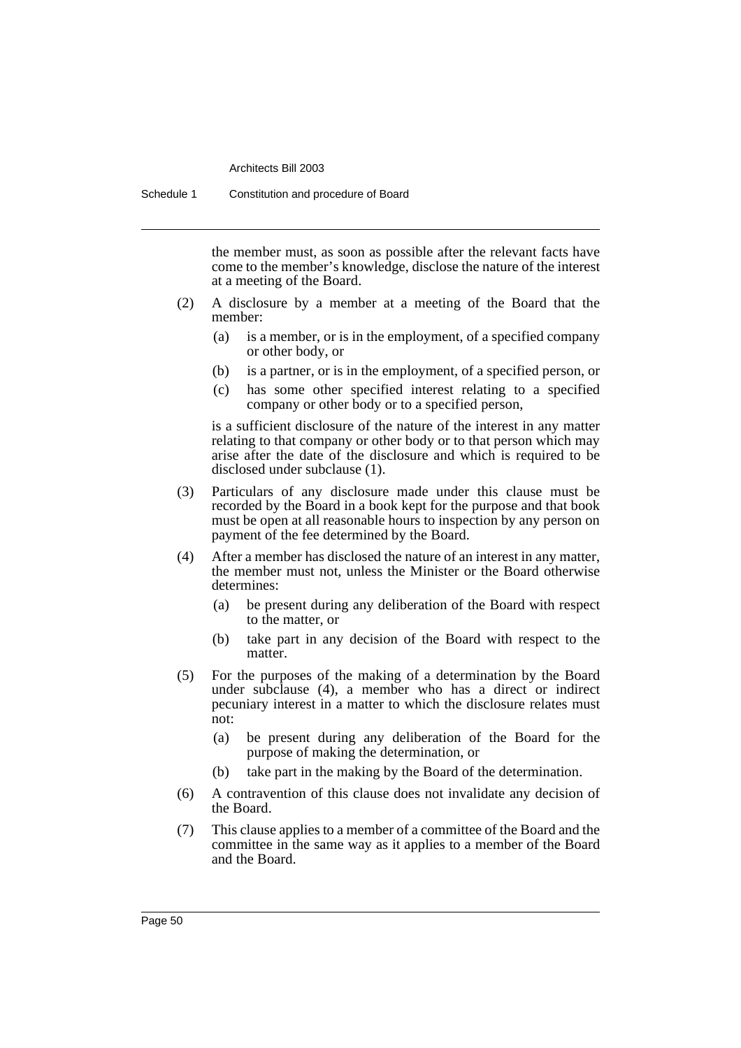the member must, as soon as possible after the relevant facts have come to the member's knowledge, disclose the nature of the interest at a meeting of the Board.

(2) A disclosure by a member at a meeting of the Board that the member:

(a) is a member, or is in the employment, of a specified company or other body, or

(b) is a partner, or is in the employment, of a specified person, or

(c) has some other specified interest relating to a specified company or other body or to a specified person,

is a sufficient disclosure of the nature of the interest in any matter relating to that company or other body or to that person which may arise after the date of the disclosure and which is required to be disclosed under subclause (1).

(3) Particulars of any disclosure made under this clause must be recorded by the Board in a book kept for the purpose and that book must be open at all reasonable hours to inspection by any person on payment of the fee determined by the Board.

(4) After a member has disclosed the nature of an interest in any matter, the member must not, unless the Minister or the Board otherwise determines:

(a) be present during any deliberation of the Board with respect to the matter, or

(b) take part in any decision of the Board with respect to the matter.

(5) For the purposes of the making of a determination by the Board under subclause (4), a member who has a direct or indirect pecuniary interest in a matter to which the disclosure relates must not:

(a) be present during any deliberation of the Board for the purpose of making the determination, or

(b) take part in the making by the Board of the determination.

(6) A contravention of this clause does not invalidate any decision of the Board.

(7) This clause applies to a member of a committee of the Board and the committee in the same way as it applies to a member of the Board and the Board.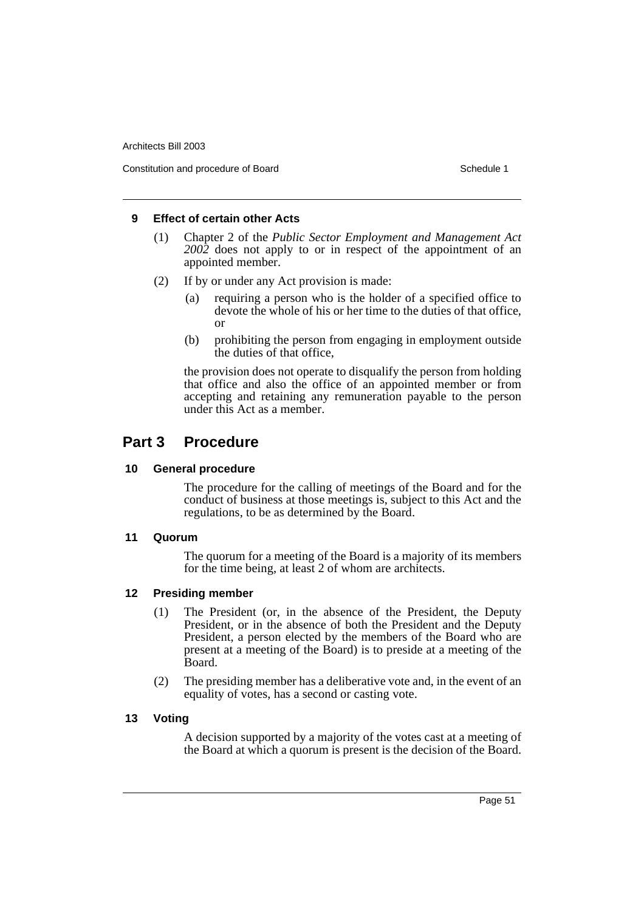### 9 Effect of certain other Acts

(1) Chapter 2 of the *Public Sector Employment and Management Act 2002* does not apply to or in respect of the appointment of an appointed member.

(2) If by or under any Act provision is made:

- (a) requiring a person who is the holder of a specified office to devote the whole of his or her time to the duties of that office, or
- (b) prohibiting the person from engaging in employment outside the duties of that office,

the provision does not operate to disqualify the person from holding that office and also the office of an appointed member or from accepting and retaining any remuneration payable to the person under this Act as a member.

## Part 3 Procedure

### 10 General procedure

The procedure for the calling of meetings of the Board and for the conduct of business at those meetings is, subject to this Act and the regulations, to be as determined by the Board.

### 11 Quorum

The quorum for a meeting of the Board is a majority of its members for the time being, at least 2 of whom are architects.

### 12 Presiding member

(1) The President (or, in the absence of the President, the Deputy President, or in the absence of both the President and the Deputy President, a person elected by the members of the Board who are present at a meeting of the Board) is to preside at a meeting of the Board.

(2) The presiding member has a deliberative vote and, in the event of an equality of votes, has a second or casting vote.

### 13 Voting

A decision supported by a majority of the votes cast at a meeting of the Board at which a quorum is present is the decision of the Board.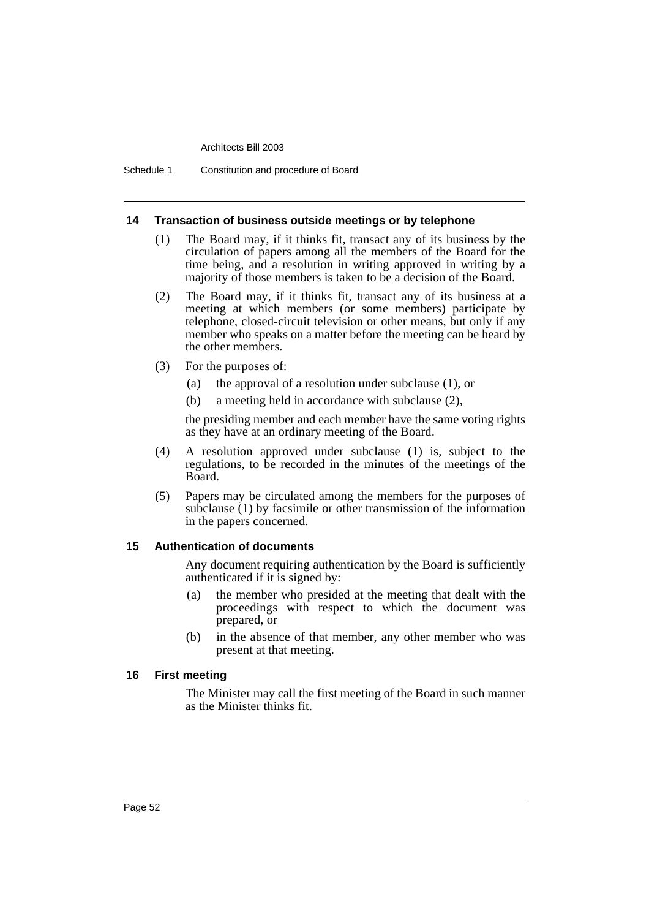### 14 Transaction of business outside meetings or by telephone

(1) The Board may, if it thinks fit, transact any of its business by the circulation of papers among all the members of the Board for the time being, and a resolution in writing approved in writing by a majority of those members is taken to be a decision of the Board.

(2) The Board may, if it thinks fit, transact any of its business at a meeting at which members (or some members) participate by telephone, closed-circuit television or other means, but only if any member who speaks on a matter before the meeting can be heard by the other members.

(3) For the purposes of:

- (a) the approval of a resolution under subclause (1), or
- (b) a meeting held in accordance with subclause (2),

the presiding member and each member have the same voting rights as they have at an ordinary meeting of the Board.

(4) A resolution approved under subclause (1) is, subject to the regulations, to be recorded in the minutes of the meetings of the Board.

(5) Papers may be circulated among the members for the purposes of subclause (1) by facsimile or other transmission of the information in the papers concerned.

### 15 Authentication of documents

Any document requiring authentication by the Board is sufficiently authenticated if it is signed by:

- (a) the member who presided at the meeting that dealt with the proceedings with respect to which the document was prepared, or
- (b) in the absence of that member, any other member who was present at that meeting.

### 16 First meeting

The Minister may call the first meeting of the Board in such manner as the Minister thinks fit.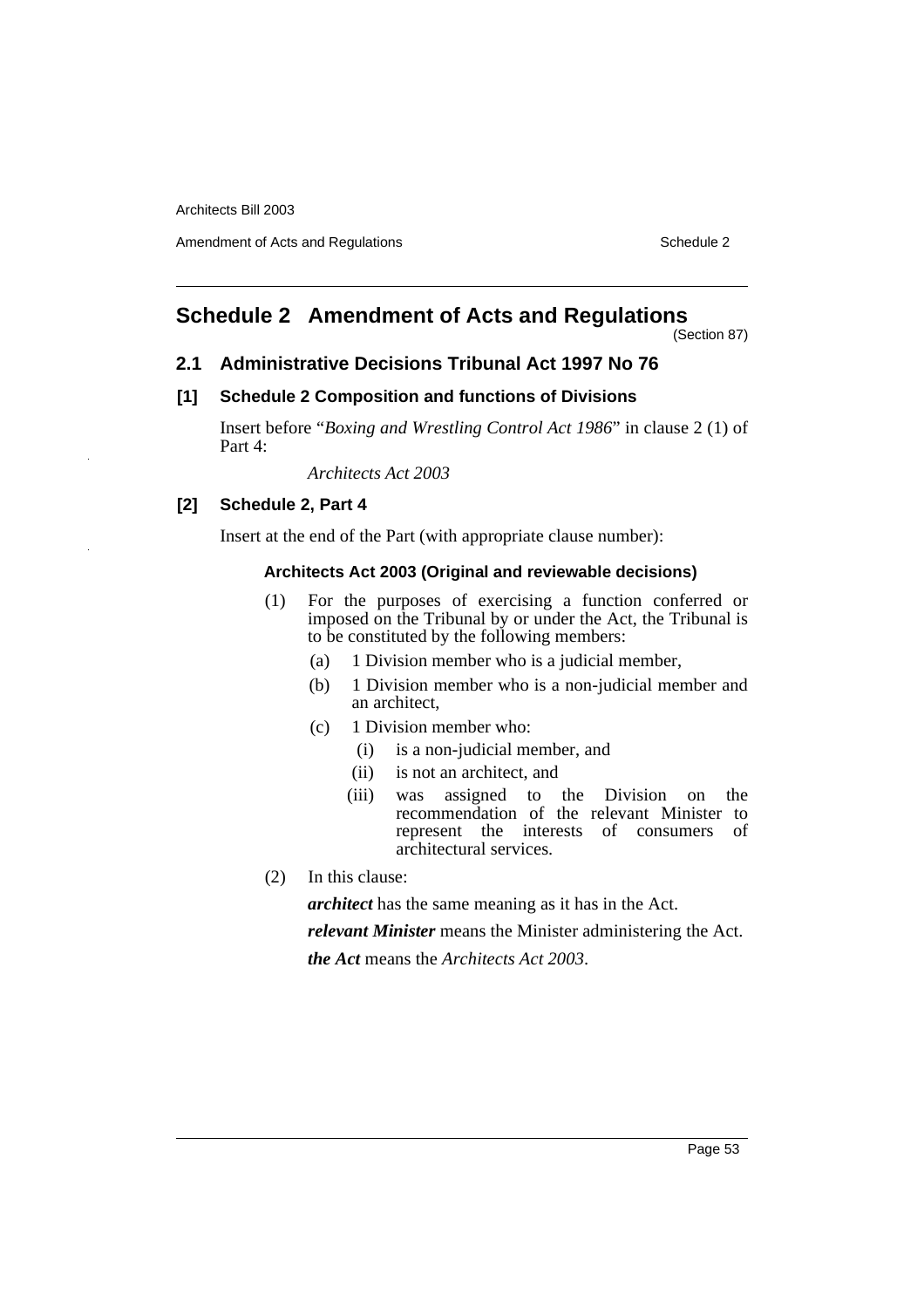# Schedule 2 Amendment of Acts and Regulations

(Section 87)

## 2.1 Administrative Decisions Tribunal Act 1997 No 76

### [1] Schedule 2 Composition and functions of Divisions

Insert before "*Boxing and Wrestling Control Act 1986*" in clause 2 (1) of Part 4:

*Architects Act 2003*

### [2] Schedule 2, Part 4

Insert at the end of the Part (with appropriate clause number):

**Architects Act 2003 (Original and reviewable decisions)**

(1) For the purposes of exercising a function conferred or imposed on the Tribunal by or under the Act, the Tribunal is to be constituted by the following members:

- (a) 1 Division member who is a judicial member,
- (b) 1 Division member who is a non-judicial member and an architect,
- (c) 1 Division member who:
  - (i) is a non-judicial member, and
  - (ii) is not an architect, and
  - (iii) was assigned to the Division on the recommendation of the relevant Minister to represent the interests of consumers of architectural services.

(2) In this clause:

***architect*** has the same meaning as it has in the Act.

***relevant Minister*** means the Minister administering the Act.

***the Act*** means the *Architects Act 2003*.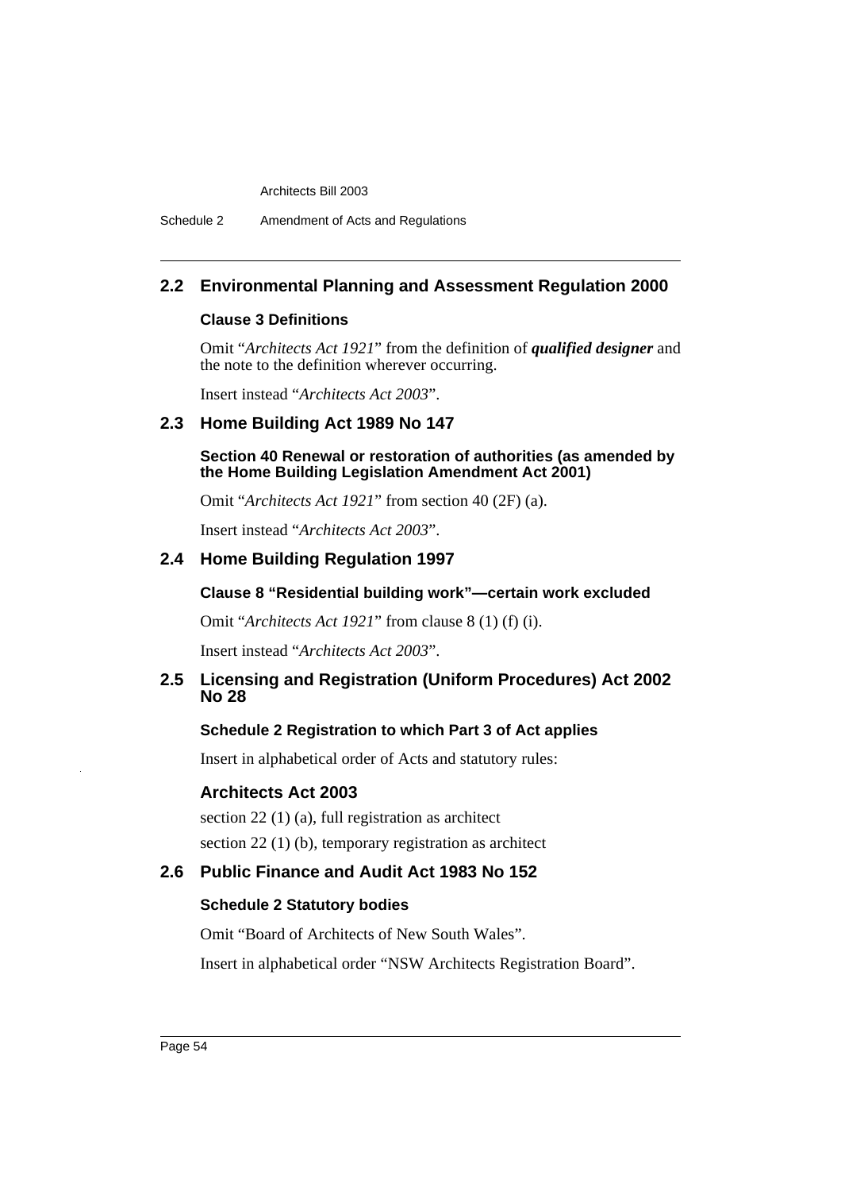## 2.2 Environmental Planning and Assessment Regulation 2000

### Clause 3 Definitions

Omit "*Architects Act 1921*" from the definition of ***qualified designer*** and the note to the definition wherever occurring.

Insert instead "*Architects Act 2003*".

## 2.3 Home Building Act 1989 No 147

### Section 40 Renewal or restoration of authorities (as amended by the Home Building Legislation Amendment Act 2001)

Omit "*Architects Act 1921*" from section 40 (2F) (a).

Insert instead "*Architects Act 2003*".

## 2.4 Home Building Regulation 1997

### Clause 8 "Residential building work"—certain work excluded

Omit "*Architects Act 1921*" from clause 8 (1) (f) (i).

Insert instead "*Architects Act 2003*".

## 2.5 Licensing and Registration (Uniform Procedures) Act 2002 No 28

### Schedule 2 Registration to which Part 3 of Act applies

Insert in alphabetical order of Acts and statutory rules:

### Architects Act 2003

section 22 (1) (a), full registration as architect

section 22 (1) (b), temporary registration as architect

## 2.6 Public Finance and Audit Act 1983 No 152

### Schedule 2 Statutory bodies

Omit "Board of Architects of New South Wales".

Insert in alphabetical order "NSW Architects Registration Board".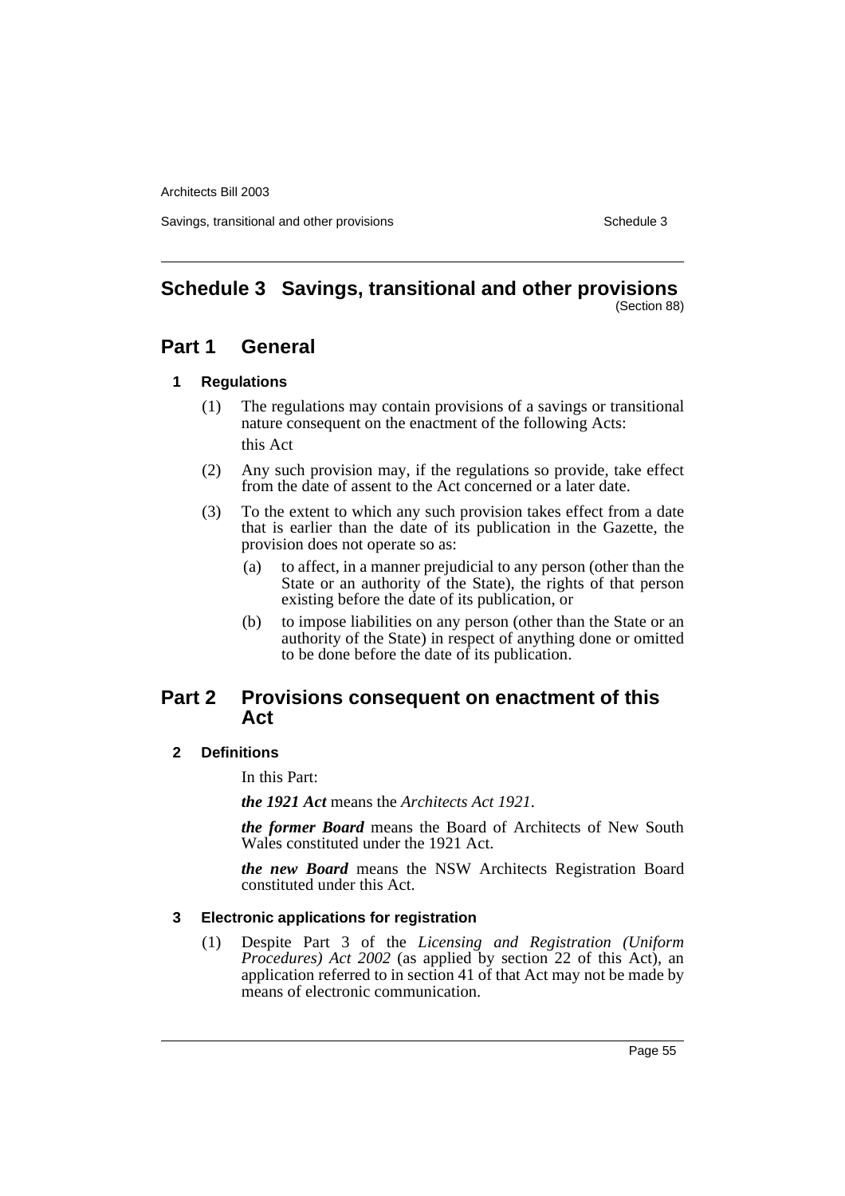# Schedule 3 Savings, transitional and other provisions

(Section 88)

## Part 1 General

### 1 Regulations

(1) The regulations may contain provisions of a savings or transitional nature consequent on the enactment of the following Acts:

this Act

(2) Any such provision may, if the regulations so provide, take effect from the date of assent to the Act concerned or a later date.

(3) To the extent to which any such provision takes effect from a date that is earlier than the date of its publication in the Gazette, the provision does not operate so as:

(a) to affect, in a manner prejudicial to any person (other than the State or an authority of the State), the rights of that person existing before the date of its publication, or

(b) to impose liabilities on any person (other than the State or an authority of the State) in respect of anything done or omitted to be done before the date of its publication.

## Part 2 Provisions consequent on enactment of this Act

### 2 Definitions

In this Part:

***the 1921 Act*** means the *Architects Act 1921*.

***the former Board*** means the Board of Architects of New South Wales constituted under the 1921 Act.

***the new Board*** means the NSW Architects Registration Board constituted under this Act.

### 3 Electronic applications for registration

(1) Despite Part 3 of the *Licensing and Registration (Uniform Procedures) Act 2002* (as applied by section 22 of this Act), an application referred to in section 41 of that Act may not be made by means of electronic communication.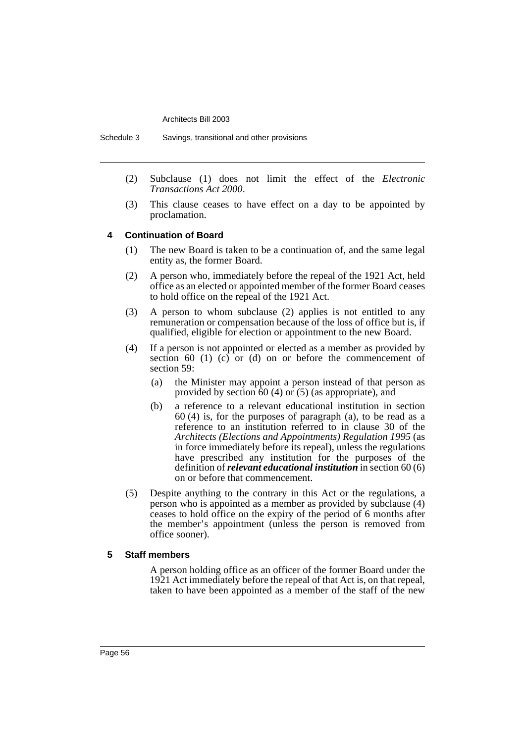(2) Subclause (1) does not limit the effect of the *Electronic Transactions Act 2000*.

(3) This clause ceases to have effect on a day to be appointed by proclamation.

#### 4 Continuation of Board

(1) The new Board is taken to be a continuation of, and the same legal entity as, the former Board.

(2) A person who, immediately before the repeal of the 1921 Act, held office as an elected or appointed member of the former Board ceases to hold office on the repeal of the 1921 Act.

(3) A person to whom subclause (2) applies is not entitled to any remuneration or compensation because of the loss of office but is, if qualified, eligible for election or appointment to the new Board.

(4) If a person is not appointed or elected as a member as provided by section 60 (1) (c) or (d) on or before the commencement of section 59:

- (a) the Minister may appoint a person instead of that person as provided by section 60 (4) or (5) (as appropriate), and
- (b) a reference to a relevant educational institution in section 60 (4) is, for the purposes of paragraph (a), to be read as a reference to an institution referred to in clause 30 of the *Architects (Elections and Appointments) Regulation 1995* (as in force immediately before its repeal), unless the regulations have prescribed any institution for the purposes of the definition of ***relevant educational institution*** in section 60 (6) on or before that commencement.

(5) Despite anything to the contrary in this Act or the regulations, a person who is appointed as a member as provided by subclause (4) ceases to hold office on the expiry of the period of 6 months after the member's appointment (unless the person is removed from office sooner).

#### 5 Staff members

A person holding office as an officer of the former Board under the 1921 Act immediately before the repeal of that Act is, on that repeal, taken to have been appointed as a member of the staff of the new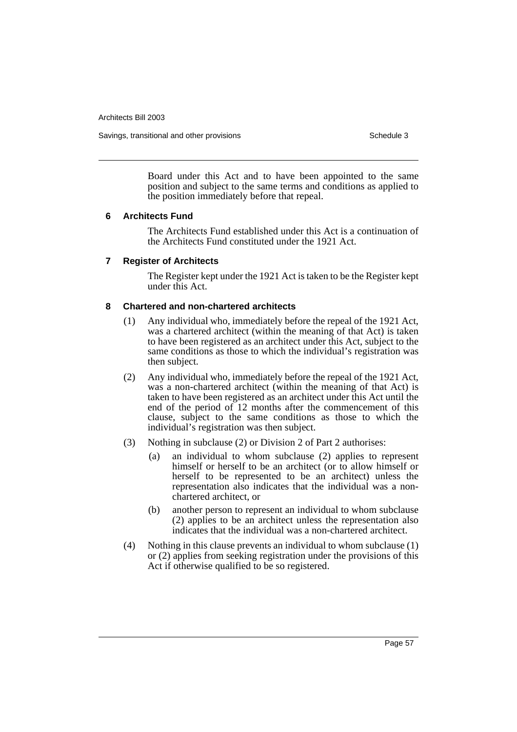Board under this Act and to have been appointed to the same position and subject to the same terms and conditions as applied to the position immediately before that repeal.

### 6 Architects Fund

The Architects Fund established under this Act is a continuation of the Architects Fund constituted under the 1921 Act.

### 7 Register of Architects

The Register kept under the 1921 Act is taken to be the Register kept under this Act.

### 8 Chartered and non-chartered architects

(1) Any individual who, immediately before the repeal of the 1921 Act, was a chartered architect (within the meaning of that Act) is taken to have been registered as an architect under this Act, subject to the same conditions as those to which the individual's registration was then subject.

(2) Any individual who, immediately before the repeal of the 1921 Act, was a non-chartered architect (within the meaning of that Act) is taken to have been registered as an architect under this Act until the end of the period of 12 months after the commencement of this clause, subject to the same conditions as those to which the individual's registration was then subject.

(3) Nothing in subclause (2) or Division 2 of Part 2 authorises:

- (a) an individual to whom subclause (2) applies to represent himself or herself to be an architect (or to allow himself or herself to be represented to be an architect) unless the representation also indicates that the individual was a non-chartered architect, or
- (b) another person to represent an individual to whom subclause (2) applies to be an architect unless the representation also indicates that the individual was a non-chartered architect.

(4) Nothing in this clause prevents an individual to whom subclause (1) or (2) applies from seeking registration under the provisions of this Act if otherwise qualified to be so registered.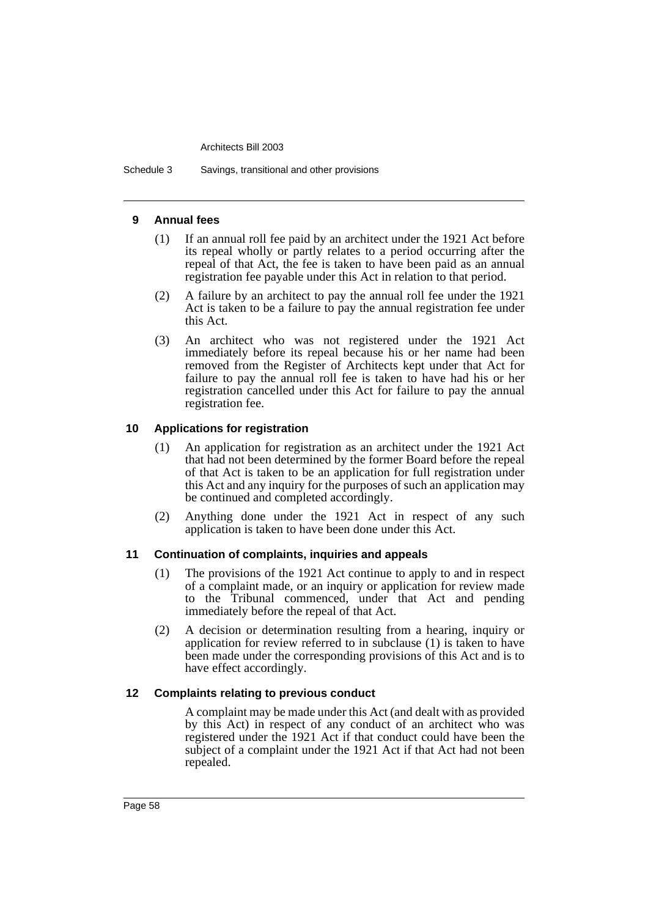### 9 Annual fees

(1) If an annual roll fee paid by an architect under the 1921 Act before its repeal wholly or partly relates to a period occurring after the repeal of that Act, the fee is taken to have been paid as an annual registration fee payable under this Act in relation to that period.

(2) A failure by an architect to pay the annual roll fee under the 1921 Act is taken to be a failure to pay the annual registration fee under this Act.

(3) An architect who was not registered under the 1921 Act immediately before its repeal because his or her name had been removed from the Register of Architects kept under that Act for failure to pay the annual roll fee is taken to have had his or her registration cancelled under this Act for failure to pay the annual registration fee.

### 10 Applications for registration

(1) An application for registration as an architect under the 1921 Act that had not been determined by the former Board before the repeal of that Act is taken to be an application for full registration under this Act and any inquiry for the purposes of such an application may be continued and completed accordingly.

(2) Anything done under the 1921 Act in respect of any such application is taken to have been done under this Act.

### 11 Continuation of complaints, inquiries and appeals

(1) The provisions of the 1921 Act continue to apply to and in respect of a complaint made, or an inquiry or application for review made to the Tribunal commenced, under that Act and pending immediately before the repeal of that Act.

(2) A decision or determination resulting from a hearing, inquiry or application for review referred to in subclause (1) is taken to have been made under the corresponding provisions of this Act and is to have effect accordingly.

### 12 Complaints relating to previous conduct

A complaint may be made under this Act (and dealt with as provided by this Act) in respect of any conduct of an architect who was registered under the 1921 Act if that conduct could have been the subject of a complaint under the 1921 Act if that Act had not been repealed.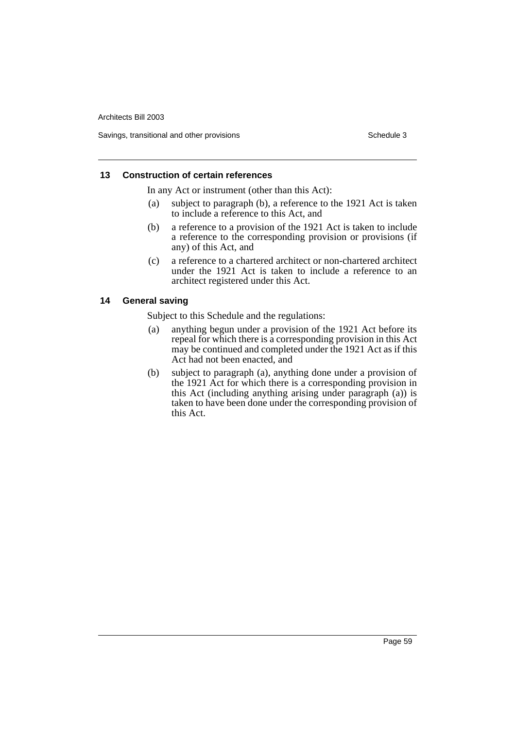### 13 Construction of certain references

In any Act or instrument (other than this Act):

(a) subject to paragraph (b), a reference to the 1921 Act is taken to include a reference to this Act, and

(b) a reference to a provision of the 1921 Act is taken to include a reference to the corresponding provision or provisions (if any) of this Act, and

(c) a reference to a chartered architect or non-chartered architect under the 1921 Act is taken to include a reference to an architect registered under this Act.

### 14 General saving

Subject to this Schedule and the regulations:

(a) anything begun under a provision of the 1921 Act before its repeal for which there is a corresponding provision in this Act may be continued and completed under the 1921 Act as if this Act had not been enacted, and

(b) subject to paragraph (a), anything done under a provision of the 1921 Act for which there is a corresponding provision in this Act (including anything arising under paragraph (a)) is taken to have been done under the corresponding provision of this Act.